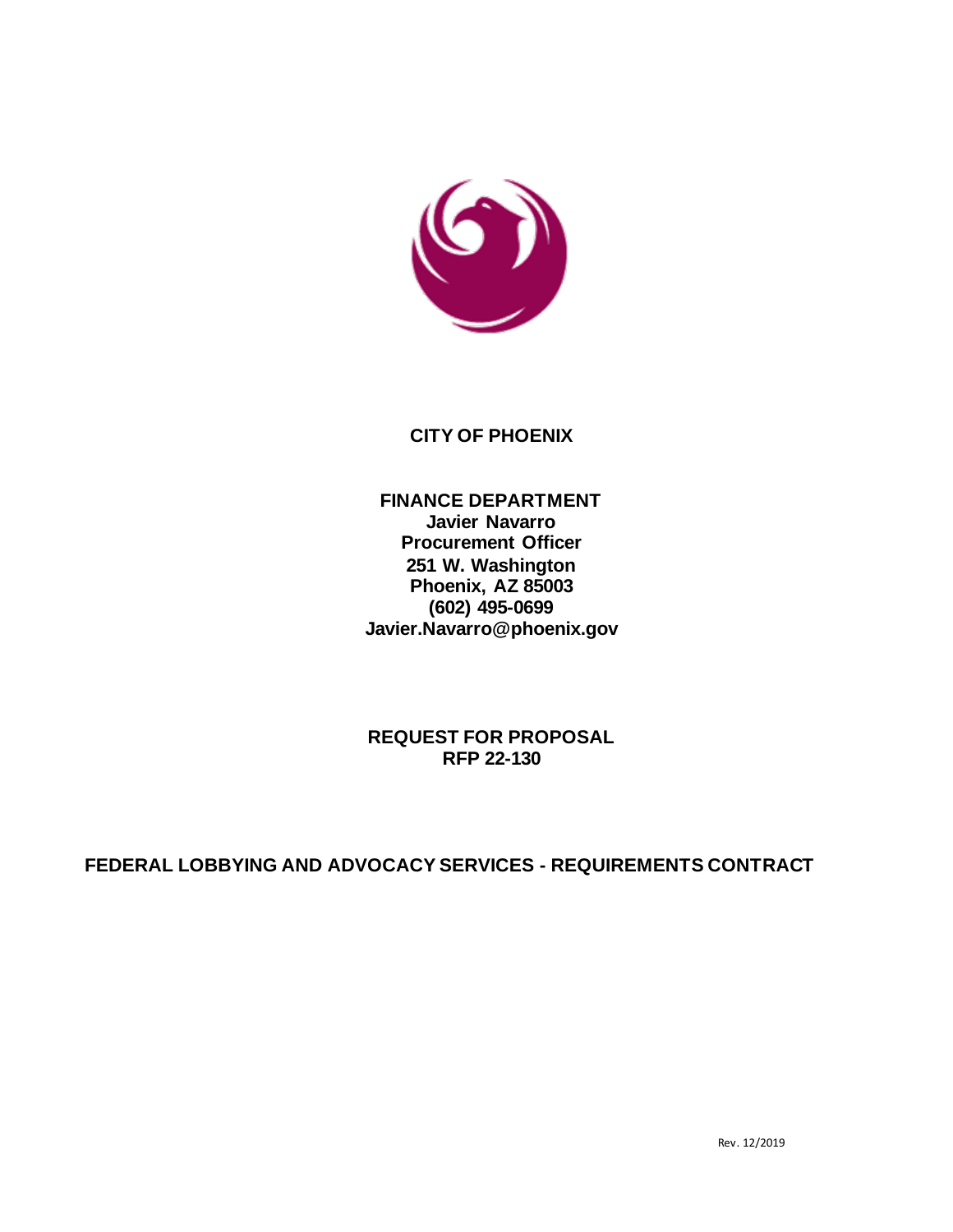**CITY OF PHOENIX**

**FINANCE DEPARTMENT**
**Javier Navarro**
**Procurement Officer**
**251 W. Washington**
**Phoenix, AZ 85003**
**(602) 495-0699**
**Javier.Navarro@phoenix.gov**

**REQUEST FOR PROPOSAL**
**RFP 22-130**

# FEDERAL LOBBYING AND ADVOCACY SERVICES - REQUIREMENTS CONTRACT

Rev. 12/2019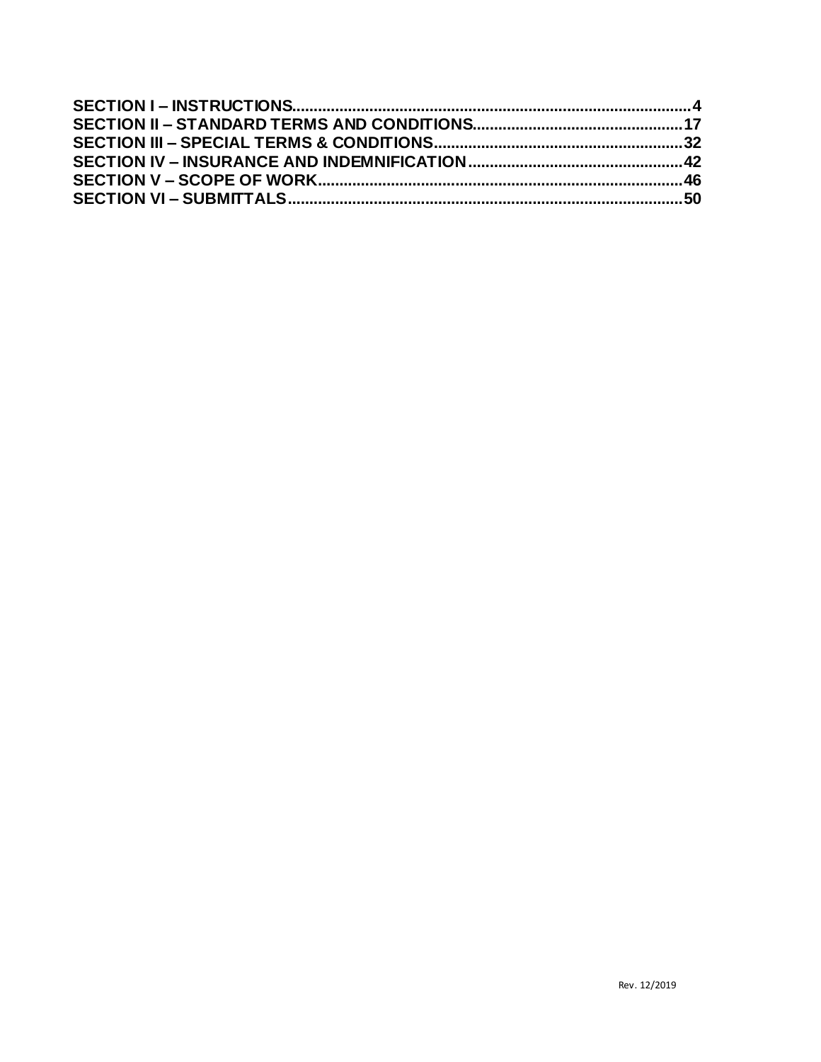**SECTION I – INSTRUCTIONS............................................................................................4**
**SECTION II – STANDARD TERMS AND CONDITIONS.................................................17**
**SECTION III – SPECIAL TERMS & CONDITIONS..........................................................32**
**SECTION IV – INSURANCE AND INDEMNIFICATION..................................................42**
**SECTION V – SCOPE OF WORK....................................................................................46**
**SECTION VI – SUBMITTALS...........................................................................................50**

Rev. 12/2019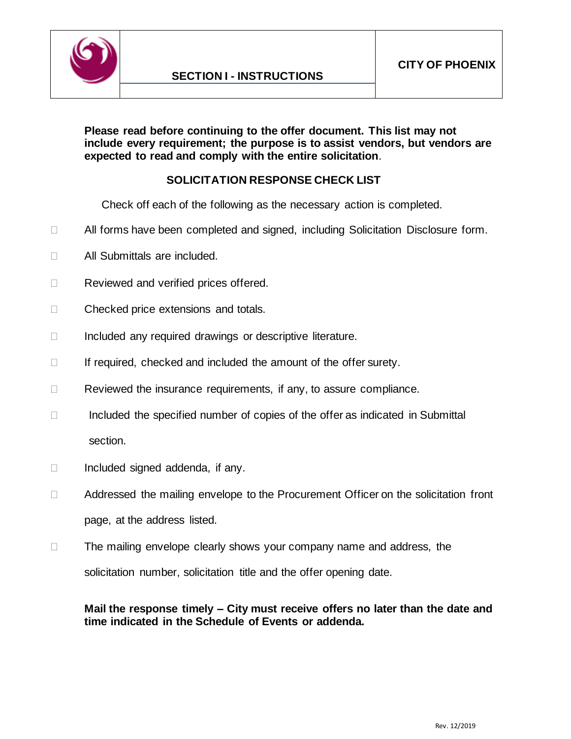# SECTION I - INSTRUCTIONS

**CITY OF PHOENIX**

**Please read before continuing to the offer document. This list may not include every requirement; the purpose is to assist vendors, but vendors are expected to read and comply with the entire solicitation**.

## SOLICITATION RESPONSE CHECK LIST

Check off each of the following as the necessary action is completed.

- ☐ All forms have been completed and signed, including Solicitation Disclosure form.
- ☐ All Submittals are included.
- ☐ Reviewed and verified prices offered.
- ☐ Checked price extensions and totals.
- ☐ Included any required drawings or descriptive literature.
- ☐ If required, checked and included the amount of the offer surety.
- ☐ Reviewed the insurance requirements, if any, to assure compliance.
- ☐ Included the specified number of copies of the offer as indicated in Submittal section.
- ☐ Included signed addenda, if any.
- ☐ Addressed the mailing envelope to the Procurement Officer on the solicitation front page, at the address listed.
- ☐ The mailing envelope clearly shows your company name and address, the solicitation number, solicitation title and the offer opening date.

**Mail the response timely – City must receive offers no later than the date and time indicated in the Schedule of Events or addenda.**

Rev. 12/2019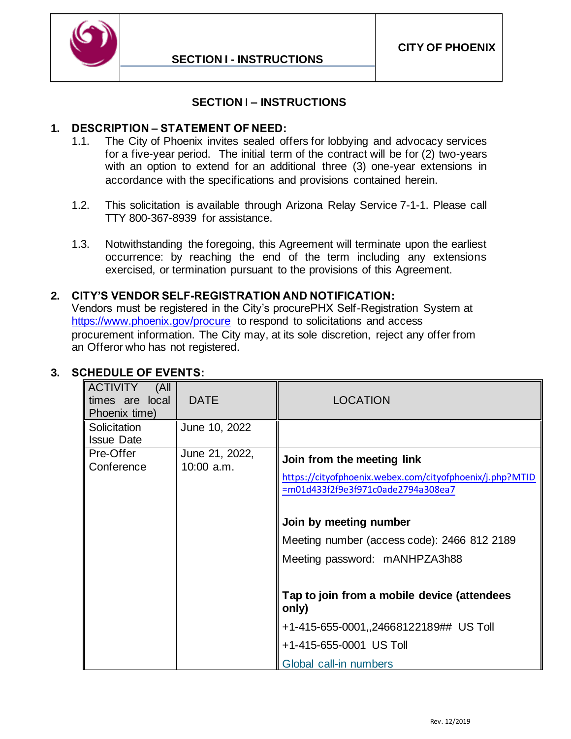# SECTION I – INSTRUCTIONS

## 1. DESCRIPTION – STATEMENT OF NEED:

1.1. The City of Phoenix invites sealed offers for lobbying and advocacy services for a five-year period. The initial term of the contract will be for (2) two-years with an option to extend for an additional three (3) one-year extensions in accordance with the specifications and provisions contained herein.

1.2. This solicitation is available through Arizona Relay Service 7-1-1. Please call TTY 800-367-8939 for assistance.

1.3. Notwithstanding the foregoing, this Agreement will terminate upon the earliest occurrence: by reaching the end of the term including any extensions exercised, or termination pursuant to the provisions of this Agreement.

## 2. CITY'S VENDOR SELF-REGISTRATION AND NOTIFICATION:

Vendors must be registered in the City's procurePHX Self-Registration System at https://www.phoenix.gov/procure to respond to solicitations and access procurement information. The City may, at its sole discretion, reject any offer from an Offeror who has not registered.

## 3. SCHEDULE OF EVENTS:

| ACTIVITY (All times are local Phoenix time) | DATE | LOCATION |
|---|---|---|
| Solicitation Issue Date | June 10, 2022 | |
| Pre-Offer Conference | June 21, 2022, 10:00 a.m. | **Join from the meeting link** https://cityofphoenix.webex.com/cityofphoenix/j.php?MTID=m01d433f2f9e3f971c0ade2794a308ea7 <br><br> **Join by meeting number** <br> Meeting number (access code): 2466 812 2189 <br> Meeting password: mANHPZA3h88 <br><br> **Tap to join from a mobile device (attendees only)** <br> +1-415-655-0001,,24668122189## US Toll <br> +1-415-655-0001 US Toll <br> Global call-in numbers |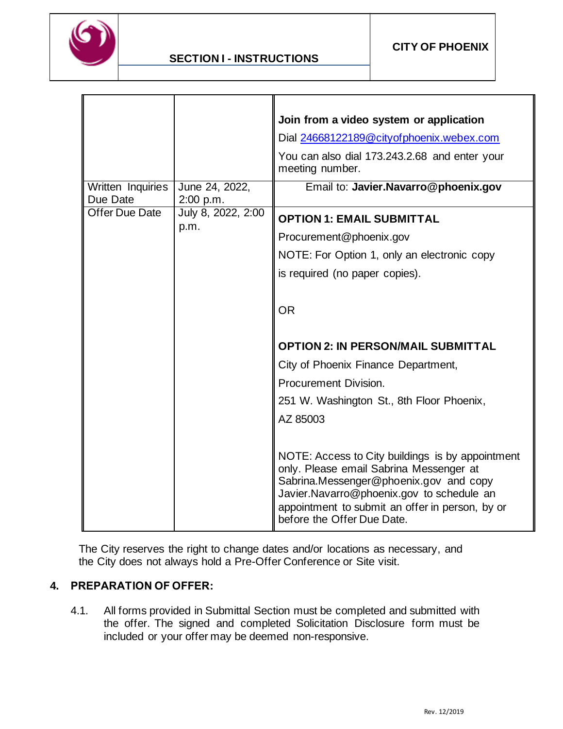| | | |
|---|---|---|
| | | **Join from a video system or application**<br>Dial 24668122189@cityofphoenix.webex.com<br>You can also dial 173.243.2.68 and enter your meeting number. |
| Written Inquiries Due Date | June 24, 2022, 2:00 p.m. | Email to: **Javier.Navarro@phoenix.gov** |
| Offer Due Date | July 8, 2022, 2:00 p.m. | **OPTION 1: EMAIL SUBMITTAL**<br>Procurement@phoenix.gov<br>NOTE: For Option 1, only an electronic copy is required (no paper copies).<br><br>OR<br><br>**OPTION 2: IN PERSON/MAIL SUBMITTAL**<br>City of Phoenix Finance Department,<br>Procurement Division.<br>251 W. Washington St., 8th Floor Phoenix,<br>AZ 85003<br><br>NOTE: Access to City buildings is by appointment only. Please email Sabrina Messenger at Sabrina.Messenger@phoenix.gov and copy Javier.Navarro@phoenix.gov to schedule an appointment to submit an offer in person, by or before the Offer Due Date. |

The City reserves the right to change dates and/or locations as necessary, and the City does not always hold a Pre-Offer Conference or Site visit.

## 4. PREPARATION OF OFFER:

4.1. All forms provided in Submittal Section must be completed and submitted with the offer. The signed and completed Solicitation Disclosure form must be included or your offer may be deemed non-responsive.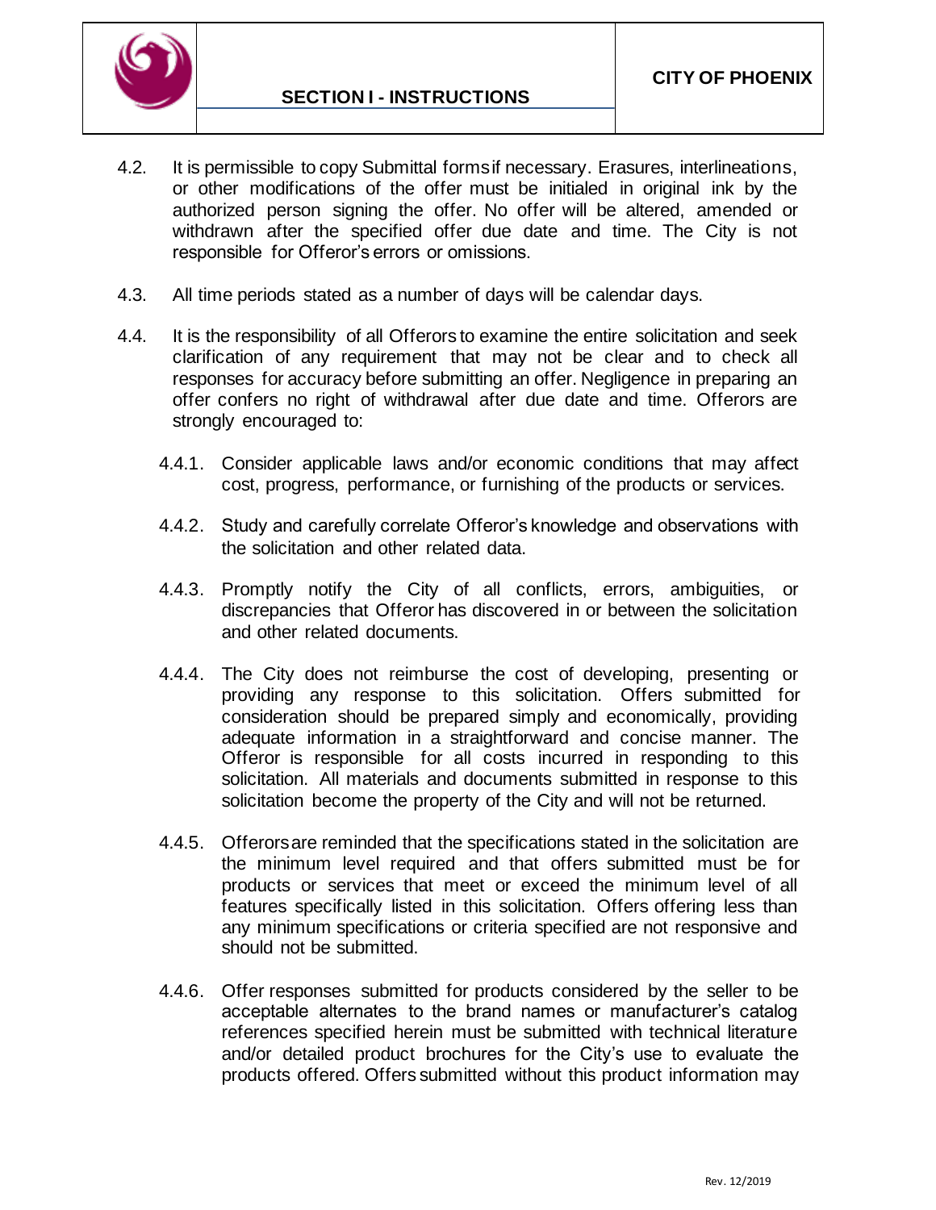4.2. It is permissible to copy Submittal forms if necessary. Erasures, interlineations, or other modifications of the offer must be initialed in original ink by the authorized person signing the offer. No offer will be altered, amended or withdrawn after the specified offer due date and time. The City is not responsible for Offeror's errors or omissions.

4.3. All time periods stated as a number of days will be calendar days.

4.4. It is the responsibility of all Offerors to examine the entire solicitation and seek clarification of any requirement that may not be clear and to check all responses for accuracy before submitting an offer. Negligence in preparing an offer confers no right of withdrawal after due date and time. Offerors are strongly encouraged to:

4.4.1. Consider applicable laws and/or economic conditions that may affect cost, progress, performance, or furnishing of the products or services.

4.4.2. Study and carefully correlate Offeror's knowledge and observations with the solicitation and other related data.

4.4.3. Promptly notify the City of all conflicts, errors, ambiguities, or discrepancies that Offeror has discovered in or between the solicitation and other related documents.

4.4.4. The City does not reimburse the cost of developing, presenting or providing any response to this solicitation. Offers submitted for consideration should be prepared simply and economically, providing adequate information in a straightforward and concise manner. The Offeror is responsible for all costs incurred in responding to this solicitation. All materials and documents submitted in response to this solicitation become the property of the City and will not be returned.

4.4.5. Offerors are reminded that the specifications stated in the solicitation are the minimum level required and that offers submitted must be for products or services that meet or exceed the minimum level of all features specifically listed in this solicitation. Offers offering less than any minimum specifications or criteria specified are not responsive and should not be submitted.

4.4.6. Offer responses submitted for products considered by the seller to be acceptable alternates to the brand names or manufacturer's catalog references specified herein must be submitted with technical literature and/or detailed product brochures for the City's use to evaluate the products offered. Offers submitted without this product information may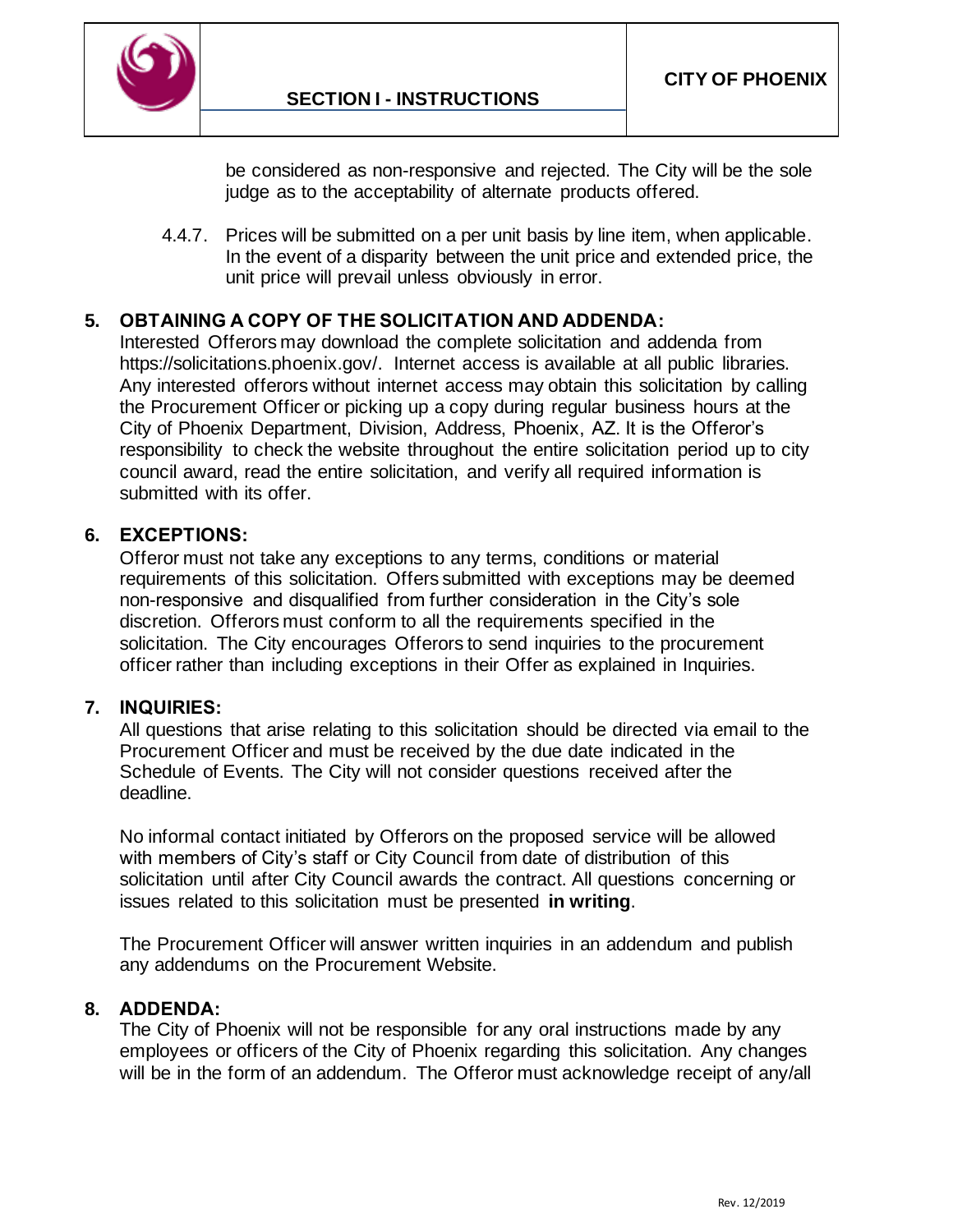be considered as non-responsive and rejected. The City will be the sole judge as to the acceptability of alternate products offered.

4.4.7. Prices will be submitted on a per unit basis by line item, when applicable. In the event of a disparity between the unit price and extended price, the unit price will prevail unless obviously in error.

## 5. OBTAINING A COPY OF THE SOLICITATION AND ADDENDA:

Interested Offerors may download the complete solicitation and addenda from https://solicitations.phoenix.gov/. Internet access is available at all public libraries. Any interested offerors without internet access may obtain this solicitation by calling the Procurement Officer or picking up a copy during regular business hours at the City of Phoenix Department, Division, Address, Phoenix, AZ. It is the Offeror's responsibility to check the website throughout the entire solicitation period up to city council award, read the entire solicitation, and verify all required information is submitted with its offer.

## 6. EXCEPTIONS:

Offeror must not take any exceptions to any terms, conditions or material requirements of this solicitation. Offers submitted with exceptions may be deemed non-responsive and disqualified from further consideration in the City's sole discretion. Offerors must conform to all the requirements specified in the solicitation. The City encourages Offerors to send inquiries to the procurement officer rather than including exceptions in their Offer as explained in Inquiries.

## 7. INQUIRIES:

All questions that arise relating to this solicitation should be directed via email to the Procurement Officer and must be received by the due date indicated in the Schedule of Events. The City will not consider questions received after the deadline.

No informal contact initiated by Offerors on the proposed service will be allowed with members of City's staff or City Council from date of distribution of this solicitation until after City Council awards the contract. All questions concerning or issues related to this solicitation must be presented **in writing**.

The Procurement Officer will answer written inquiries in an addendum and publish any addendums on the Procurement Website.

## 8. ADDENDA:

The City of Phoenix will not be responsible for any oral instructions made by any employees or officers of the City of Phoenix regarding this solicitation. Any changes will be in the form of an addendum. The Offeror must acknowledge receipt of any/all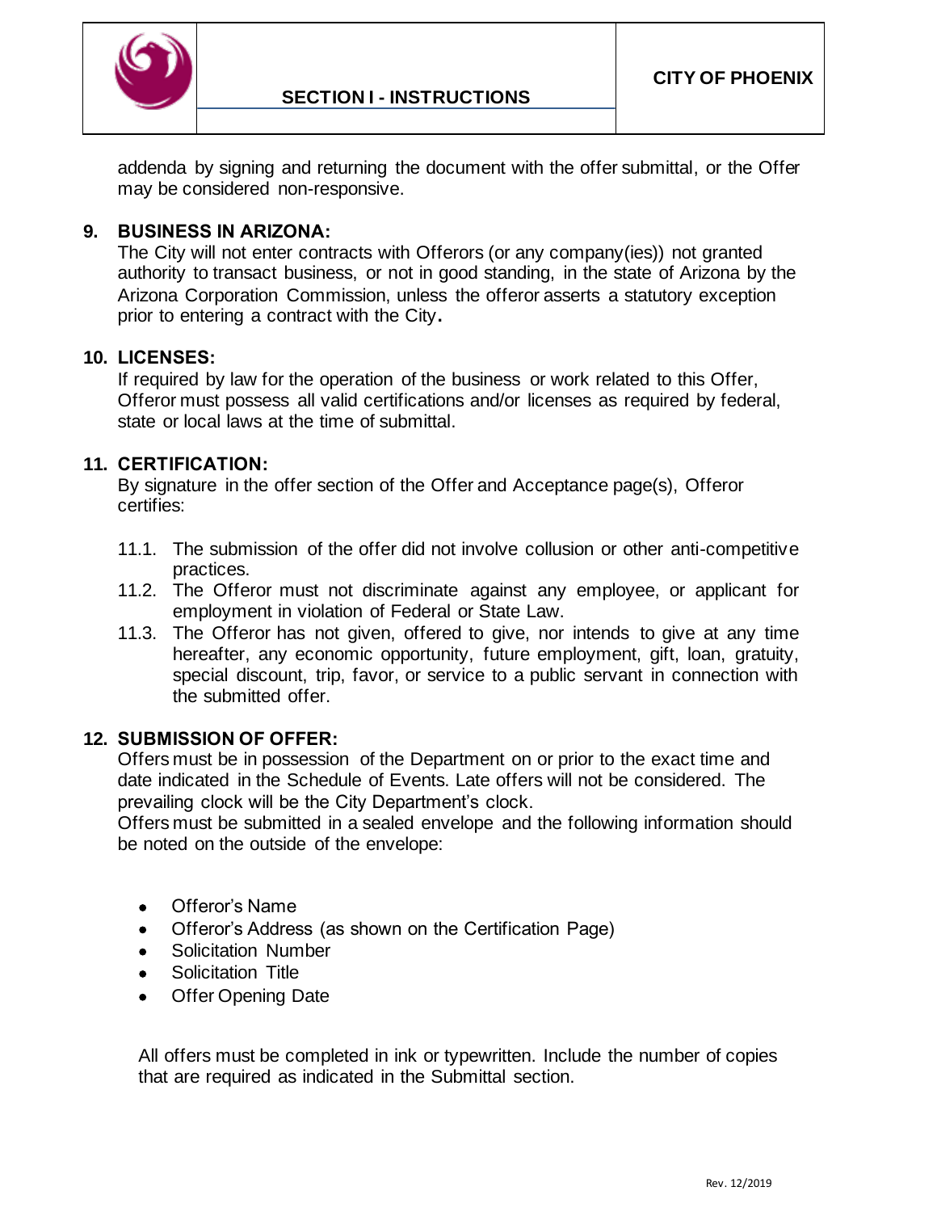addenda by signing and returning the document with the offer submittal, or the Offer may be considered non-responsive.

## 9. BUSINESS IN ARIZONA:

The City will not enter contracts with Offerors (or any company(ies)) not granted authority to transact business, or not in good standing, in the state of Arizona by the Arizona Corporation Commission, unless the offeror asserts a statutory exception prior to entering a contract with the City.

## 10. LICENSES:

If required by law for the operation of the business or work related to this Offer, Offeror must possess all valid certifications and/or licenses as required by federal, state or local laws at the time of submittal.

## 11. CERTIFICATION:

By signature in the offer section of the Offer and Acceptance page(s), Offeror certifies:

11.1. The submission of the offer did not involve collusion or other anti-competitive practices.

11.2. The Offeror must not discriminate against any employee, or applicant for employment in violation of Federal or State Law.

11.3. The Offeror has not given, offered to give, nor intends to give at any time hereafter, any economic opportunity, future employment, gift, loan, gratuity, special discount, trip, favor, or service to a public servant in connection with the submitted offer.

## 12. SUBMISSION OF OFFER:

Offers must be in possession of the Department on or prior to the exact time and date indicated in the Schedule of Events. Late offers will not be considered. The prevailing clock will be the City Department's clock.

Offers must be submitted in a sealed envelope and the following information should be noted on the outside of the envelope:

- Offeror's Name
- Offeror's Address (as shown on the Certification Page)
- Solicitation Number
- Solicitation Title
- Offer Opening Date

All offers must be completed in ink or typewritten. Include the number of copies that are required as indicated in the Submittal section.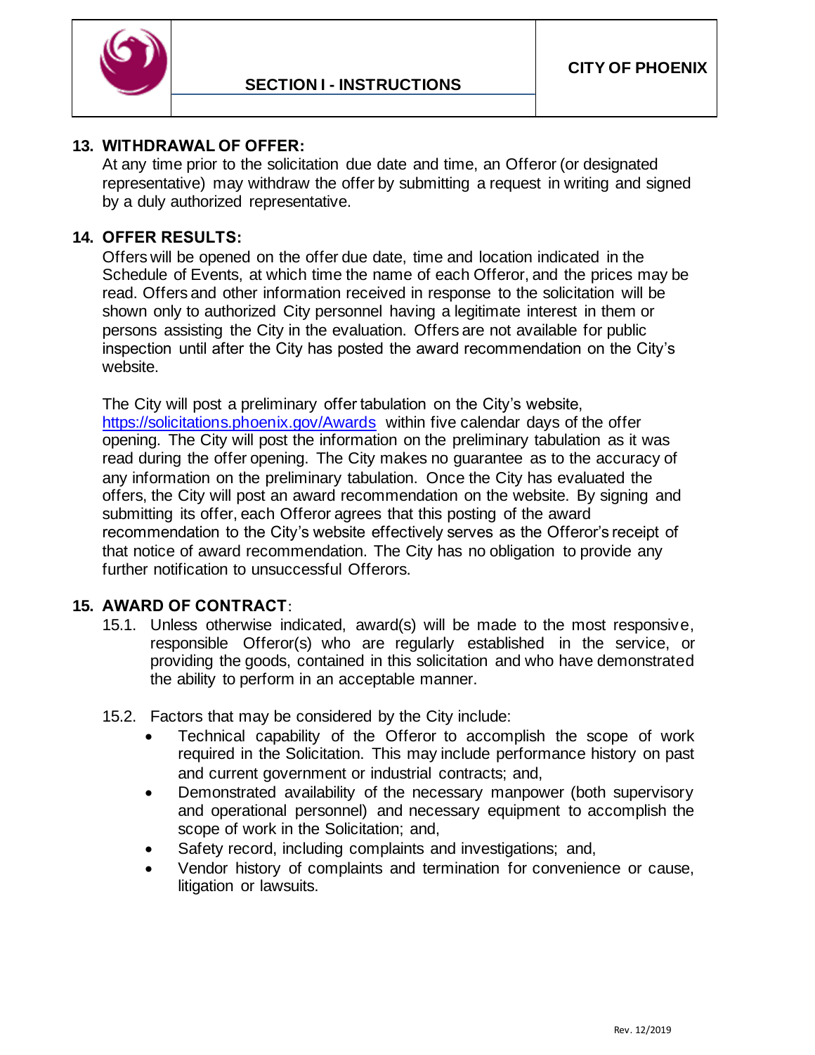### 13. WITHDRAWAL OF OFFER:

At any time prior to the solicitation due date and time, an Offeror (or designated representative) may withdraw the offer by submitting a request in writing and signed by a duly authorized representative.

### 14. OFFER RESULTS:

Offers will be opened on the offer due date, time and location indicated in the Schedule of Events, at which time the name of each Offeror, and the prices may be read. Offers and other information received in response to the solicitation will be shown only to authorized City personnel having a legitimate interest in them or persons assisting the City in the evaluation. Offers are not available for public inspection until after the City has posted the award recommendation on the City's website.

The City will post a preliminary offer tabulation on the City's website, [https://solicitations.phoenix.gov/Awards](https://solicitations.phoenix.gov/Awards) within five calendar days of the offer opening. The City will post the information on the preliminary tabulation as it was read during the offer opening. The City makes no guarantee as to the accuracy of any information on the preliminary tabulation. Once the City has evaluated the offers, the City will post an award recommendation on the website. By signing and submitting its offer, each Offeror agrees that this posting of the award recommendation to the City's website effectively serves as the Offeror's receipt of that notice of award recommendation. The City has no obligation to provide any further notification to unsuccessful Offerors.

### 15. AWARD OF CONTRACT:

15.1. Unless otherwise indicated, award(s) will be made to the most responsive, responsible Offeror(s) who are regularly established in the service, or providing the goods, contained in this solicitation and who have demonstrated the ability to perform in an acceptable manner.

15.2. Factors that may be considered by the City include:

- Technical capability of the Offeror to accomplish the scope of work required in the Solicitation. This may include performance history on past and current government or industrial contracts; and,
- Demonstrated availability of the necessary manpower (both supervisory and operational personnel) and necessary equipment to accomplish the scope of work in the Solicitation; and,
- Safety record, including complaints and investigations; and,
- Vendor history of complaints and termination for convenience or cause, litigation or lawsuits.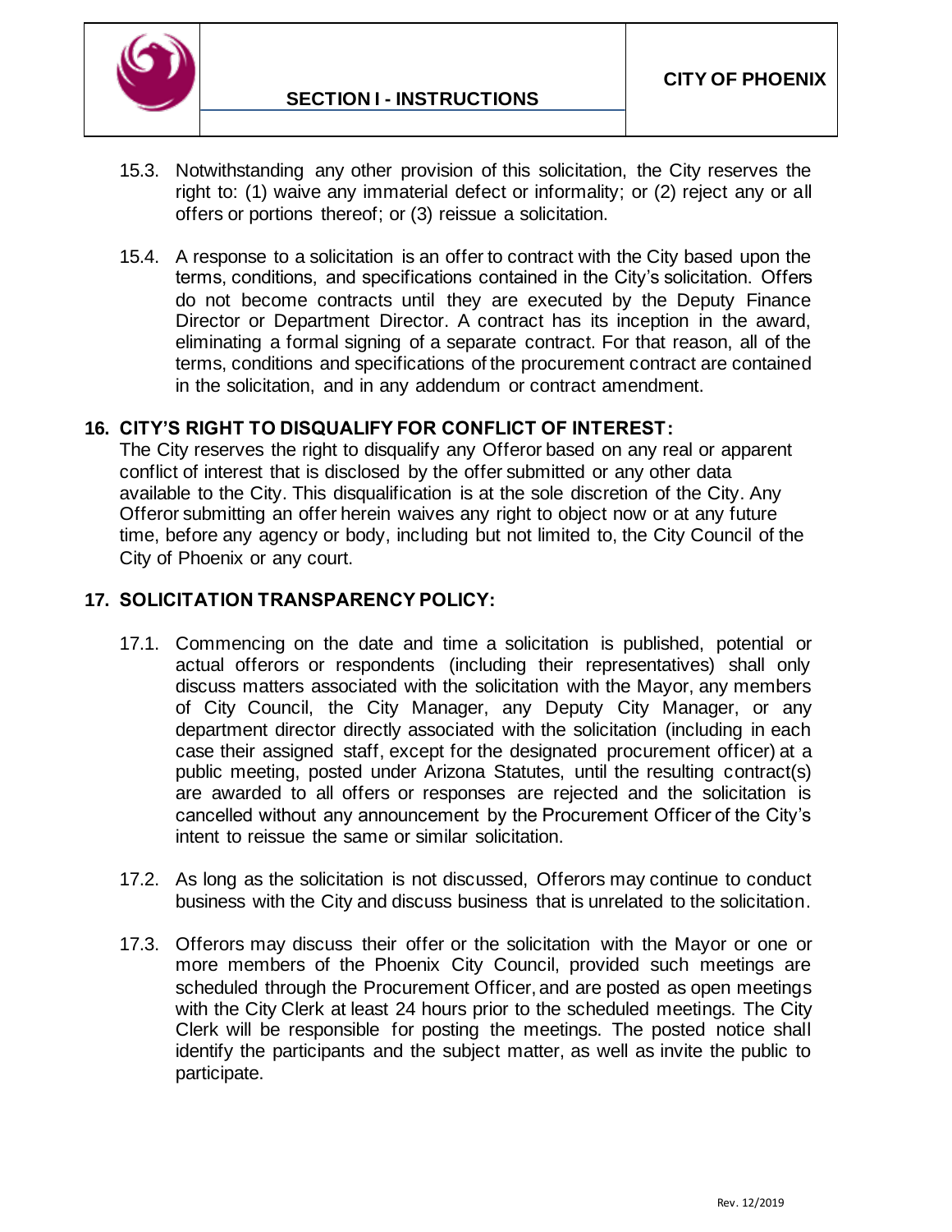15.3. Notwithstanding any other provision of this solicitation, the City reserves the right to: (1) waive any immaterial defect or informality; or (2) reject any or all offers or portions thereof; or (3) reissue a solicitation.

15.4. A response to a solicitation is an offer to contract with the City based upon the terms, conditions, and specifications contained in the City's solicitation. Offers do not become contracts until they are executed by the Deputy Finance Director or Department Director. A contract has its inception in the award, eliminating a formal signing of a separate contract. For that reason, all of the terms, conditions and specifications of the procurement contract are contained in the solicitation, and in any addendum or contract amendment.

## 16. CITY'S RIGHT TO DISQUALIFY FOR CONFLICT OF INTEREST:

The City reserves the right to disqualify any Offeror based on any real or apparent conflict of interest that is disclosed by the offer submitted or any other data available to the City. This disqualification is at the sole discretion of the City. Any Offeror submitting an offer herein waives any right to object now or at any future time, before any agency or body, including but not limited to, the City Council of the City of Phoenix or any court.

## 17. SOLICITATION TRANSPARENCY POLICY:

17.1. Commencing on the date and time a solicitation is published, potential or actual offerors or respondents (including their representatives) shall only discuss matters associated with the solicitation with the Mayor, any members of City Council, the City Manager, any Deputy City Manager, or any department director directly associated with the solicitation (including in each case their assigned staff, except for the designated procurement officer) at a public meeting, posted under Arizona Statutes, until the resulting contract(s) are awarded to all offers or responses are rejected and the solicitation is cancelled without any announcement by the Procurement Officer of the City's intent to reissue the same or similar solicitation.

17.2. As long as the solicitation is not discussed, Offerors may continue to conduct business with the City and discuss business that is unrelated to the solicitation.

17.3. Offerors may discuss their offer or the solicitation with the Mayor or one or more members of the Phoenix City Council, provided such meetings are scheduled through the Procurement Officer, and are posted as open meetings with the City Clerk at least 24 hours prior to the scheduled meetings. The City Clerk will be responsible for posting the meetings. The posted notice shall identify the participants and the subject matter, as well as invite the public to participate.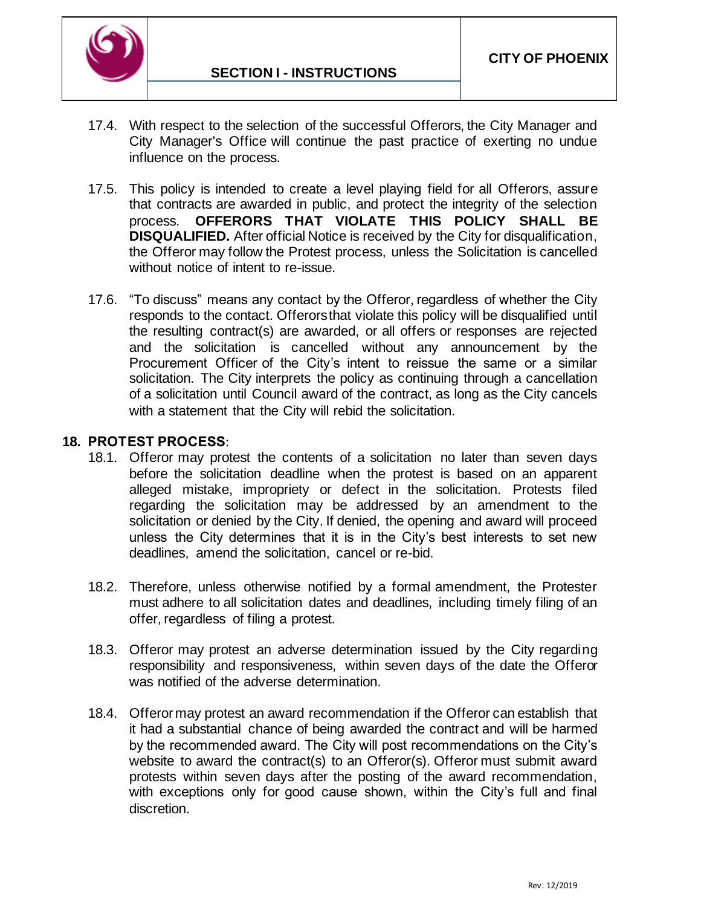17.4. With respect to the selection of the successful Offerors, the City Manager and City Manager's Office will continue the past practice of exerting no undue influence on the process.

17.5. This policy is intended to create a level playing field for all Offerors, assure that contracts are awarded in public, and protect the integrity of the selection process. **OFFERORS THAT VIOLATE THIS POLICY SHALL BE DISQUALIFIED.** After official Notice is received by the City for disqualification, the Offeror may follow the Protest process, unless the Solicitation is cancelled without notice of intent to re-issue.

17.6. "To discuss" means any contact by the Offeror, regardless of whether the City responds to the contact. Offerors that violate this policy will be disqualified until the resulting contract(s) are awarded, or all offers or responses are rejected and the solicitation is cancelled without any announcement by the Procurement Officer of the City's intent to reissue the same or a similar solicitation. The City interprets the policy as continuing through a cancellation of a solicitation until Council award of the contract, as long as the City cancels with a statement that the City will rebid the solicitation.

## 18. PROTEST PROCESS:

18.1. Offeror may protest the contents of a solicitation no later than seven days before the solicitation deadline when the protest is based on an apparent alleged mistake, impropriety or defect in the solicitation. Protests filed regarding the solicitation may be addressed by an amendment to the solicitation or denied by the City. If denied, the opening and award will proceed unless the City determines that it is in the City's best interests to set new deadlines, amend the solicitation, cancel or re-bid.

18.2. Therefore, unless otherwise notified by a formal amendment, the Protester must adhere to all solicitation dates and deadlines, including timely filing of an offer, regardless of filing a protest.

18.3. Offeror may protest an adverse determination issued by the City regarding responsibility and responsiveness, within seven days of the date the Offeror was notified of the adverse determination.

18.4. Offeror may protest an award recommendation if the Offeror can establish that it had a substantial chance of being awarded the contract and will be harmed by the recommended award. The City will post recommendations on the City's website to award the contract(s) to an Offeror(s). Offeror must submit award protests within seven days after the posting of the award recommendation, with exceptions only for good cause shown, within the City's full and final discretion.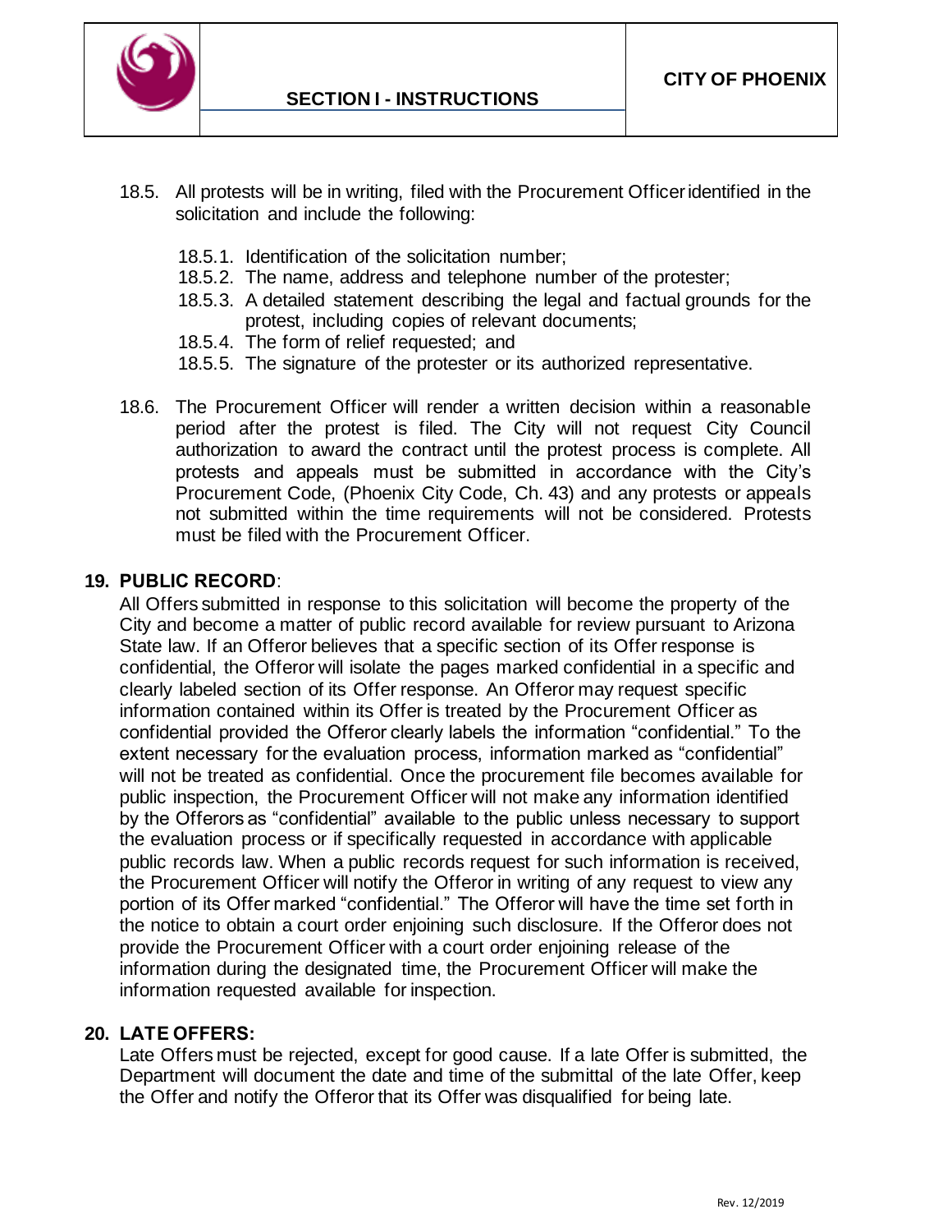18.5. All protests will be in writing, filed with the Procurement Officer identified in the solicitation and include the following:

- 18.5.1. Identification of the solicitation number;
- 18.5.2. The name, address and telephone number of the protester;
- 18.5.3. A detailed statement describing the legal and factual grounds for the protest, including copies of relevant documents;
- 18.5.4. The form of relief requested; and
- 18.5.5. The signature of the protester or its authorized representative.

18.6. The Procurement Officer will render a written decision within a reasonable period after the protest is filed. The City will not request City Council authorization to award the contract until the protest process is complete. All protests and appeals must be submitted in accordance with the City's Procurement Code, (Phoenix City Code, Ch. 43) and any protests or appeals not submitted within the time requirements will not be considered. Protests must be filed with the Procurement Officer.

## 19. PUBLIC RECORD:

All Offers submitted in response to this solicitation will become the property of the City and become a matter of public record available for review pursuant to Arizona State law. If an Offeror believes that a specific section of its Offer response is confidential, the Offeror will isolate the pages marked confidential in a specific and clearly labeled section of its Offer response. An Offeror may request specific information contained within its Offer is treated by the Procurement Officer as confidential provided the Offeror clearly labels the information "confidential." To the extent necessary for the evaluation process, information marked as "confidential" will not be treated as confidential. Once the procurement file becomes available for public inspection, the Procurement Officer will not make any information identified by the Offerors as "confidential" available to the public unless necessary to support the evaluation process or if specifically requested in accordance with applicable public records law. When a public records request for such information is received, the Procurement Officer will notify the Offeror in writing of any request to view any portion of its Offer marked "confidential." The Offeror will have the time set forth in the notice to obtain a court order enjoining such disclosure. If the Offeror does not provide the Procurement Officer with a court order enjoining release of the information during the designated time, the Procurement Officer will make the information requested available for inspection.

## 20. LATE OFFERS:

Late Offers must be rejected, except for good cause. If a late Offer is submitted, the Department will document the date and time of the submittal of the late Offer, keep the Offer and notify the Offeror that its Offer was disqualified for being late.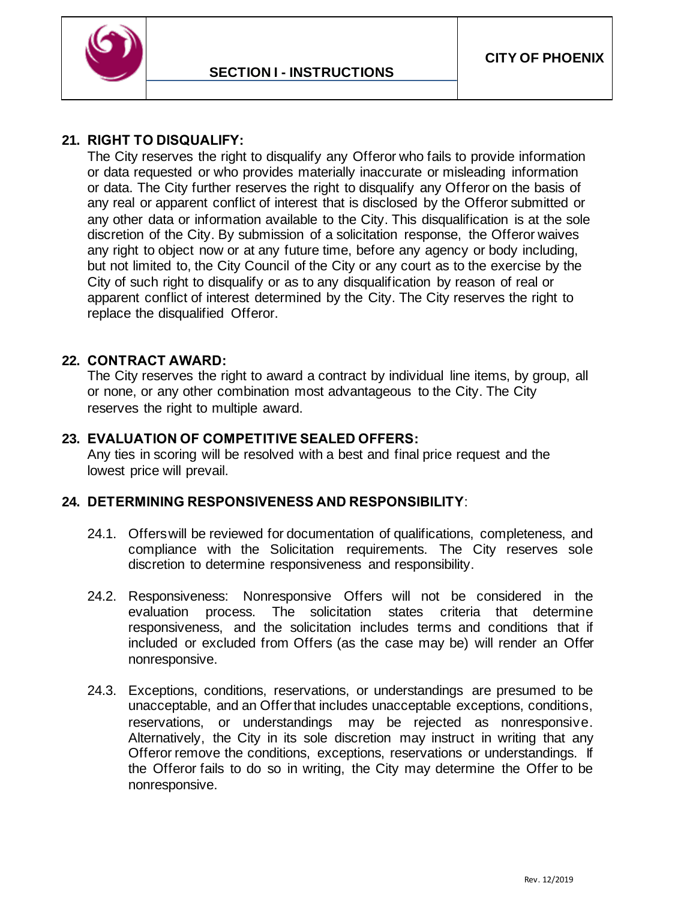## 21. RIGHT TO DISQUALIFY:

The City reserves the right to disqualify any Offeror who fails to provide information or data requested or who provides materially inaccurate or misleading information or data. The City further reserves the right to disqualify any Offeror on the basis of any real or apparent conflict of interest that is disclosed by the Offeror submitted or any other data or information available to the City. This disqualification is at the sole discretion of the City. By submission of a solicitation response, the Offeror waives any right to object now or at any future time, before any agency or body including, but not limited to, the City Council of the City or any court as to the exercise by the City of such right to disqualify or as to any disqualification by reason of real or apparent conflict of interest determined by the City. The City reserves the right to replace the disqualified Offeror.

## 22. CONTRACT AWARD:

The City reserves the right to award a contract by individual line items, by group, all or none, or any other combination most advantageous to the City. The City reserves the right to multiple award.

## 23. EVALUATION OF COMPETITIVE SEALED OFFERS:

Any ties in scoring will be resolved with a best and final price request and the lowest price will prevail.

## 24. DETERMINING RESPONSIVENESS AND RESPONSIBILITY:

24.1. Offers will be reviewed for documentation of qualifications, completeness, and compliance with the Solicitation requirements. The City reserves sole discretion to determine responsiveness and responsibility.

24.2. Responsiveness: Nonresponsive Offers will not be considered in the evaluation process. The solicitation states criteria that determine responsiveness, and the solicitation includes terms and conditions that if included or excluded from Offers (as the case may be) will render an Offer nonresponsive.

24.3. Exceptions, conditions, reservations, or understandings are presumed to be unacceptable, and an Offer that includes unacceptable exceptions, conditions, reservations, or understandings may be rejected as nonresponsive. Alternatively, the City in its sole discretion may instruct in writing that any Offeror remove the conditions, exceptions, reservations or understandings. If the Offeror fails to do so in writing, the City may determine the Offer to be nonresponsive.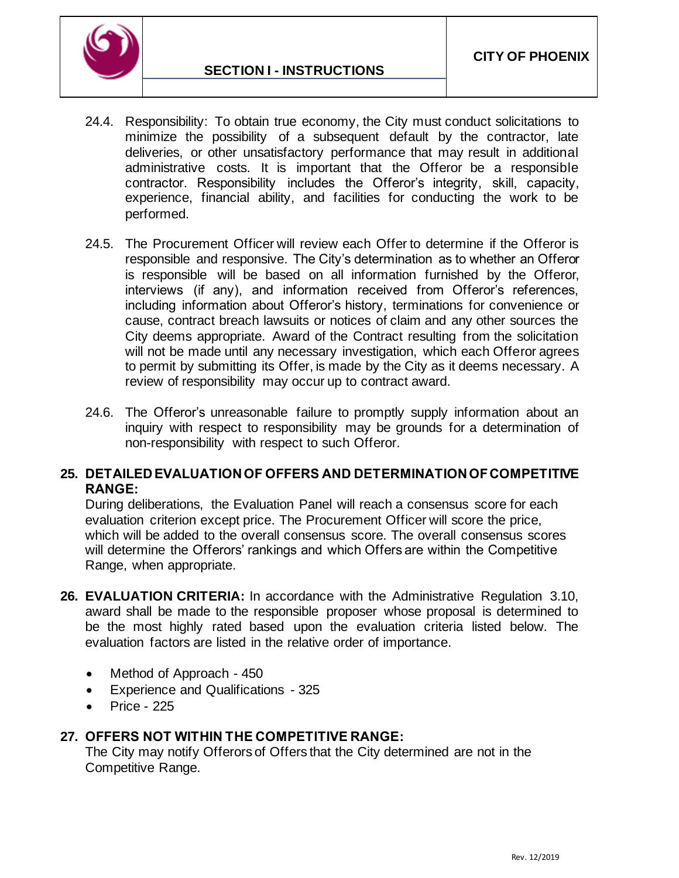24.4. Responsibility: To obtain true economy, the City must conduct solicitations to minimize the possibility of a subsequent default by the contractor, late deliveries, or other unsatisfactory performance that may result in additional administrative costs. It is important that the Offeror be a responsible contractor. Responsibility includes the Offeror's integrity, skill, capacity, experience, financial ability, and facilities for conducting the work to be performed.

24.5. The Procurement Officer will review each Offer to determine if the Offeror is responsible and responsive. The City's determination as to whether an Offeror is responsible will be based on all information furnished by the Offeror, interviews (if any), and information received from Offeror's references, including information about Offeror's history, terminations for convenience or cause, contract breach lawsuits or notices of claim and any other sources the City deems appropriate. Award of the Contract resulting from the solicitation will not be made until any necessary investigation, which each Offeror agrees to permit by submitting its Offer, is made by the City as it deems necessary. A review of responsibility may occur up to contract award.

24.6. The Offeror's unreasonable failure to promptly supply information about an inquiry with respect to responsibility may be grounds for a determination of non-responsibility with respect to such Offeror.

**25. DETAILED EVALUATION OF OFFERS AND DETERMINATION OF COMPETITIVE RANGE:**

During deliberations, the Evaluation Panel will reach a consensus score for each evaluation criterion except price. The Procurement Officer will score the price, which will be added to the overall consensus score. The overall consensus scores will determine the Offerors' rankings and which Offers are within the Competitive Range, when appropriate.

**26. EVALUATION CRITERIA:** In accordance with the Administrative Regulation 3.10, award shall be made to the responsible proposer whose proposal is determined to be the most highly rated based upon the evaluation criteria listed below. The evaluation factors are listed in the relative order of importance.

- Method of Approach - 450
- Experience and Qualifications - 325
- Price - 225

**27. OFFERS NOT WITHIN THE COMPETITIVE RANGE:**

The City may notify Offerors of Offers that the City determined are not in the Competitive Range.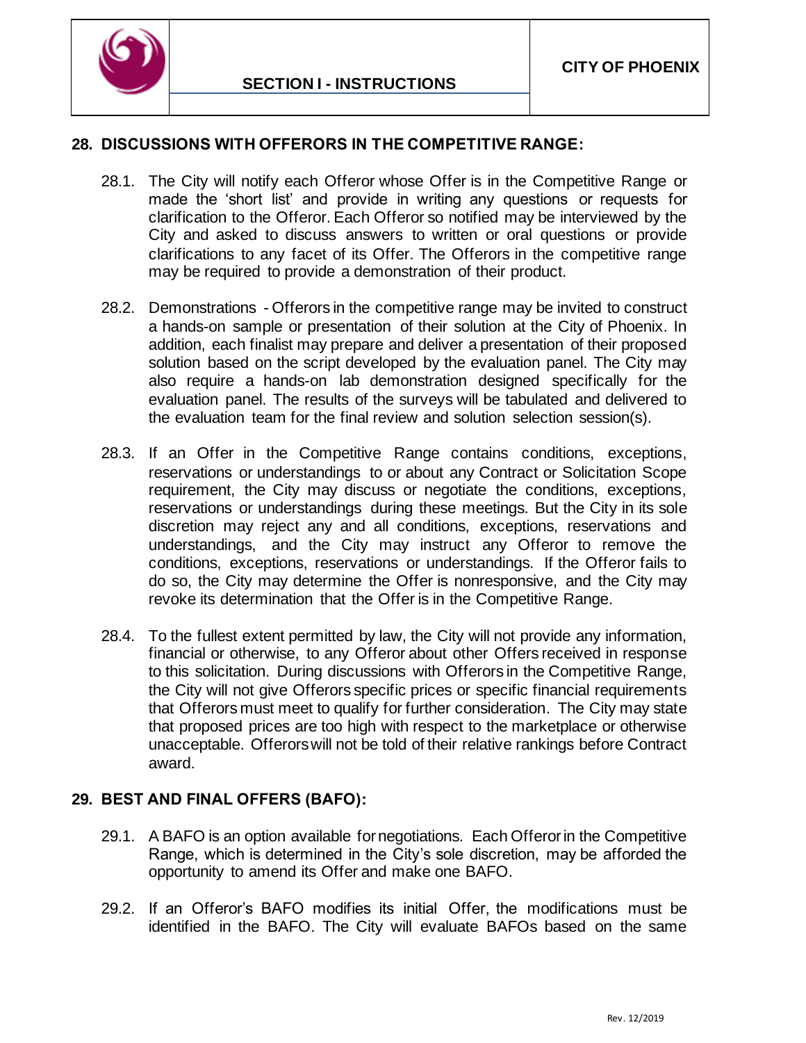## 28. DISCUSSIONS WITH OFFERORS IN THE COMPETITIVE RANGE:

28.1. The City will notify each Offeror whose Offer is in the Competitive Range or made the 'short list' and provide in writing any questions or requests for clarification to the Offeror. Each Offeror so notified may be interviewed by the City and asked to discuss answers to written or oral questions or provide clarifications to any facet of its Offer. The Offerors in the competitive range may be required to provide a demonstration of their product.

28.2. Demonstrations - Offerors in the competitive range may be invited to construct a hands-on sample or presentation of their solution at the City of Phoenix. In addition, each finalist may prepare and deliver a presentation of their proposed solution based on the script developed by the evaluation panel. The City may also require a hands-on lab demonstration designed specifically for the evaluation panel. The results of the surveys will be tabulated and delivered to the evaluation team for the final review and solution selection session(s).

28.3. If an Offer in the Competitive Range contains conditions, exceptions, reservations or understandings to or about any Contract or Solicitation Scope requirement, the City may discuss or negotiate the conditions, exceptions, reservations or understandings during these meetings. But the City in its sole discretion may reject any and all conditions, exceptions, reservations and understandings, and the City may instruct any Offeror to remove the conditions, exceptions, reservations or understandings. If the Offeror fails to do so, the City may determine the Offer is nonresponsive, and the City may revoke its determination that the Offer is in the Competitive Range.

28.4. To the fullest extent permitted by law, the City will not provide any information, financial or otherwise, to any Offeror about other Offers received in response to this solicitation. During discussions with Offerors in the Competitive Range, the City will not give Offerors specific prices or specific financial requirements that Offerors must meet to qualify for further consideration. The City may state that proposed prices are too high with respect to the marketplace or otherwise unacceptable. Offerors will not be told of their relative rankings before Contract award.

## 29. BEST AND FINAL OFFERS (BAFO):

29.1. A BAFO is an option available for negotiations. Each Offeror in the Competitive Range, which is determined in the City's sole discretion, may be afforded the opportunity to amend its Offer and make one BAFO.

29.2. If an Offeror's BAFO modifies its initial Offer, the modifications must be identified in the BAFO. The City will evaluate BAFOs based on the same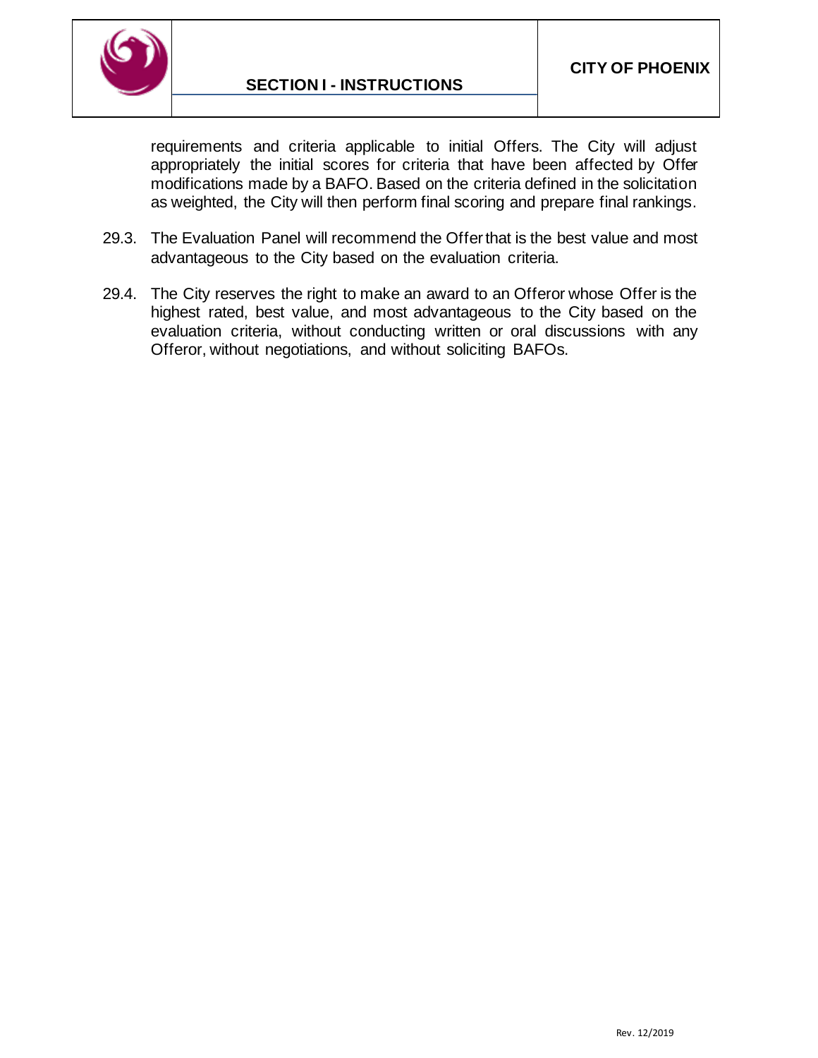requirements and criteria applicable to initial Offers. The City will adjust appropriately the initial scores for criteria that have been affected by Offer modifications made by a BAFO. Based on the criteria defined in the solicitation as weighted, the City will then perform final scoring and prepare final rankings.

29.3. The Evaluation Panel will recommend the Offer that is the best value and most advantageous to the City based on the evaluation criteria.

29.4. The City reserves the right to make an award to an Offeror whose Offer is the highest rated, best value, and most advantageous to the City based on the evaluation criteria, without conducting written or oral discussions with any Offeror, without negotiations, and without soliciting BAFOs.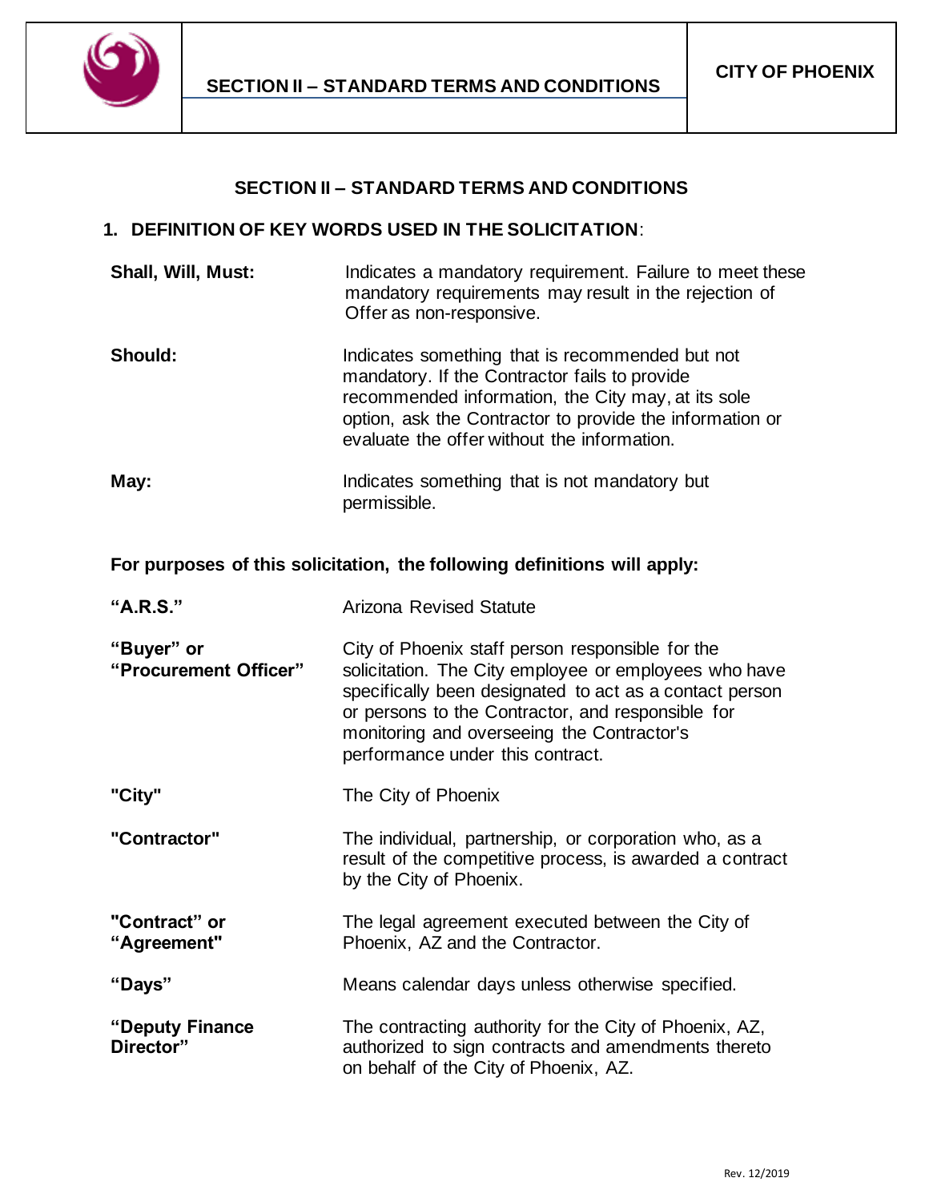## SECTION II – STANDARD TERMS AND CONDITIONS

### 1. DEFINITION OF KEY WORDS USED IN THE SOLICITATION:

| | |
|---|---|
| **Shall, Will, Must:** | Indicates a mandatory requirement. Failure to meet these mandatory requirements may result in the rejection of Offer as non-responsive. |
| **Should:** | Indicates something that is recommended but not mandatory. If the Contractor fails to provide recommended information, the City may, at its sole option, ask the Contractor to provide the information or evaluate the offer without the information. |
| **May:** | Indicates something that is not mandatory but permissible. |

**For purposes of this solicitation, the following definitions will apply:**

| | |
|---|---|
| **"A.R.S."** | Arizona Revised Statute |
| **"Buyer" or "Procurement Officer"** | City of Phoenix staff person responsible for the solicitation. The City employee or employees who have specifically been designated to act as a contact person or persons to the Contractor, and responsible for monitoring and overseeing the Contractor's performance under this contract. |
| **"City"** | The City of Phoenix |
| **"Contractor"** | The individual, partnership, or corporation who, as a result of the competitive process, is awarded a contract by the City of Phoenix. |
| **"Contract" or "Agreement"** | The legal agreement executed between the City of Phoenix, AZ and the Contractor. |
| **"Days"** | Means calendar days unless otherwise specified. |
| **"Deputy Finance Director"** | The contracting authority for the City of Phoenix, AZ, authorized to sign contracts and amendments thereto on behalf of the City of Phoenix, AZ. |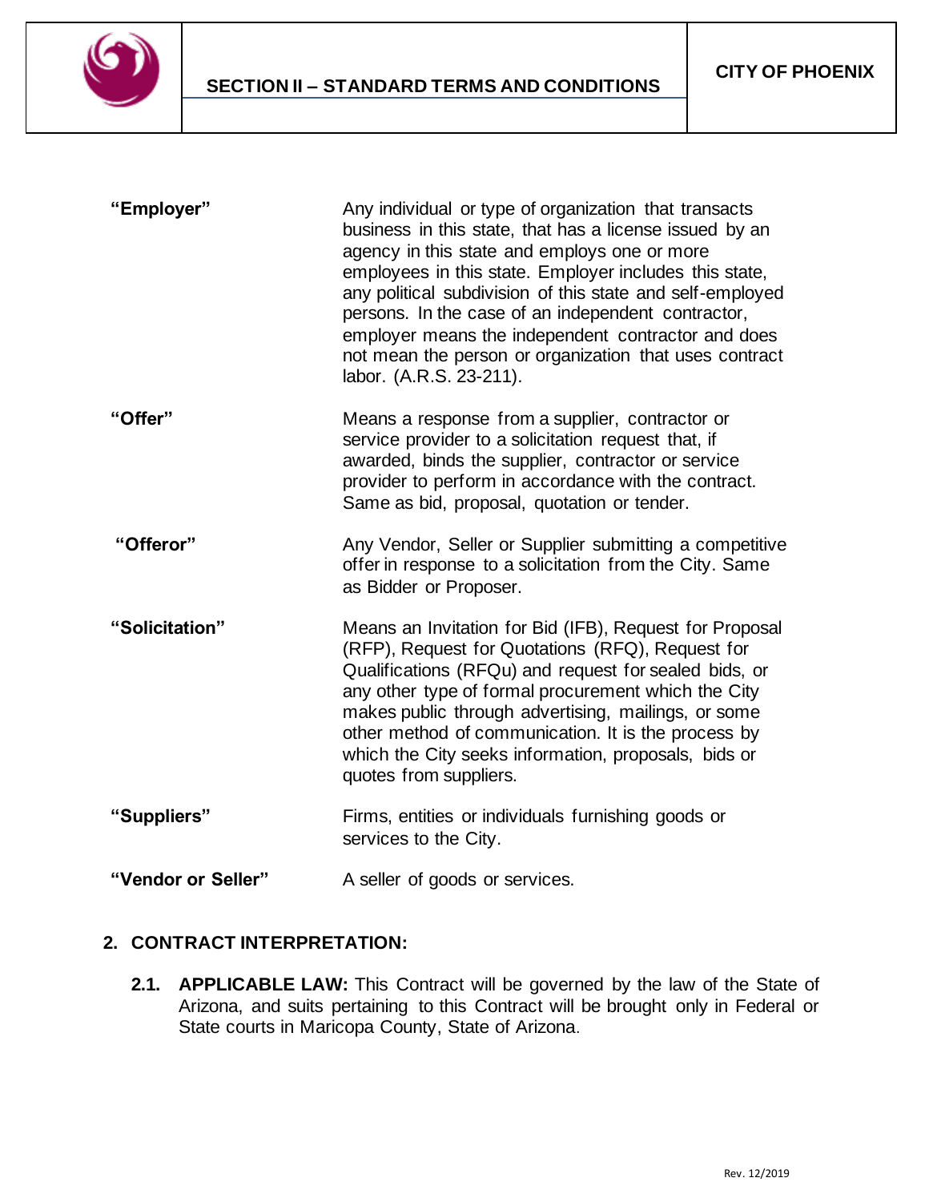| | |
|---|---|
| **“Employer”** | Any individual or type of organization that transacts business in this state, that has a license issued by an agency in this state and employs one or more employees in this state. Employer includes this state, any political subdivision of this state and self-employed persons. In the case of an independent contractor, employer means the independent contractor and does not mean the person or organization that uses contract labor. (A.R.S. 23-211). |
| **“Offer”** | Means a response from a supplier, contractor or service provider to a solicitation request that, if awarded, binds the supplier, contractor or service provider to perform in accordance with the contract. Same as bid, proposal, quotation or tender. |
| **“Offeror”** | Any Vendor, Seller or Supplier submitting a competitive offer in response to a solicitation from the City. Same as Bidder or Proposer. |
| **“Solicitation”** | Means an Invitation for Bid (IFB), Request for Proposal (RFP), Request for Quotations (RFQ), Request for Qualifications (RFQu) and request for sealed bids, or any other type of formal procurement which the City makes public through advertising, mailings, or some other method of communication. It is the process by which the City seeks information, proposals, bids or quotes from suppliers. |
| **“Suppliers”** | Firms, entities or individuals furnishing goods or services to the City. |
| **“Vendor or Seller”** | A seller of goods or services. |

## 2. CONTRACT INTERPRETATION:

**2.1. APPLICABLE LAW:** This Contract will be governed by the law of the State of Arizona, and suits pertaining to this Contract will be brought only in Federal or State courts in Maricopa County, State of Arizona.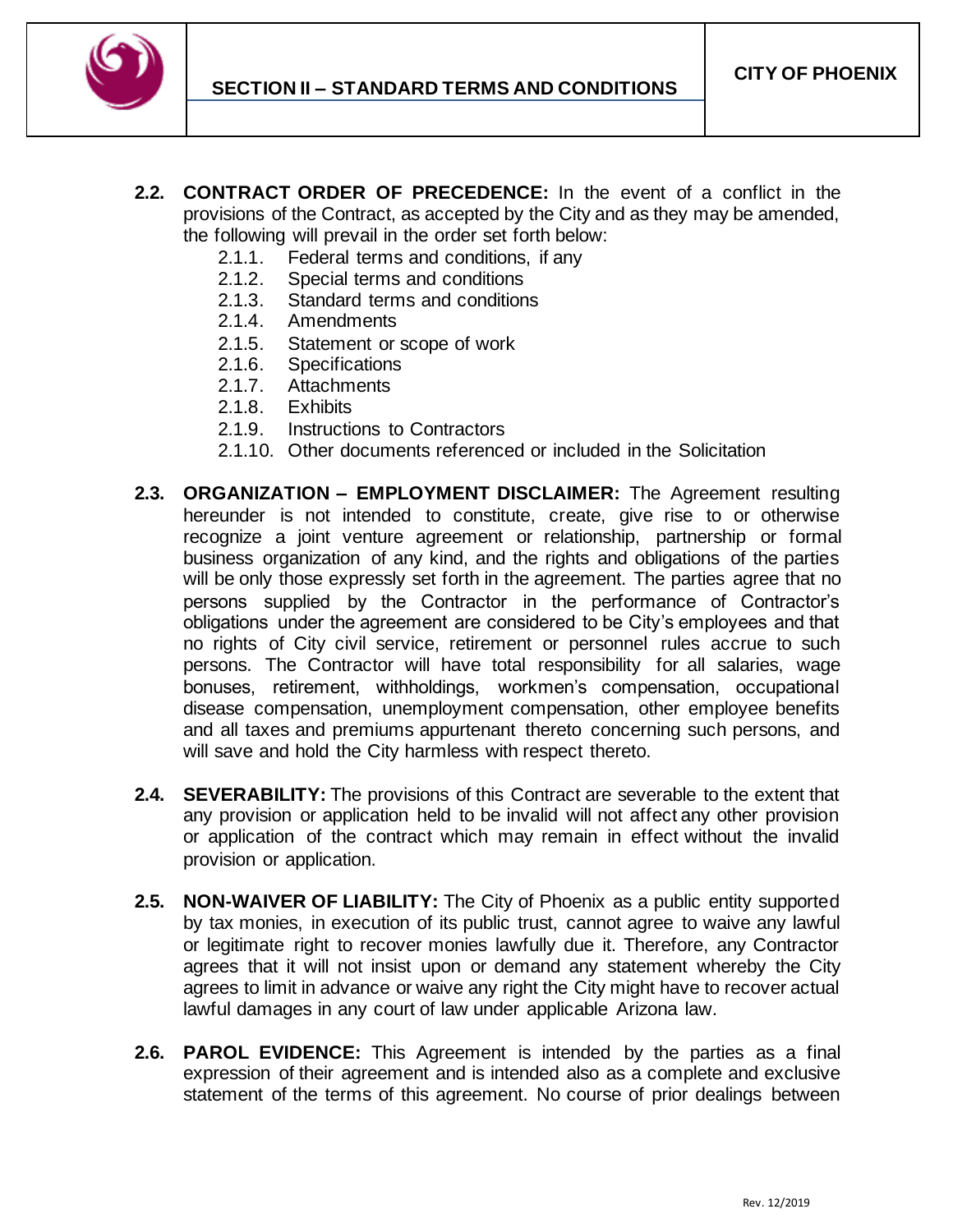**2.2. CONTRACT ORDER OF PRECEDENCE:** In the event of a conflict in the provisions of the Contract, as accepted by the City and as they may be amended, the following will prevail in the order set forth below:

- 2.1.1. Federal terms and conditions, if any
- 2.1.2. Special terms and conditions
- 2.1.3. Standard terms and conditions
- 2.1.4. Amendments
- 2.1.5. Statement or scope of work
- 2.1.6. Specifications
- 2.1.7. Attachments
- 2.1.8. Exhibits
- 2.1.9. Instructions to Contractors
- 2.1.10. Other documents referenced or included in the Solicitation

**2.3. ORGANIZATION – EMPLOYMENT DISCLAIMER:** The Agreement resulting hereunder is not intended to constitute, create, give rise to or otherwise recognize a joint venture agreement or relationship, partnership or formal business organization of any kind, and the rights and obligations of the parties will be only those expressly set forth in the agreement. The parties agree that no persons supplied by the Contractor in the performance of Contractor's obligations under the agreement are considered to be City's employees and that no rights of City civil service, retirement or personnel rules accrue to such persons. The Contractor will have total responsibility for all salaries, wage bonuses, retirement, withholdings, workmen's compensation, occupational disease compensation, unemployment compensation, other employee benefits and all taxes and premiums appurtenant thereto concerning such persons, and will save and hold the City harmless with respect thereto.

**2.4. SEVERABILITY:** The provisions of this Contract are severable to the extent that any provision or application held to be invalid will not affect any other provision or application of the contract which may remain in effect without the invalid provision or application.

**2.5. NON-WAIVER OF LIABILITY:** The City of Phoenix as a public entity supported by tax monies, in execution of its public trust, cannot agree to waive any lawful or legitimate right to recover monies lawfully due it. Therefore, any Contractor agrees that it will not insist upon or demand any statement whereby the City agrees to limit in advance or waive any right the City might have to recover actual lawful damages in any court of law under applicable Arizona law.

**2.6. PAROL EVIDENCE:** This Agreement is intended by the parties as a final expression of their agreement and is intended also as a complete and exclusive statement of the terms of this agreement. No course of prior dealings between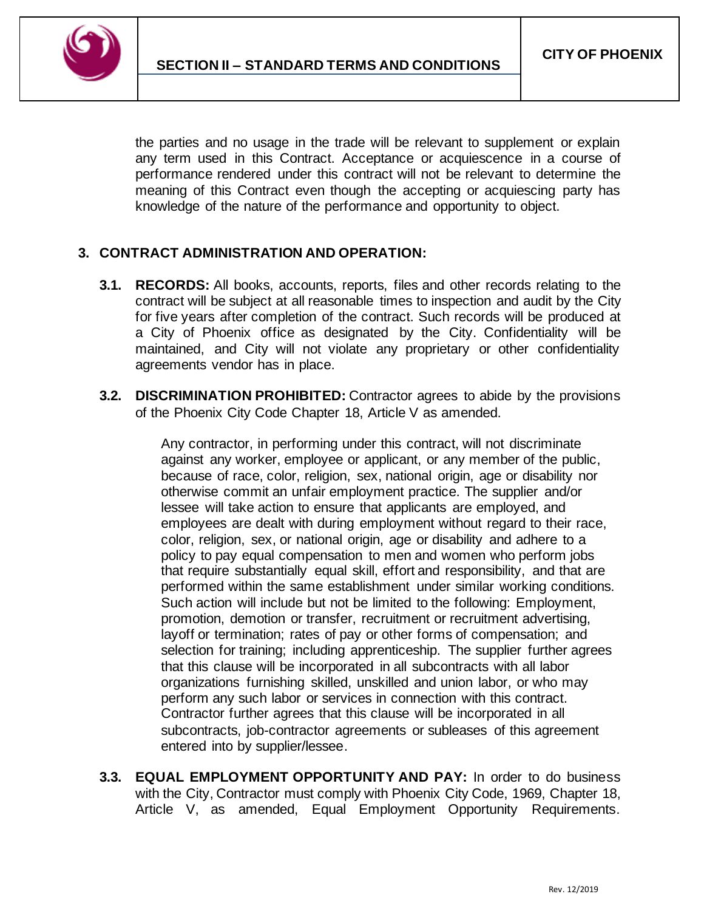the parties and no usage in the trade will be relevant to supplement or explain any term used in this Contract. Acceptance or acquiescence in a course of performance rendered under this contract will not be relevant to determine the meaning of this Contract even though the accepting or acquiescing party has knowledge of the nature of the performance and opportunity to object.

## 3. CONTRACT ADMINISTRATION AND OPERATION:

**3.1. RECORDS:** All books, accounts, reports, files and other records relating to the contract will be subject at all reasonable times to inspection and audit by the City for five years after completion of the contract. Such records will be produced at a City of Phoenix office as designated by the City. Confidentiality will be maintained, and City will not violate any proprietary or other confidentiality agreements vendor has in place.

**3.2. DISCRIMINATION PROHIBITED:** Contractor agrees to abide by the provisions of the Phoenix City Code Chapter 18, Article V as amended.

> Any contractor, in performing under this contract, will not discriminate against any worker, employee or applicant, or any member of the public, because of race, color, religion, sex, national origin, age or disability nor otherwise commit an unfair employment practice. The supplier and/or lessee will take action to ensure that applicants are employed, and employees are dealt with during employment without regard to their race, color, religion, sex, or national origin, age or disability and adhere to a policy to pay equal compensation to men and women who perform jobs that require substantially equal skill, effort and responsibility, and that are performed within the same establishment under similar working conditions. Such action will include but not be limited to the following: Employment, promotion, demotion or transfer, recruitment or recruitment advertising, layoff or termination; rates of pay or other forms of compensation; and selection for training; including apprenticeship. The supplier further agrees that this clause will be incorporated in all subcontracts with all labor organizations furnishing skilled, unskilled and union labor, or who may perform any such labor or services in connection with this contract. Contractor further agrees that this clause will be incorporated in all subcontracts, job-contractor agreements or subleases of this agreement entered into by supplier/lessee.

**3.3. EQUAL EMPLOYMENT OPPORTUNITY AND PAY:** In order to do business with the City, Contractor must comply with Phoenix City Code, 1969, Chapter 18, Article V, as amended, Equal Employment Opportunity Requirements.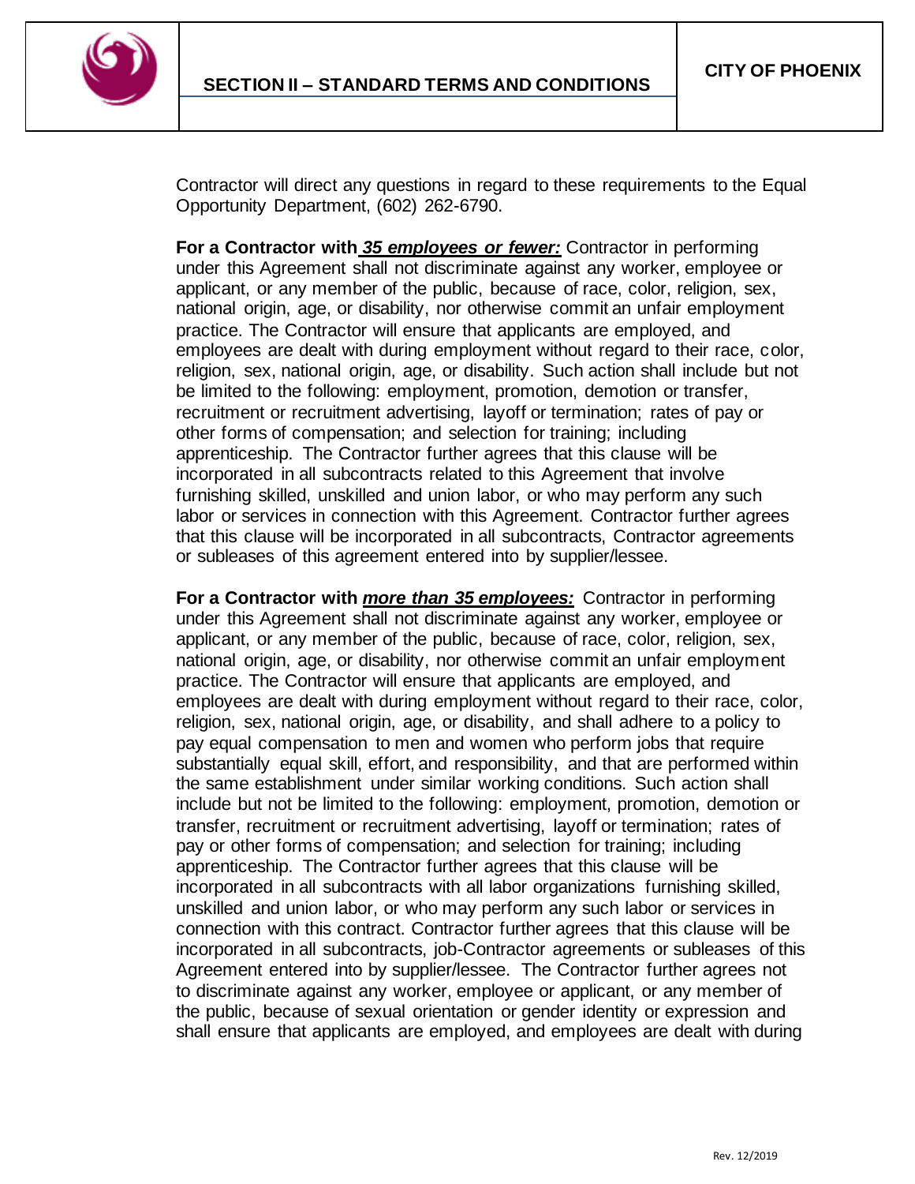Contractor will direct any questions in regard to these requirements to the Equal Opportunity Department, (602) 262-6790.

**For a Contractor with** ***35 employees or fewer:*** Contractor in performing under this Agreement shall not discriminate against any worker, employee or applicant, or any member of the public, because of race, color, religion, sex, national origin, age, or disability, nor otherwise commit an unfair employment practice. The Contractor will ensure that applicants are employed, and employees are dealt with during employment without regard to their race, color, religion, sex, national origin, age, or disability. Such action shall include but not be limited to the following: employment, promotion, demotion or transfer, recruitment or recruitment advertising, layoff or termination; rates of pay or other forms of compensation; and selection for training; including apprenticeship. The Contractor further agrees that this clause will be incorporated in all subcontracts related to this Agreement that involve furnishing skilled, unskilled and union labor, or who may perform any such labor or services in connection with this Agreement. Contractor further agrees that this clause will be incorporated in all subcontracts, Contractor agreements or subleases of this agreement entered into by supplier/lessee.

**For a Contractor with** ***more than 35 employees:*** Contractor in performing under this Agreement shall not discriminate against any worker, employee or applicant, or any member of the public, because of race, color, religion, sex, national origin, age, or disability, nor otherwise commit an unfair employment practice. The Contractor will ensure that applicants are employed, and employees are dealt with during employment without regard to their race, color, religion, sex, national origin, age, or disability, and shall adhere to a policy to pay equal compensation to men and women who perform jobs that require substantially equal skill, effort, and responsibility, and that are performed within the same establishment under similar working conditions. Such action shall include but not be limited to the following: employment, promotion, demotion or transfer, recruitment or recruitment advertising, layoff or termination; rates of pay or other forms of compensation; and selection for training; including apprenticeship. The Contractor further agrees that this clause will be incorporated in all subcontracts with all labor organizations furnishing skilled, unskilled and union labor, or who may perform any such labor or services in connection with this contract. Contractor further agrees that this clause will be incorporated in all subcontracts, job-Contractor agreements or subleases of this Agreement entered into by supplier/lessee. The Contractor further agrees not to discriminate against any worker, employee or applicant, or any member of the public, because of sexual orientation or gender identity or expression and shall ensure that applicants are employed, and employees are dealt with during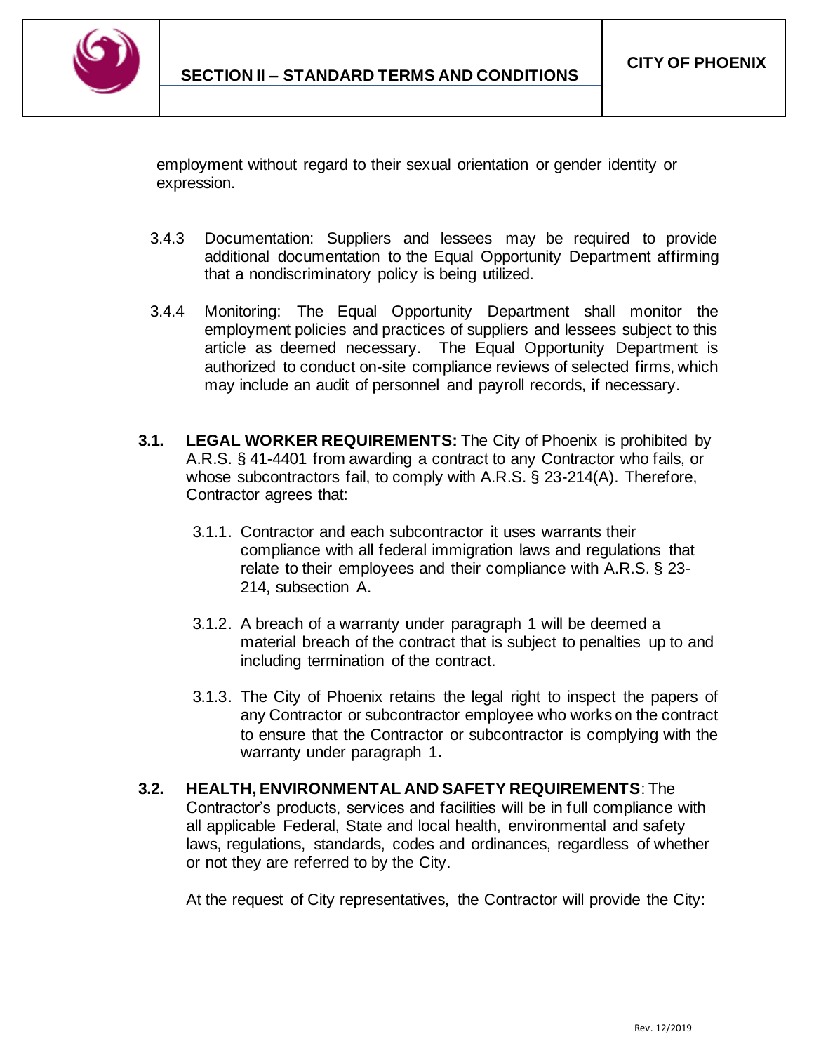employment without regard to their sexual orientation or gender identity or expression.

3.4.3 Documentation: Suppliers and lessees may be required to provide additional documentation to the Equal Opportunity Department affirming that a nondiscriminatory policy is being utilized.

3.4.4 Monitoring: The Equal Opportunity Department shall monitor the employment policies and practices of suppliers and lessees subject to this article as deemed necessary. The Equal Opportunity Department is authorized to conduct on-site compliance reviews of selected firms, which may include an audit of personnel and payroll records, if necessary.

**3.1. LEGAL WORKER REQUIREMENTS:** The City of Phoenix is prohibited by A.R.S. § 41-4401 from awarding a contract to any Contractor who fails, or whose subcontractors fail, to comply with A.R.S. § 23-214(A). Therefore, Contractor agrees that:

3.1.1. Contractor and each subcontractor it uses warrants their compliance with all federal immigration laws and regulations that relate to their employees and their compliance with A.R.S. § 23-214, subsection A.

3.1.2. A breach of a warranty under paragraph 1 will be deemed a material breach of the contract that is subject to penalties up to and including termination of the contract.

3.1.3. The City of Phoenix retains the legal right to inspect the papers of any Contractor or subcontractor employee who works on the contract to ensure that the Contractor or subcontractor is complying with the warranty under paragraph 1**.**

**3.2. HEALTH, ENVIRONMENTAL AND SAFETY REQUIREMENTS**: The Contractor's products, services and facilities will be in full compliance with all applicable Federal, State and local health, environmental and safety laws, regulations, standards, codes and ordinances, regardless of whether or not they are referred to by the City.

At the request of City representatives, the Contractor will provide the City: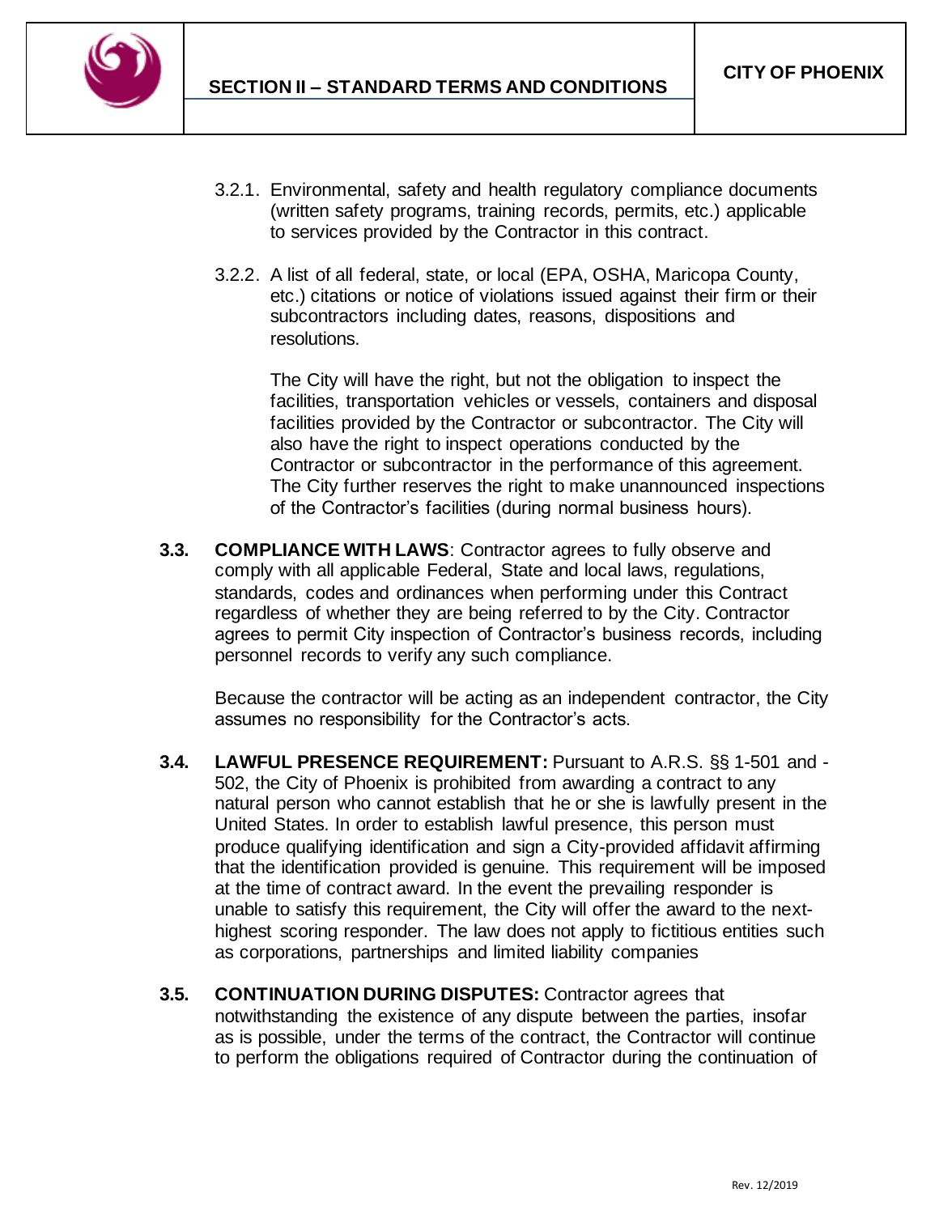3.2.1. Environmental, safety and health regulatory compliance documents (written safety programs, training records, permits, etc.) applicable to services provided by the Contractor in this contract.

3.2.2. A list of all federal, state, or local (EPA, OSHA, Maricopa County, etc.) citations or notice of violations issued against their firm or their subcontractors including dates, reasons, dispositions and resolutions.

The City will have the right, but not the obligation to inspect the facilities, transportation vehicles or vessels, containers and disposal facilities provided by the Contractor or subcontractor. The City will also have the right to inspect operations conducted by the Contractor or subcontractor in the performance of this agreement. The City further reserves the right to make unannounced inspections of the Contractor's facilities (during normal business hours).

**3.3. COMPLIANCE WITH LAWS**: Contractor agrees to fully observe and comply with all applicable Federal, State and local laws, regulations, standards, codes and ordinances when performing under this Contract regardless of whether they are being referred to by the City. Contractor agrees to permit City inspection of Contractor's business records, including personnel records to verify any such compliance.

Because the contractor will be acting as an independent contractor, the City assumes no responsibility for the Contractor's acts.

**3.4. LAWFUL PRESENCE REQUIREMENT:** Pursuant to A.R.S. §§ 1-501 and -502, the City of Phoenix is prohibited from awarding a contract to any natural person who cannot establish that he or she is lawfully present in the United States. In order to establish lawful presence, this person must produce qualifying identification and sign a City-provided affidavit affirming that the identification provided is genuine. This requirement will be imposed at the time of contract award. In the event the prevailing responder is unable to satisfy this requirement, the City will offer the award to the next-highest scoring responder. The law does not apply to fictitious entities such as corporations, partnerships and limited liability companies

**3.5. CONTINUATION DURING DISPUTES:** Contractor agrees that notwithstanding the existence of any dispute between the parties, insofar as is possible, under the terms of the contract, the Contractor will continue to perform the obligations required of Contractor during the continuation of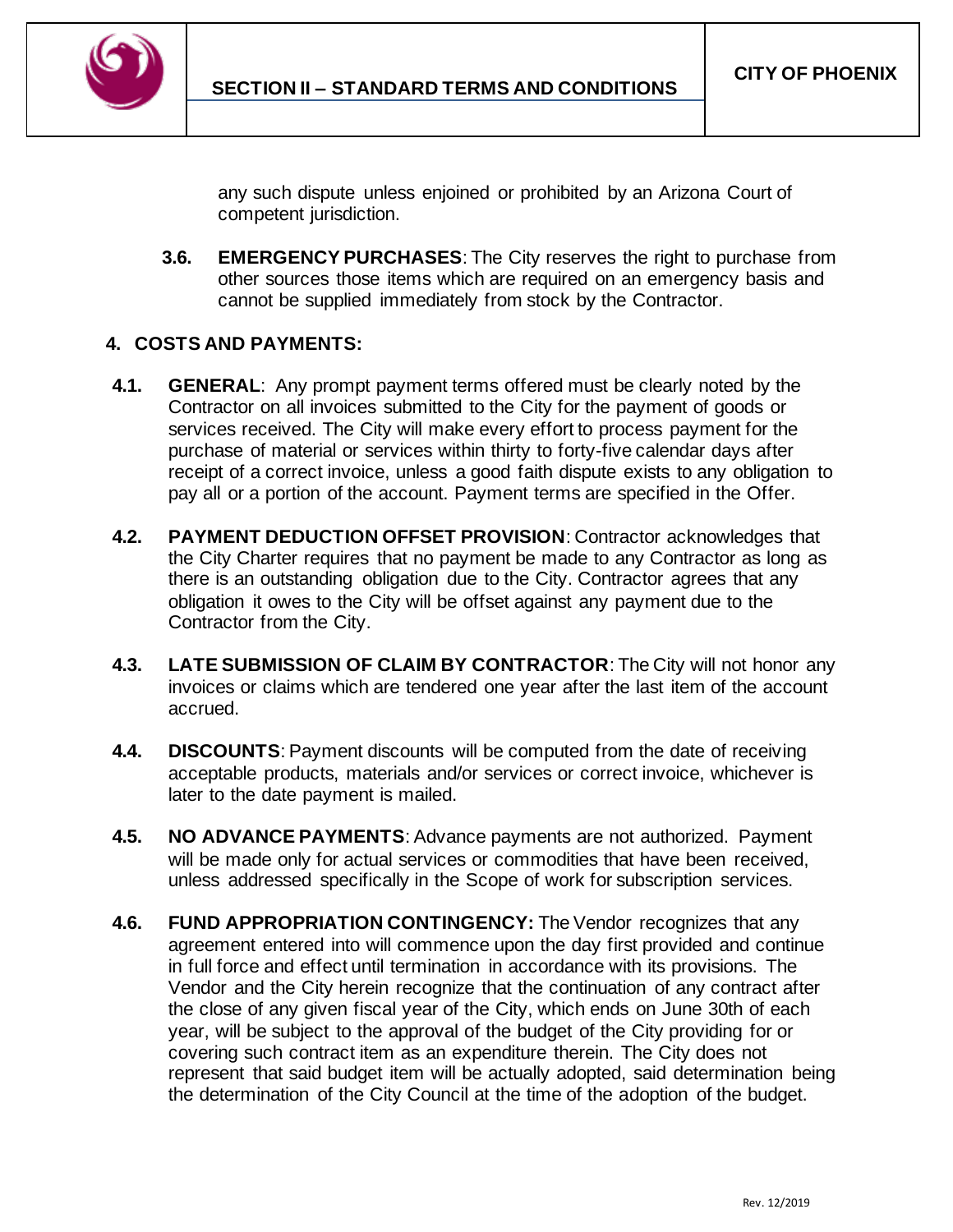any such dispute unless enjoined or prohibited by an Arizona Court of competent jurisdiction.

**3.6. EMERGENCY PURCHASES**: The City reserves the right to purchase from other sources those items which are required on an emergency basis and cannot be supplied immediately from stock by the Contractor.

## 4. COSTS AND PAYMENTS:

**4.1. GENERAL**: Any prompt payment terms offered must be clearly noted by the Contractor on all invoices submitted to the City for the payment of goods or services received. The City will make every effort to process payment for the purchase of material or services within thirty to forty-five calendar days after receipt of a correct invoice, unless a good faith dispute exists to any obligation to pay all or a portion of the account. Payment terms are specified in the Offer.

**4.2. PAYMENT DEDUCTION OFFSET PROVISION**: Contractor acknowledges that the City Charter requires that no payment be made to any Contractor as long as there is an outstanding obligation due to the City. Contractor agrees that any obligation it owes to the City will be offset against any payment due to the Contractor from the City.

**4.3. LATE SUBMISSION OF CLAIM BY CONTRACTOR**: The City will not honor any invoices or claims which are tendered one year after the last item of the account accrued.

**4.4. DISCOUNTS**: Payment discounts will be computed from the date of receiving acceptable products, materials and/or services or correct invoice, whichever is later to the date payment is mailed.

**4.5. NO ADVANCE PAYMENTS**: Advance payments are not authorized. Payment will be made only for actual services or commodities that have been received, unless addressed specifically in the Scope of work for subscription services.

**4.6. FUND APPROPRIATION CONTINGENCY:** The Vendor recognizes that any agreement entered into will commence upon the day first provided and continue in full force and effect until termination in accordance with its provisions. The Vendor and the City herein recognize that the continuation of any contract after the close of any given fiscal year of the City, which ends on June 30th of each year, will be subject to the approval of the budget of the City providing for or covering such contract item as an expenditure therein. The City does not represent that said budget item will be actually adopted, said determination being the determination of the City Council at the time of the adoption of the budget.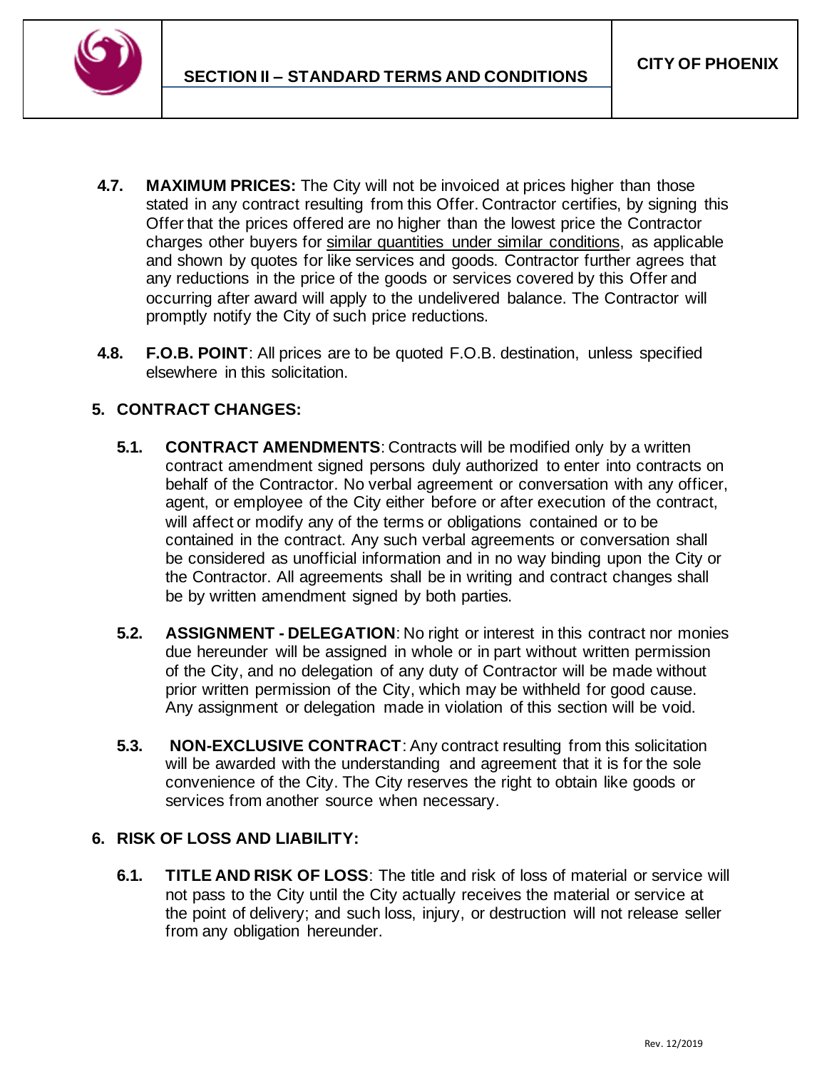**4.7. MAXIMUM PRICES:** The City will not be invoiced at prices higher than those stated in any contract resulting from this Offer. Contractor certifies, by signing this Offer that the prices offered are no higher than the lowest price the Contractor charges other buyers for similar quantities under similar conditions, as applicable and shown by quotes for like services and goods. Contractor further agrees that any reductions in the price of the goods or services covered by this Offer and occurring after award will apply to the undelivered balance. The Contractor will promptly notify the City of such price reductions.

**4.8. F.O.B. POINT**: All prices are to be quoted F.O.B. destination, unless specified elsewhere in this solicitation.

## 5. CONTRACT CHANGES:

**5.1. CONTRACT AMENDMENTS**: Contracts will be modified only by a written contract amendment signed persons duly authorized to enter into contracts on behalf of the Contractor. No verbal agreement or conversation with any officer, agent, or employee of the City either before or after execution of the contract, will affect or modify any of the terms or obligations contained or to be contained in the contract. Any such verbal agreements or conversation shall be considered as unofficial information and in no way binding upon the City or the Contractor. All agreements shall be in writing and contract changes shall be by written amendment signed by both parties.

**5.2. ASSIGNMENT - DELEGATION**: No right or interest in this contract nor monies due hereunder will be assigned in whole or in part without written permission of the City, and no delegation of any duty of Contractor will be made without prior written permission of the City, which may be withheld for good cause. Any assignment or delegation made in violation of this section will be void.

**5.3. NON-EXCLUSIVE CONTRACT**: Any contract resulting from this solicitation will be awarded with the understanding and agreement that it is for the sole convenience of the City. The City reserves the right to obtain like goods or services from another source when necessary.

## 6. RISK OF LOSS AND LIABILITY:

**6.1. TITLE AND RISK OF LOSS**: The title and risk of loss of material or service will not pass to the City until the City actually receives the material or service at the point of delivery; and such loss, injury, or destruction will not release seller from any obligation hereunder.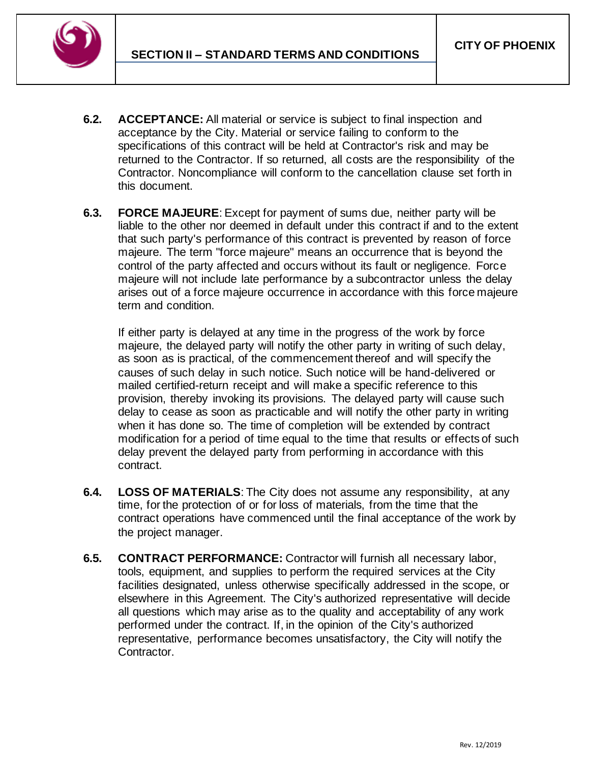**6.2. ACCEPTANCE:** All material or service is subject to final inspection and acceptance by the City. Material or service failing to conform to the specifications of this contract will be held at Contractor's risk and may be returned to the Contractor. If so returned, all costs are the responsibility of the Contractor. Noncompliance will conform to the cancellation clause set forth in this document.

**6.3. FORCE MAJEURE**: Except for payment of sums due, neither party will be liable to the other nor deemed in default under this contract if and to the extent that such party's performance of this contract is prevented by reason of force majeure. The term "force majeure" means an occurrence that is beyond the control of the party affected and occurs without its fault or negligence. Force majeure will not include late performance by a subcontractor unless the delay arises out of a force majeure occurrence in accordance with this force majeure term and condition.

If either party is delayed at any time in the progress of the work by force majeure, the delayed party will notify the other party in writing of such delay, as soon as is practical, of the commencement thereof and will specify the causes of such delay in such notice. Such notice will be hand-delivered or mailed certified-return receipt and will make a specific reference to this provision, thereby invoking its provisions. The delayed party will cause such delay to cease as soon as practicable and will notify the other party in writing when it has done so. The time of completion will be extended by contract modification for a period of time equal to the time that results or effects of such delay prevent the delayed party from performing in accordance with this contract.

**6.4. LOSS OF MATERIALS**: The City does not assume any responsibility, at any time, for the protection of or for loss of materials, from the time that the contract operations have commenced until the final acceptance of the work by the project manager.

**6.5. CONTRACT PERFORMANCE:** Contractor will furnish all necessary labor, tools, equipment, and supplies to perform the required services at the City facilities designated, unless otherwise specifically addressed in the scope, or elsewhere in this Agreement. The City's authorized representative will decide all questions which may arise as to the quality and acceptability of any work performed under the contract. If, in the opinion of the City's authorized representative, performance becomes unsatisfactory, the City will notify the Contractor.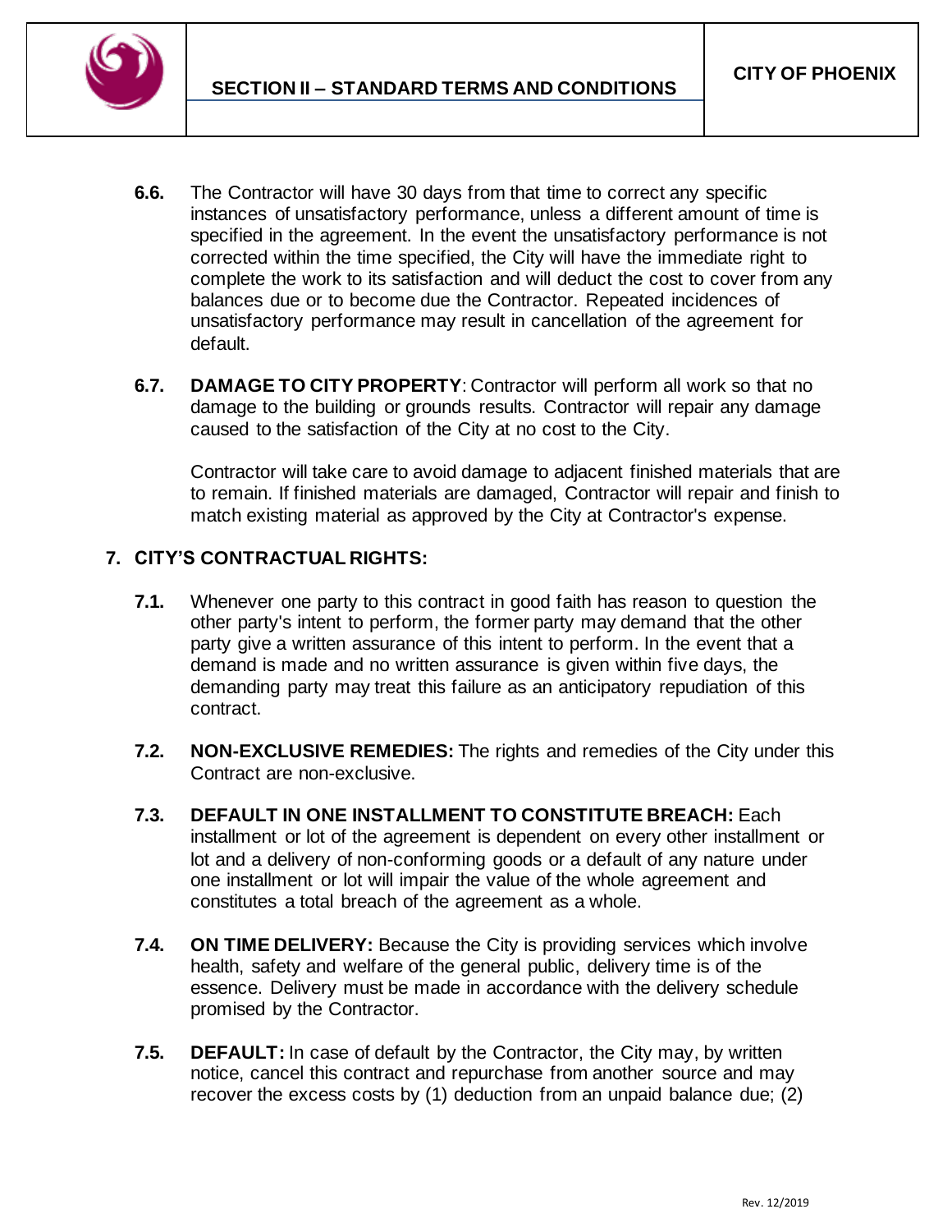**6.6.** The Contractor will have 30 days from that time to correct any specific instances of unsatisfactory performance, unless a different amount of time is specified in the agreement. In the event the unsatisfactory performance is not corrected within the time specified, the City will have the immediate right to complete the work to its satisfaction and will deduct the cost to cover from any balances due or to become due the Contractor. Repeated incidences of unsatisfactory performance may result in cancellation of the agreement for default.

**6.7. DAMAGE TO CITY PROPERTY**: Contractor will perform all work so that no damage to the building or grounds results. Contractor will repair any damage caused to the satisfaction of the City at no cost to the City.

Contractor will take care to avoid damage to adjacent finished materials that are to remain. If finished materials are damaged, Contractor will repair and finish to match existing material as approved by the City at Contractor's expense.

## 7. CITY'S CONTRACTUAL RIGHTS:

**7.1.** Whenever one party to this contract in good faith has reason to question the other party's intent to perform, the former party may demand that the other party give a written assurance of this intent to perform. In the event that a demand is made and no written assurance is given within five days, the demanding party may treat this failure as an anticipatory repudiation of this contract.

**7.2. NON-EXCLUSIVE REMEDIES:** The rights and remedies of the City under this Contract are non-exclusive.

**7.3. DEFAULT IN ONE INSTALLMENT TO CONSTITUTE BREACH:** Each installment or lot of the agreement is dependent on every other installment or lot and a delivery of non-conforming goods or a default of any nature under one installment or lot will impair the value of the whole agreement and constitutes a total breach of the agreement as a whole.

**7.4. ON TIME DELIVERY:** Because the City is providing services which involve health, safety and welfare of the general public, delivery time is of the essence. Delivery must be made in accordance with the delivery schedule promised by the Contractor.

**7.5. DEFAULT:** In case of default by the Contractor, the City may, by written notice, cancel this contract and repurchase from another source and may recover the excess costs by (1) deduction from an unpaid balance due; (2)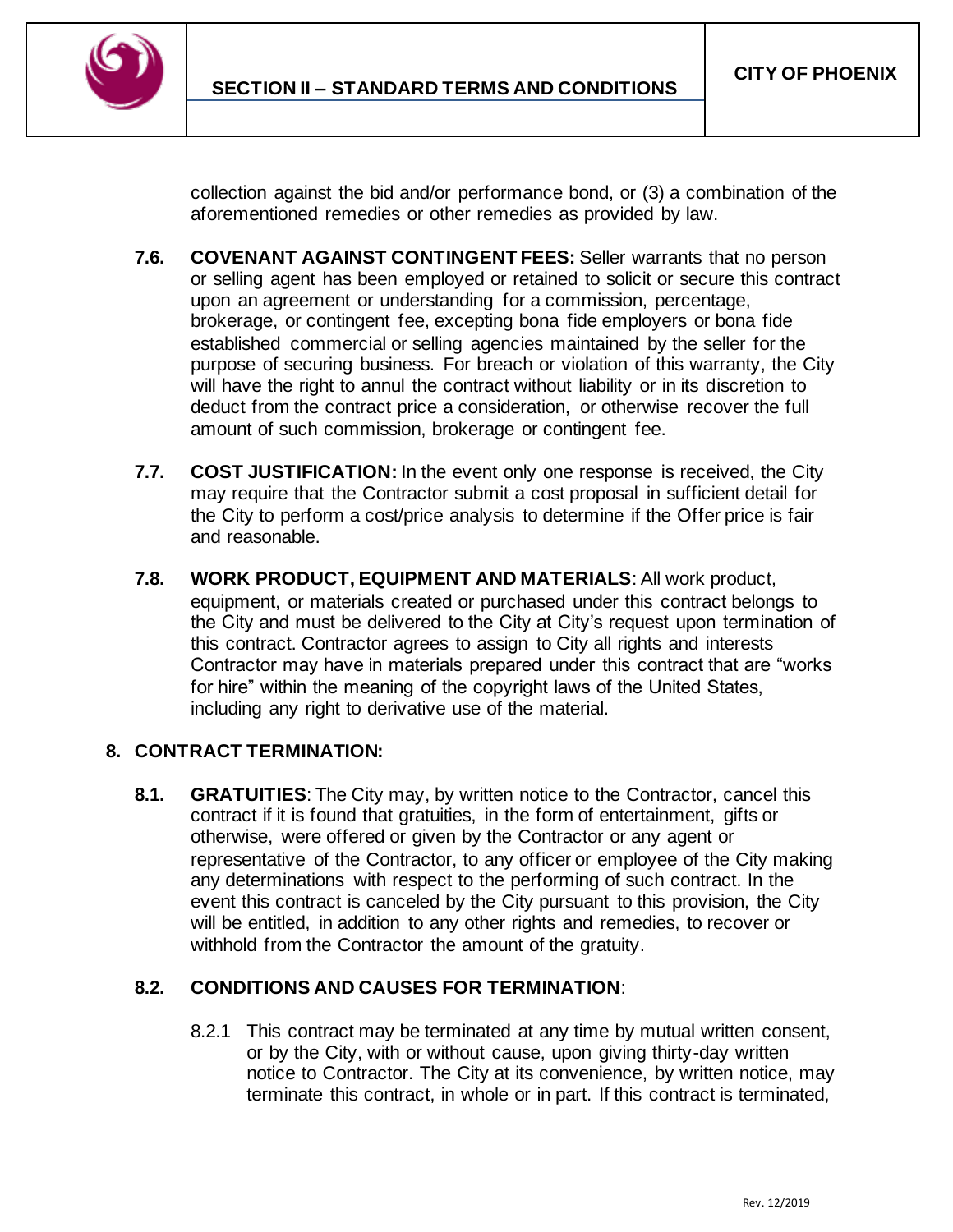collection against the bid and/or performance bond, or (3) a combination of the aforementioned remedies or other remedies as provided by law.

**7.6. COVENANT AGAINST CONTINGENT FEES:** Seller warrants that no person or selling agent has been employed or retained to solicit or secure this contract upon an agreement or understanding for a commission, percentage, brokerage, or contingent fee, excepting bona fide employers or bona fide established commercial or selling agencies maintained by the seller for the purpose of securing business. For breach or violation of this warranty, the City will have the right to annul the contract without liability or in its discretion to deduct from the contract price a consideration, or otherwise recover the full amount of such commission, brokerage or contingent fee.

**7.7. COST JUSTIFICATION:** In the event only one response is received, the City may require that the Contractor submit a cost proposal in sufficient detail for the City to perform a cost/price analysis to determine if the Offer price is fair and reasonable.

**7.8. WORK PRODUCT, EQUIPMENT AND MATERIALS**: All work product, equipment, or materials created or purchased under this contract belongs to the City and must be delivered to the City at City's request upon termination of this contract. Contractor agrees to assign to City all rights and interests Contractor may have in materials prepared under this contract that are "works for hire" within the meaning of the copyright laws of the United States, including any right to derivative use of the material.

## 8. CONTRACT TERMINATION:

**8.1. GRATUITIES**: The City may, by written notice to the Contractor, cancel this contract if it is found that gratuities, in the form of entertainment, gifts or otherwise, were offered or given by the Contractor or any agent or representative of the Contractor, to any officer or employee of the City making any determinations with respect to the performing of such contract. In the event this contract is canceled by the City pursuant to this provision, the City will be entitled, in addition to any other rights and remedies, to recover or withhold from the Contractor the amount of the gratuity.

**8.2. CONDITIONS AND CAUSES FOR TERMINATION**:

8.2.1 This contract may be terminated at any time by mutual written consent, or by the City, with or without cause, upon giving thirty-day written notice to Contractor. The City at its convenience, by written notice, may terminate this contract, in whole or in part. If this contract is terminated,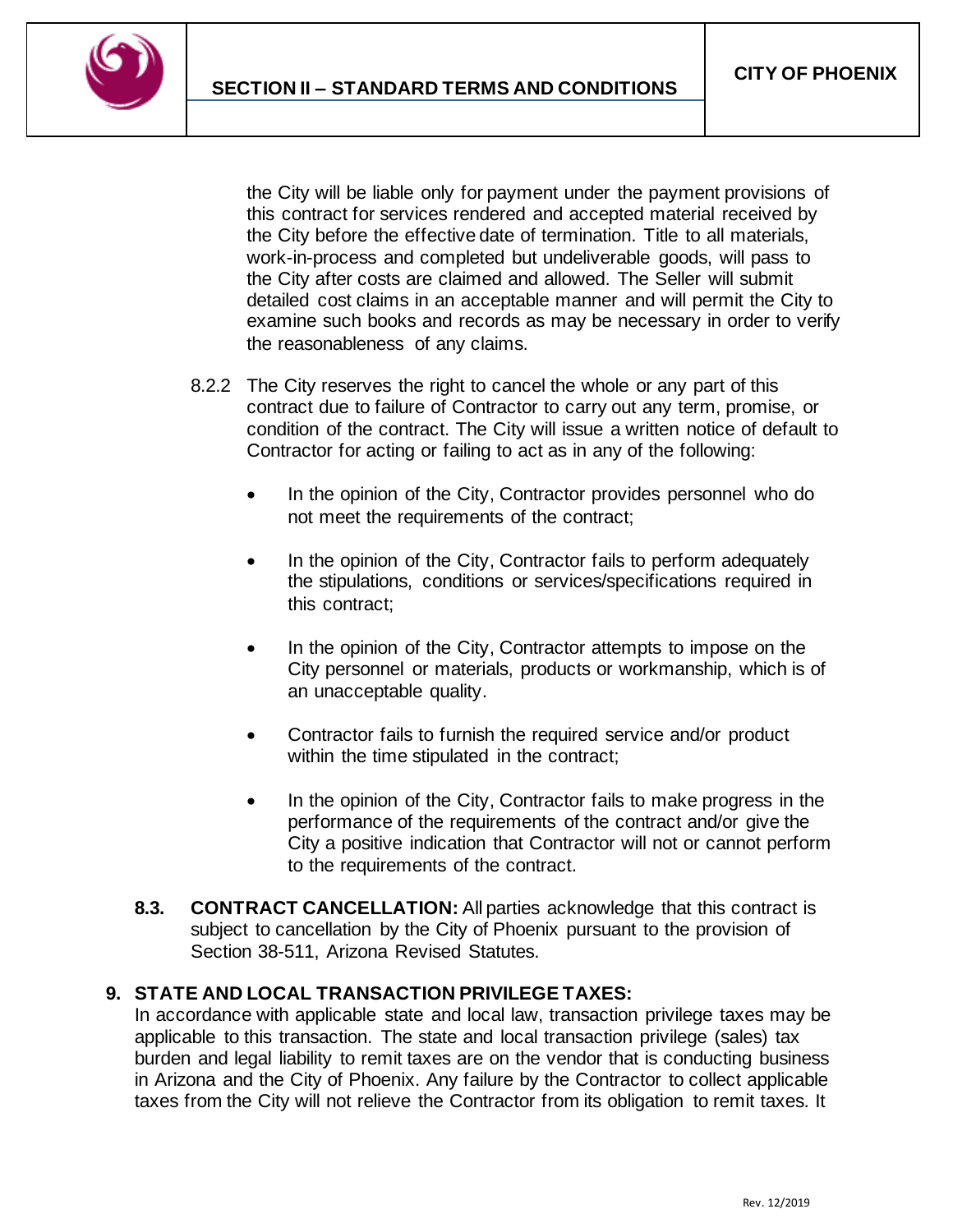the City will be liable only for payment under the payment provisions of this contract for services rendered and accepted material received by the City before the effective date of termination. Title to all materials, work-in-process and completed but undeliverable goods, will pass to the City after costs are claimed and allowed. The Seller will submit detailed cost claims in an acceptable manner and will permit the City to examine such books and records as may be necessary in order to verify the reasonableness of any claims.

8.2.2 The City reserves the right to cancel the whole or any part of this contract due to failure of Contractor to carry out any term, promise, or condition of the contract. The City will issue a written notice of default to Contractor for acting or failing to act as in any of the following:

- In the opinion of the City, Contractor provides personnel who do not meet the requirements of the contract;
- In the opinion of the City, Contractor fails to perform adequately the stipulations, conditions or services/specifications required in this contract;
- In the opinion of the City, Contractor attempts to impose on the City personnel or materials, products or workmanship, which is of an unacceptable quality.
- Contractor fails to furnish the required service and/or product within the time stipulated in the contract;
- In the opinion of the City, Contractor fails to make progress in the performance of the requirements of the contract and/or give the City a positive indication that Contractor will not or cannot perform to the requirements of the contract.

**8.3. CONTRACT CANCELLATION:** All parties acknowledge that this contract is subject to cancellation by the City of Phoenix pursuant to the provision of Section 38-511, Arizona Revised Statutes.

## 9. STATE AND LOCAL TRANSACTION PRIVILEGE TAXES:

In accordance with applicable state and local law, transaction privilege taxes may be applicable to this transaction. The state and local transaction privilege (sales) tax burden and legal liability to remit taxes are on the vendor that is conducting business in Arizona and the City of Phoenix. Any failure by the Contractor to collect applicable taxes from the City will not relieve the Contractor from its obligation to remit taxes. It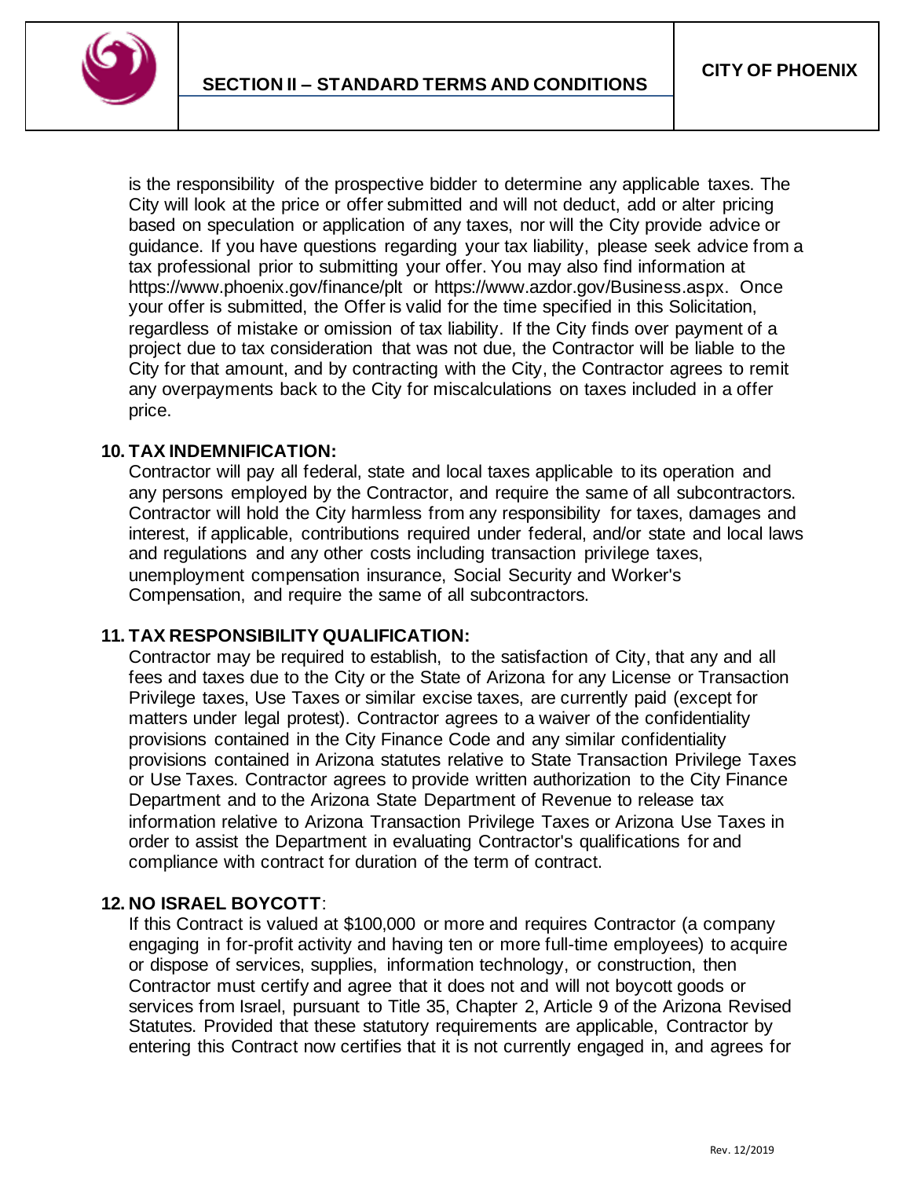is the responsibility of the prospective bidder to determine any applicable taxes. The City will look at the price or offer submitted and will not deduct, add or alter pricing based on speculation or application of any taxes, nor will the City provide advice or guidance. If you have questions regarding your tax liability, please seek advice from a tax professional prior to submitting your offer. You may also find information at https://www.phoenix.gov/finance/plt or https://www.azdor.gov/Business.aspx. Once your offer is submitted, the Offer is valid for the time specified in this Solicitation, regardless of mistake or omission of tax liability. If the City finds over payment of a project due to tax consideration that was not due, the Contractor will be liable to the City for that amount, and by contracting with the City, the Contractor agrees to remit any overpayments back to the City for miscalculations on taxes included in a offer price.

**10. TAX INDEMNIFICATION:**

Contractor will pay all federal, state and local taxes applicable to its operation and any persons employed by the Contractor, and require the same of all subcontractors. Contractor will hold the City harmless from any responsibility for taxes, damages and interest, if applicable, contributions required under federal, and/or state and local laws and regulations and any other costs including transaction privilege taxes, unemployment compensation insurance, Social Security and Worker's Compensation, and require the same of all subcontractors.

**11. TAX RESPONSIBILITY QUALIFICATION:**

Contractor may be required to establish, to the satisfaction of City, that any and all fees and taxes due to the City or the State of Arizona for any License or Transaction Privilege taxes, Use Taxes or similar excise taxes, are currently paid (except for matters under legal protest). Contractor agrees to a waiver of the confidentiality provisions contained in the City Finance Code and any similar confidentiality provisions contained in Arizona statutes relative to State Transaction Privilege Taxes or Use Taxes. Contractor agrees to provide written authorization to the City Finance Department and to the Arizona State Department of Revenue to release tax information relative to Arizona Transaction Privilege Taxes or Arizona Use Taxes in order to assist the Department in evaluating Contractor's qualifications for and compliance with contract for duration of the term of contract.

**12. NO ISRAEL BOYCOTT**:

If this Contract is valued at $100,000 or more and requires Contractor (a company engaging in for-profit activity and having ten or more full-time employees) to acquire or dispose of services, supplies, information technology, or construction, then Contractor must certify and agree that it does not and will not boycott goods or services from Israel, pursuant to Title 35, Chapter 2, Article 9 of the Arizona Revised Statutes. Provided that these statutory requirements are applicable, Contractor by entering this Contract now certifies that it is not currently engaged in, and agrees for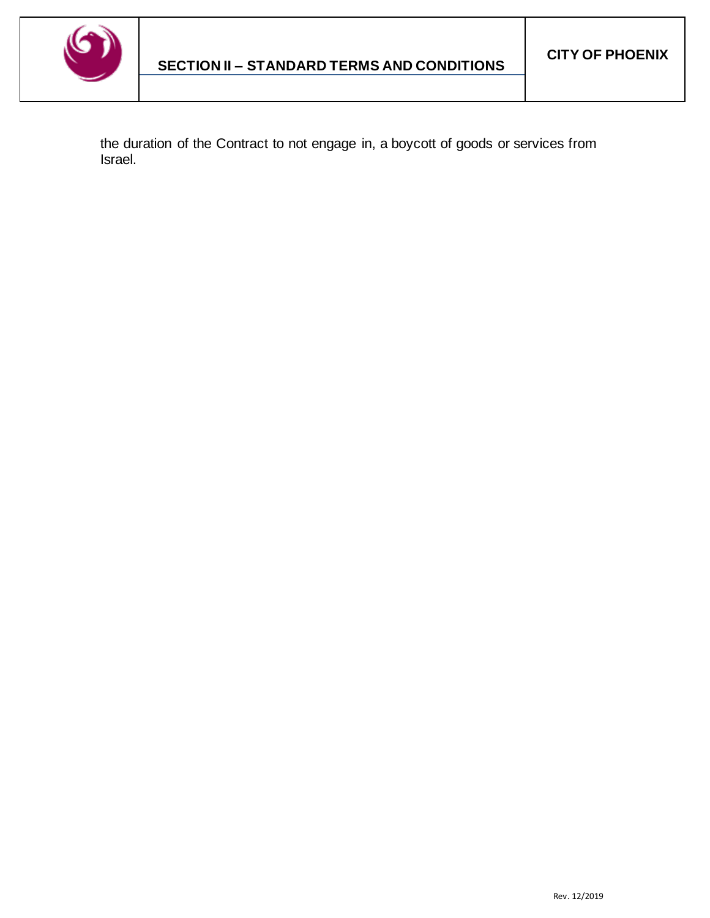the duration of the Contract to not engage in, a boycott of goods or services from Israel.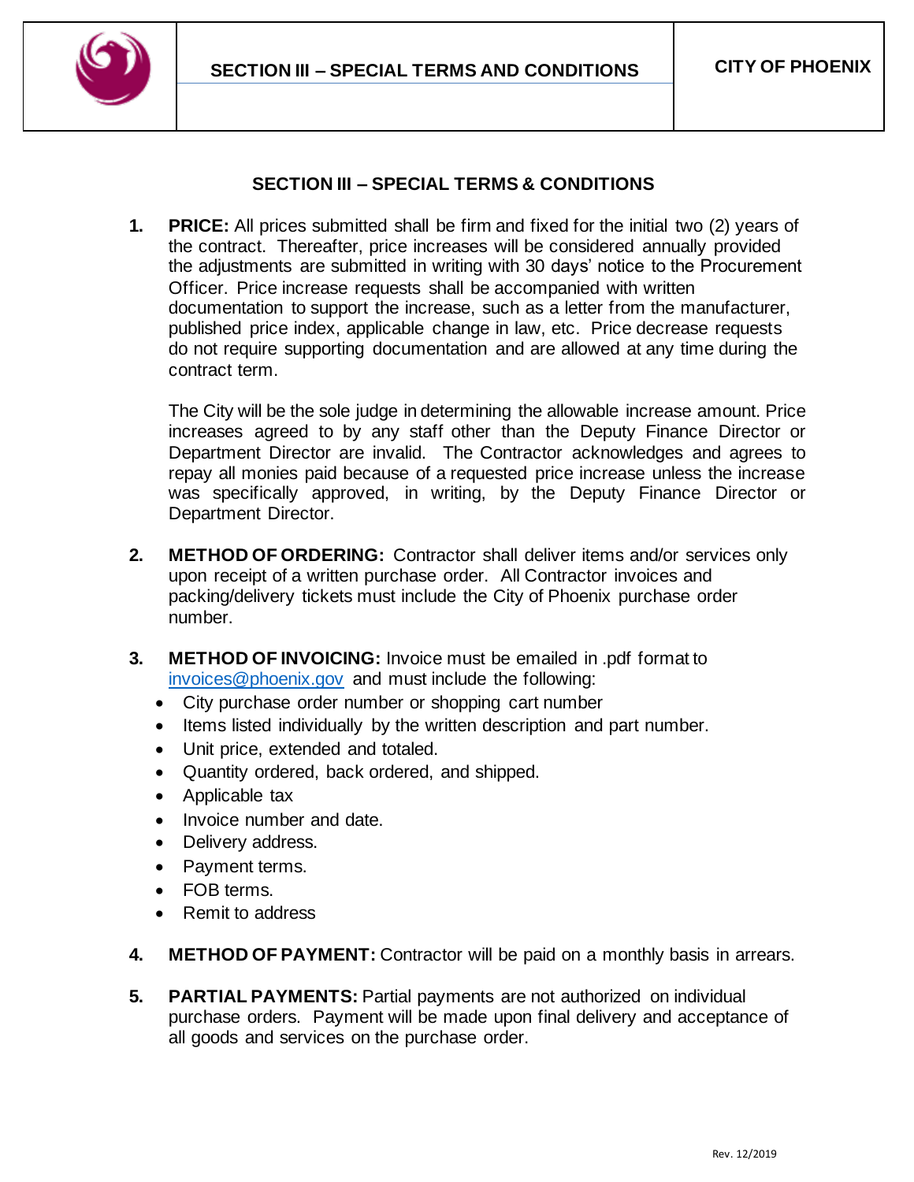## SECTION III – SPECIAL TERMS & CONDITIONS

1. **PRICE:** All prices submitted shall be firm and fixed for the initial two (2) years of the contract. Thereafter, price increases will be considered annually provided the adjustments are submitted in writing with 30 days' notice to the Procurement Officer. Price increase requests shall be accompanied with written documentation to support the increase, such as a letter from the manufacturer, published price index, applicable change in law, etc. Price decrease requests do not require supporting documentation and are allowed at any time during the contract term.

   The City will be the sole judge in determining the allowable increase amount. Price increases agreed to by any staff other than the Deputy Finance Director or Department Director are invalid. The Contractor acknowledges and agrees to repay all monies paid because of a requested price increase unless the increase was specifically approved, in writing, by the Deputy Finance Director or Department Director.

2. **METHOD OF ORDERING:** Contractor shall deliver items and/or services only upon receipt of a written purchase order. All Contractor invoices and packing/delivery tickets must include the City of Phoenix purchase order number.

3. **METHOD OF INVOICING:** Invoice must be emailed in .pdf format to invoices@phoenix.gov and must include the following:
   - City purchase order number or shopping cart number
   - Items listed individually by the written description and part number.
   - Unit price, extended and totaled.
   - Quantity ordered, back ordered, and shipped.
   - Applicable tax
   - Invoice number and date.
   - Delivery address.
   - Payment terms.
   - FOB terms.
   - Remit to address

4. **METHOD OF PAYMENT:** Contractor will be paid on a monthly basis in arrears.

5. **PARTIAL PAYMENTS:** Partial payments are not authorized on individual purchase orders. Payment will be made upon final delivery and acceptance of all goods and services on the purchase order.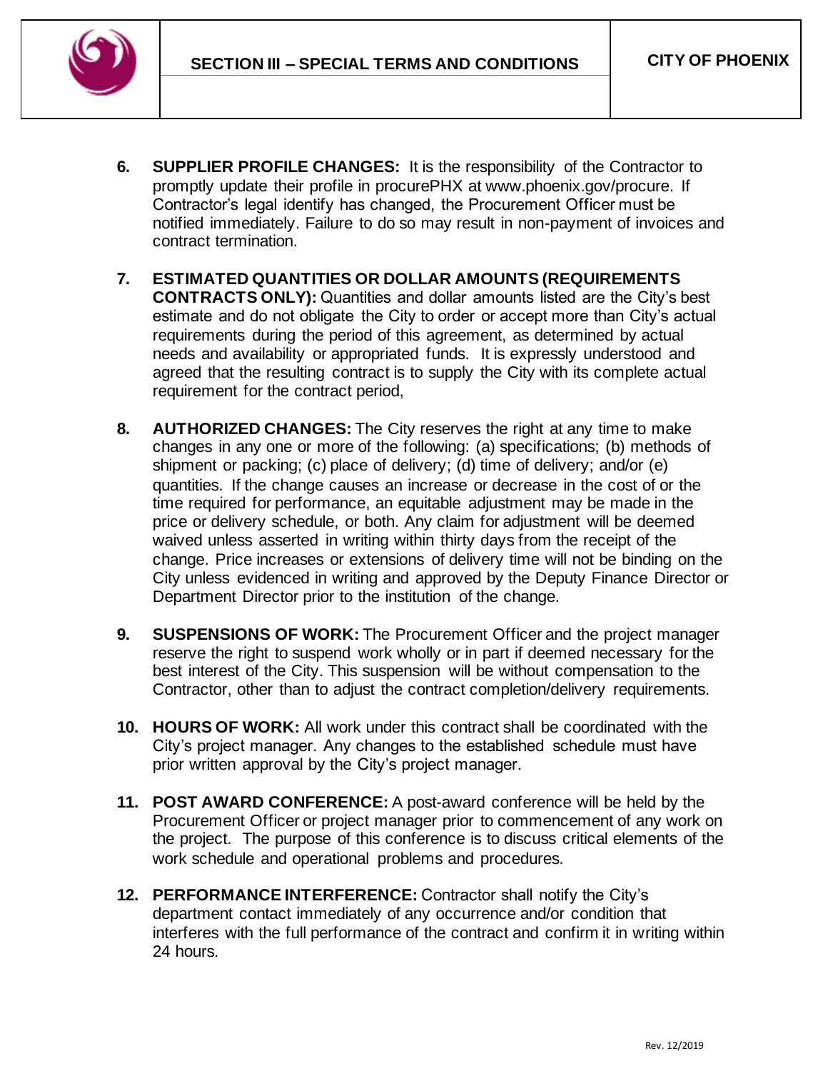6. **SUPPLIER PROFILE CHANGES:** It is the responsibility of the Contractor to promptly update their profile in procurePHX at www.phoenix.gov/procure. If Contractor's legal identify has changed, the Procurement Officer must be notified immediately. Failure to do so may result in non-payment of invoices and contract termination.

7. **ESTIMATED QUANTITIES OR DOLLAR AMOUNTS (REQUIREMENTS CONTRACTS ONLY):** Quantities and dollar amounts listed are the City's best estimate and do not obligate the City to order or accept more than City's actual requirements during the period of this agreement, as determined by actual needs and availability or appropriated funds. It is expressly understood and agreed that the resulting contract is to supply the City with its complete actual requirement for the contract period,

8. **AUTHORIZED CHANGES:** The City reserves the right at any time to make changes in any one or more of the following: (a) specifications; (b) methods of shipment or packing; (c) place of delivery; (d) time of delivery; and/or (e) quantities. If the change causes an increase or decrease in the cost of or the time required for performance, an equitable adjustment may be made in the price or delivery schedule, or both. Any claim for adjustment will be deemed waived unless asserted in writing within thirty days from the receipt of the change. Price increases or extensions of delivery time will not be binding on the City unless evidenced in writing and approved by the Deputy Finance Director or Department Director prior to the institution of the change.

9. **SUSPENSIONS OF WORK:** The Procurement Officer and the project manager reserve the right to suspend work wholly or in part if deemed necessary for the best interest of the City. This suspension will be without compensation to the Contractor, other than to adjust the contract completion/delivery requirements.

10. **HOURS OF WORK:** All work under this contract shall be coordinated with the City's project manager. Any changes to the established schedule must have prior written approval by the City's project manager.

11. **POST AWARD CONFERENCE:** A post-award conference will be held by the Procurement Officer or project manager prior to commencement of any work on the project. The purpose of this conference is to discuss critical elements of the work schedule and operational problems and procedures.

12. **PERFORMANCE INTERFERENCE:** Contractor shall notify the City's department contact immediately of any occurrence and/or condition that interferes with the full performance of the contract and confirm it in writing within 24 hours.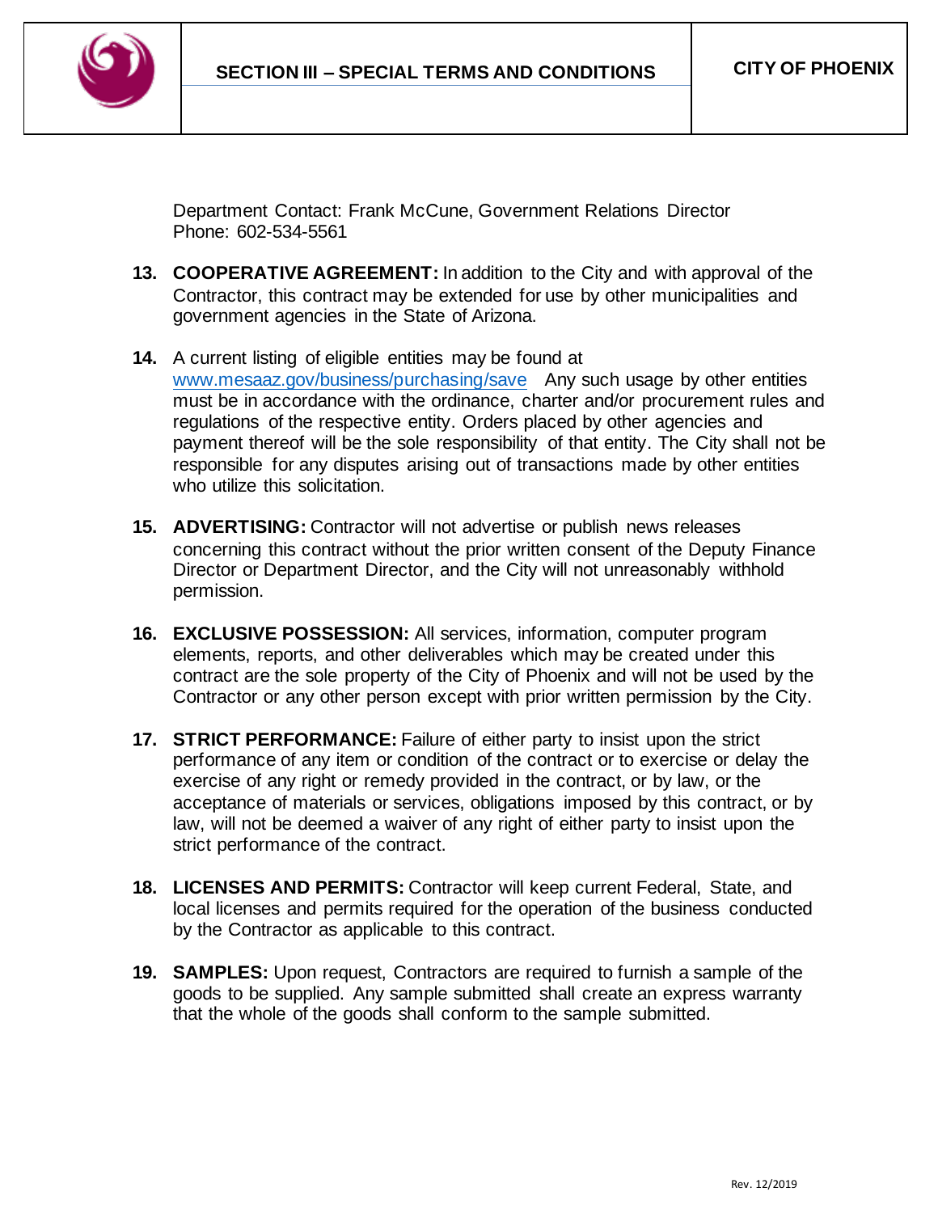Department Contact: Frank McCune, Government Relations Director
Phone: 602-534-5561

**13. COOPERATIVE AGREEMENT:** In addition to the City and with approval of the Contractor, this contract may be extended for use by other municipalities and government agencies in the State of Arizona.

**14.** A current listing of eligible entities may be found at www.mesaaz.gov/business/purchasing/save Any such usage by other entities must be in accordance with the ordinance, charter and/or procurement rules and regulations of the respective entity. Orders placed by other agencies and payment thereof will be the sole responsibility of that entity. The City shall not be responsible for any disputes arising out of transactions made by other entities who utilize this solicitation.

**15. ADVERTISING:** Contractor will not advertise or publish news releases concerning this contract without the prior written consent of the Deputy Finance Director or Department Director, and the City will not unreasonably withhold permission.

**16. EXCLUSIVE POSSESSION:** All services, information, computer program elements, reports, and other deliverables which may be created under this contract are the sole property of the City of Phoenix and will not be used by the Contractor or any other person except with prior written permission by the City.

**17. STRICT PERFORMANCE:** Failure of either party to insist upon the strict performance of any item or condition of the contract or to exercise or delay the exercise of any right or remedy provided in the contract, or by law, or the acceptance of materials or services, obligations imposed by this contract, or by law, will not be deemed a waiver of any right of either party to insist upon the strict performance of the contract.

**18. LICENSES AND PERMITS:** Contractor will keep current Federal, State, and local licenses and permits required for the operation of the business conducted by the Contractor as applicable to this contract.

**19. SAMPLES:** Upon request, Contractors are required to furnish a sample of the goods to be supplied. Any sample submitted shall create an express warranty that the whole of the goods shall conform to the sample submitted.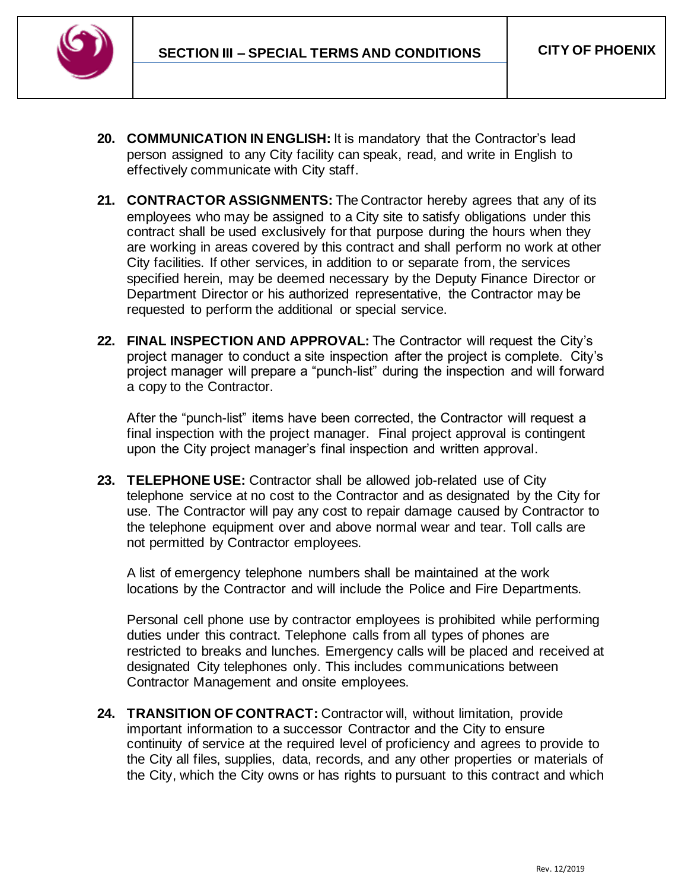20. **COMMUNICATION IN ENGLISH:** It is mandatory that the Contractor's lead person assigned to any City facility can speak, read, and write in English to effectively communicate with City staff.

21. **CONTRACTOR ASSIGNMENTS:** The Contractor hereby agrees that any of its employees who may be assigned to a City site to satisfy obligations under this contract shall be used exclusively for that purpose during the hours when they are working in areas covered by this contract and shall perform no work at other City facilities. If other services, in addition to or separate from, the services specified herein, may be deemed necessary by the Deputy Finance Director or Department Director or his authorized representative, the Contractor may be requested to perform the additional or special service.

22. **FINAL INSPECTION AND APPROVAL:** The Contractor will request the City's project manager to conduct a site inspection after the project is complete. City's project manager will prepare a "punch-list" during the inspection and will forward a copy to the Contractor.

    After the "punch-list" items have been corrected, the Contractor will request a final inspection with the project manager. Final project approval is contingent upon the City project manager's final inspection and written approval.

23. **TELEPHONE USE:** Contractor shall be allowed job-related use of City telephone service at no cost to the Contractor and as designated by the City for use. The Contractor will pay any cost to repair damage caused by Contractor to the telephone equipment over and above normal wear and tear. Toll calls are not permitted by Contractor employees.

    A list of emergency telephone numbers shall be maintained at the work locations by the Contractor and will include the Police and Fire Departments.

    Personal cell phone use by contractor employees is prohibited while performing duties under this contract. Telephone calls from all types of phones are restricted to breaks and lunches. Emergency calls will be placed and received at designated City telephones only. This includes communications between Contractor Management and onsite employees.

24. **TRANSITION OF CONTRACT:** Contractor will, without limitation, provide important information to a successor Contractor and the City to ensure continuity of service at the required level of proficiency and agrees to provide to the City all files, supplies, data, records, and any other properties or materials of the City, which the City owns or has rights to pursuant to this contract and which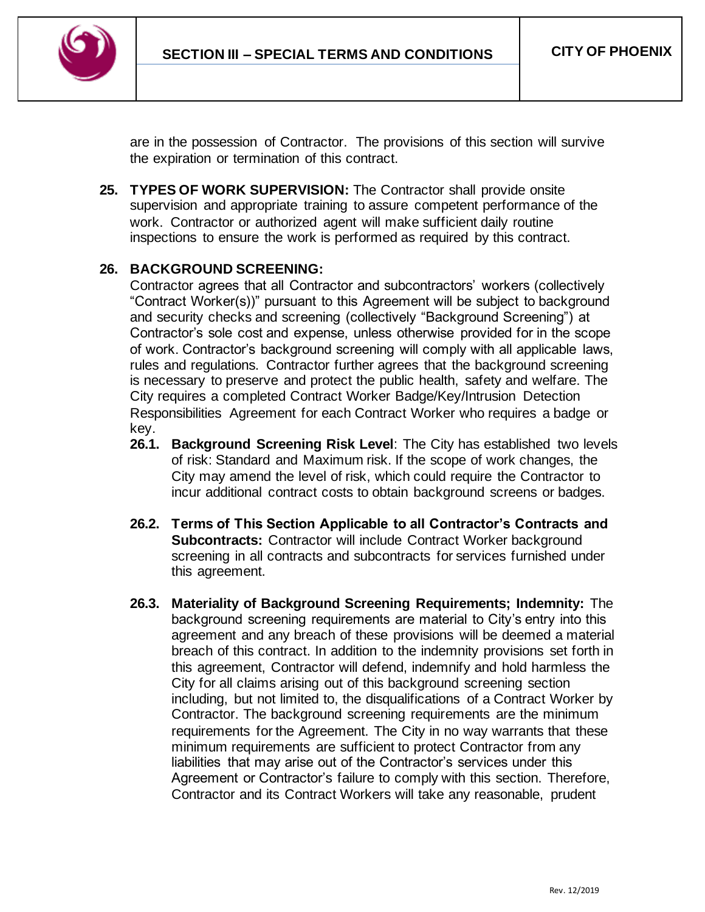are in the possession of Contractor. The provisions of this section will survive the expiration or termination of this contract.

**25. TYPES OF WORK SUPERVISION:** The Contractor shall provide onsite supervision and appropriate training to assure competent performance of the work. Contractor or authorized agent will make sufficient daily routine inspections to ensure the work is performed as required by this contract.

**26. BACKGROUND SCREENING:**

Contractor agrees that all Contractor and subcontractors' workers (collectively "Contract Worker(s))" pursuant to this Agreement will be subject to background and security checks and screening (collectively "Background Screening") at Contractor's sole cost and expense, unless otherwise provided for in the scope of work. Contractor's background screening will comply with all applicable laws, rules and regulations. Contractor further agrees that the background screening is necessary to preserve and protect the public health, safety and welfare. The City requires a completed Contract Worker Badge/Key/Intrusion Detection Responsibilities Agreement for each Contract Worker who requires a badge or key.

**26.1. Background Screening Risk Level**: The City has established two levels of risk: Standard and Maximum risk. If the scope of work changes, the City may amend the level of risk, which could require the Contractor to incur additional contract costs to obtain background screens or badges.

**26.2. Terms of This Section Applicable to all Contractor's Contracts and Subcontracts:** Contractor will include Contract Worker background screening in all contracts and subcontracts for services furnished under this agreement.

**26.3. Materiality of Background Screening Requirements; Indemnity:** The background screening requirements are material to City's entry into this agreement and any breach of these provisions will be deemed a material breach of this contract. In addition to the indemnity provisions set forth in this agreement, Contractor will defend, indemnify and hold harmless the City for all claims arising out of this background screening section including, but not limited to, the disqualifications of a Contract Worker by Contractor. The background screening requirements are the minimum requirements for the Agreement. The City in no way warrants that these minimum requirements are sufficient to protect Contractor from any liabilities that may arise out of the Contractor's services under this Agreement or Contractor's failure to comply with this section. Therefore, Contractor and its Contract Workers will take any reasonable, prudent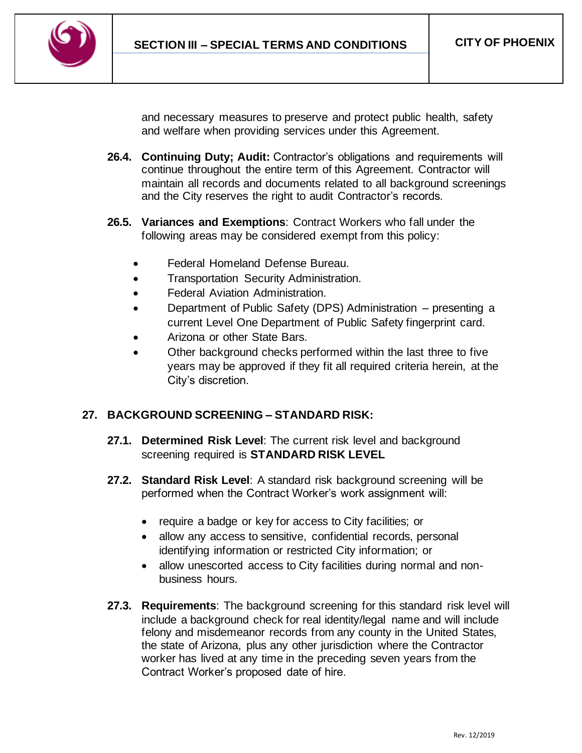and necessary measures to preserve and protect public health, safety and welfare when providing services under this Agreement.

**26.4. Continuing Duty; Audit:** Contractor's obligations and requirements will continue throughout the entire term of this Agreement. Contractor will maintain all records and documents related to all background screenings and the City reserves the right to audit Contractor's records.

**26.5. Variances and Exemptions**: Contract Workers who fall under the following areas may be considered exempt from this policy:

- Federal Homeland Defense Bureau.
- Transportation Security Administration.
- Federal Aviation Administration.
- Department of Public Safety (DPS) Administration – presenting a current Level One Department of Public Safety fingerprint card.
- Arizona or other State Bars.
- Other background checks performed within the last three to five years may be approved if they fit all required criteria herein, at the City's discretion.

## 27. BACKGROUND SCREENING – STANDARD RISK:

**27.1. Determined Risk Level**: The current risk level and background screening required is **STANDARD RISK LEVEL**

**27.2. Standard Risk Level**: A standard risk background screening will be performed when the Contract Worker's work assignment will:

- require a badge or key for access to City facilities; or
- allow any access to sensitive, confidential records, personal identifying information or restricted City information; or
- allow unescorted access to City facilities during normal and non-business hours.

**27.3. Requirements**: The background screening for this standard risk level will include a background check for real identity/legal name and will include felony and misdemeanor records from any county in the United States, the state of Arizona, plus any other jurisdiction where the Contractor worker has lived at any time in the preceding seven years from the Contract Worker's proposed date of hire.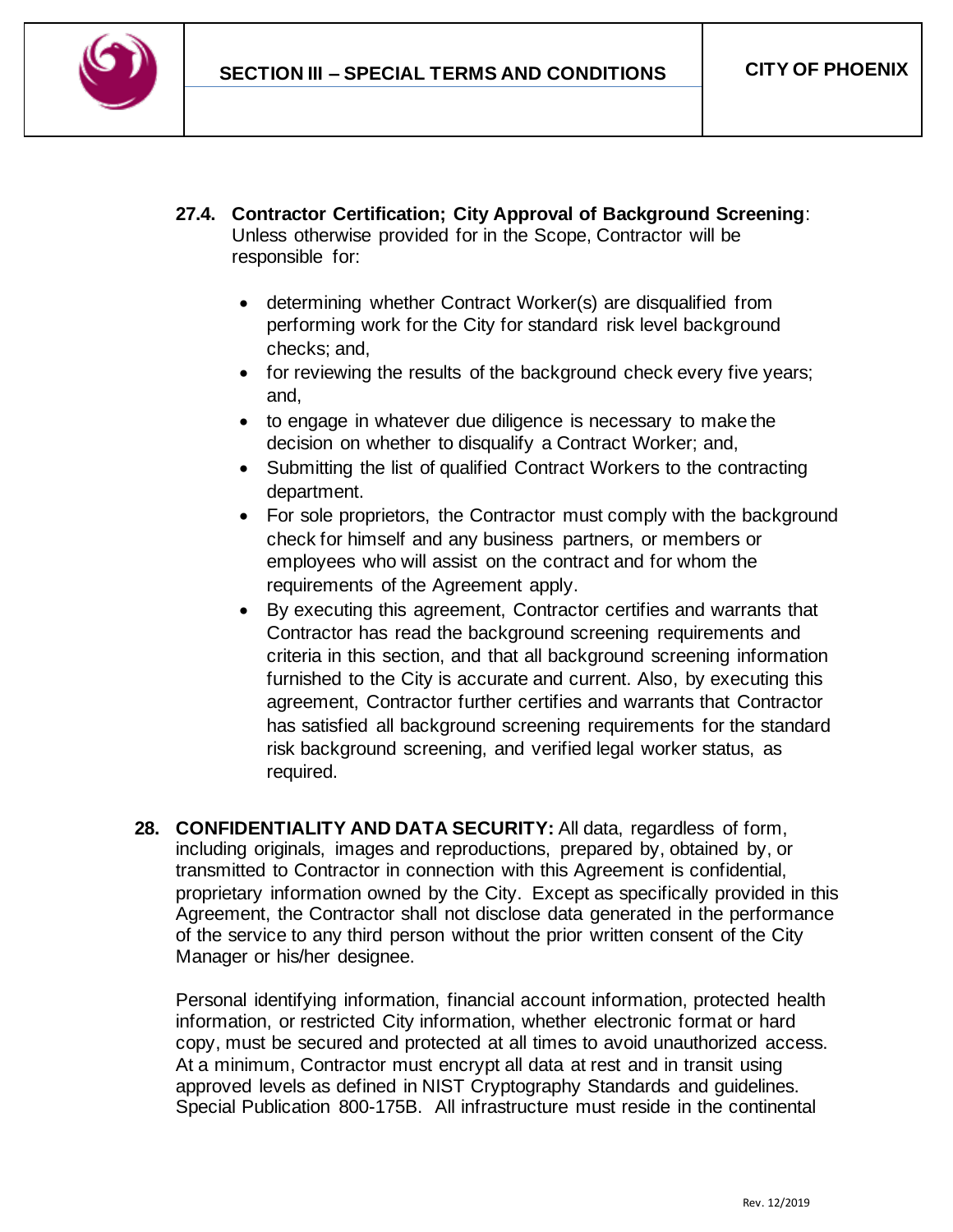**27.4. Contractor Certification; City Approval of Background Screening**: Unless otherwise provided for in the Scope, Contractor will be responsible for:

- determining whether Contract Worker(s) are disqualified from performing work for the City for standard risk level background checks; and,
- for reviewing the results of the background check every five years; and,
- to engage in whatever due diligence is necessary to make the decision on whether to disqualify a Contract Worker; and,
- Submitting the list of qualified Contract Workers to the contracting department.
- For sole proprietors, the Contractor must comply with the background check for himself and any business partners, or members or employees who will assist on the contract and for whom the requirements of the Agreement apply.
- By executing this agreement, Contractor certifies and warrants that Contractor has read the background screening requirements and criteria in this section, and that all background screening information furnished to the City is accurate and current. Also, by executing this agreement, Contractor further certifies and warrants that Contractor has satisfied all background screening requirements for the standard risk background screening, and verified legal worker status, as required.

**28. CONFIDENTIALITY AND DATA SECURITY:** All data, regardless of form, including originals, images and reproductions, prepared by, obtained by, or transmitted to Contractor in connection with this Agreement is confidential, proprietary information owned by the City. Except as specifically provided in this Agreement, the Contractor shall not disclose data generated in the performance of the service to any third person without the prior written consent of the City Manager or his/her designee.

Personal identifying information, financial account information, protected health information, or restricted City information, whether electronic format or hard copy, must be secured and protected at all times to avoid unauthorized access. At a minimum, Contractor must encrypt all data at rest and in transit using approved levels as defined in NIST Cryptography Standards and guidelines. Special Publication 800-175B. All infrastructure must reside in the continental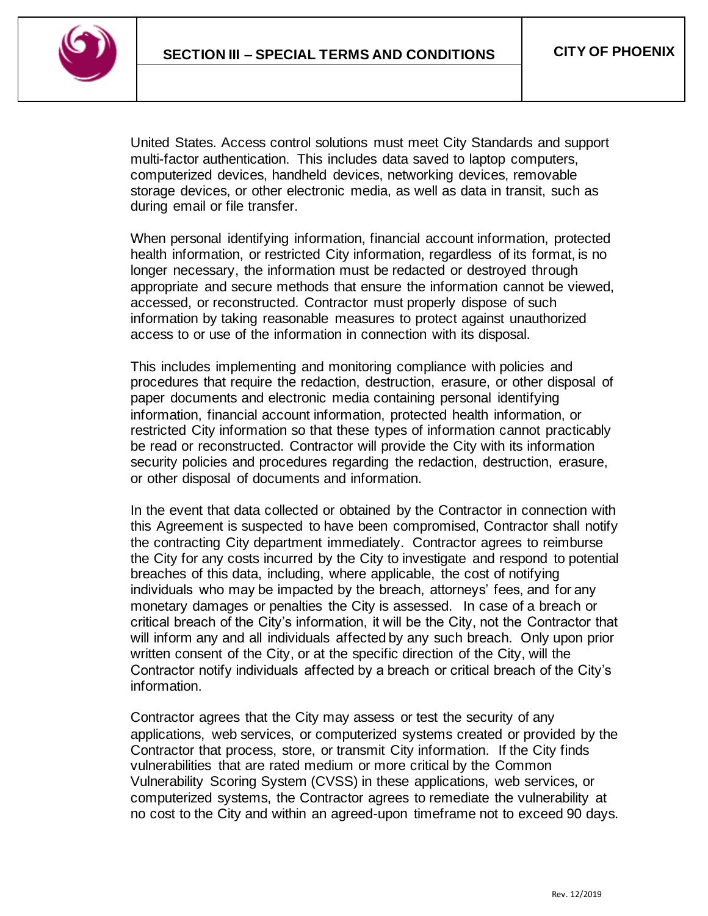United States. Access control solutions must meet City Standards and support multi-factor authentication. This includes data saved to laptop computers, computerized devices, handheld devices, networking devices, removable storage devices, or other electronic media, as well as data in transit, such as during email or file transfer.

When personal identifying information, financial account information, protected health information, or restricted City information, regardless of its format, is no longer necessary, the information must be redacted or destroyed through appropriate and secure methods that ensure the information cannot be viewed, accessed, or reconstructed. Contractor must properly dispose of such information by taking reasonable measures to protect against unauthorized access to or use of the information in connection with its disposal.

This includes implementing and monitoring compliance with policies and procedures that require the redaction, destruction, erasure, or other disposal of paper documents and electronic media containing personal identifying information, financial account information, protected health information, or restricted City information so that these types of information cannot practicably be read or reconstructed. Contractor will provide the City with its information security policies and procedures regarding the redaction, destruction, erasure, or other disposal of documents and information.

In the event that data collected or obtained by the Contractor in connection with this Agreement is suspected to have been compromised, Contractor shall notify the contracting City department immediately. Contractor agrees to reimburse the City for any costs incurred by the City to investigate and respond to potential breaches of this data, including, where applicable, the cost of notifying individuals who may be impacted by the breach, attorneys' fees, and for any monetary damages or penalties the City is assessed. In case of a breach or critical breach of the City's information, it will be the City, not the Contractor that will inform any and all individuals affected by any such breach. Only upon prior written consent of the City, or at the specific direction of the City, will the Contractor notify individuals affected by a breach or critical breach of the City's information.

Contractor agrees that the City may assess or test the security of any applications, web services, or computerized systems created or provided by the Contractor that process, store, or transmit City information. If the City finds vulnerabilities that are rated medium or more critical by the Common Vulnerability Scoring System (CVSS) in these applications, web services, or computerized systems, the Contractor agrees to remediate the vulnerability at no cost to the City and within an agreed-upon timeframe not to exceed 90 days.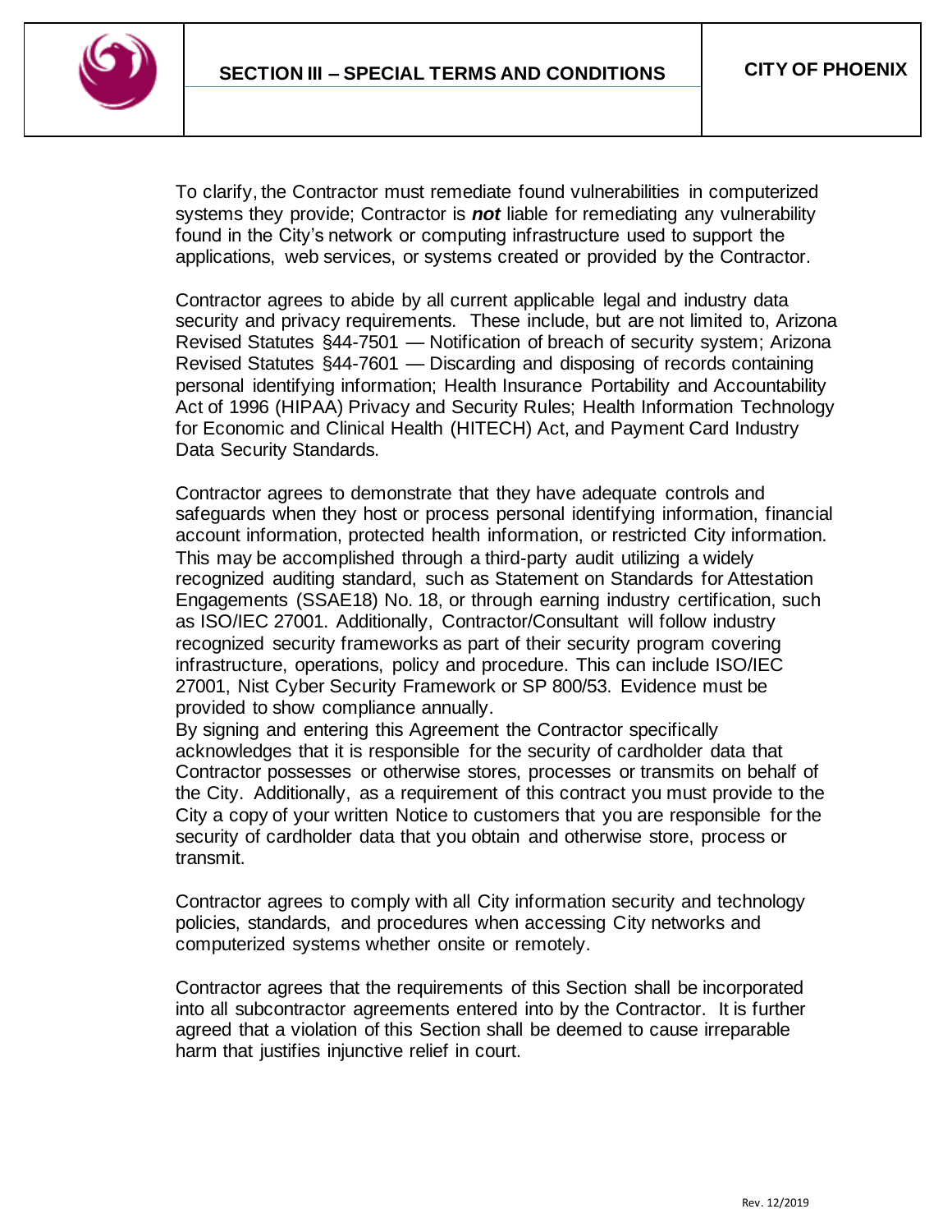To clarify, the Contractor must remediate found vulnerabilities in computerized systems they provide; Contractor is ***not*** liable for remediating any vulnerability found in the City's network or computing infrastructure used to support the applications, web services, or systems created or provided by the Contractor.

Contractor agrees to abide by all current applicable legal and industry data security and privacy requirements. These include, but are not limited to, Arizona Revised Statutes §44-7501 — Notification of breach of security system; Arizona Revised Statutes §44-7601 — Discarding and disposing of records containing personal identifying information; Health Insurance Portability and Accountability Act of 1996 (HIPAA) Privacy and Security Rules; Health Information Technology for Economic and Clinical Health (HITECH) Act, and Payment Card Industry Data Security Standards.

Contractor agrees to demonstrate that they have adequate controls and safeguards when they host or process personal identifying information, financial account information, protected health information, or restricted City information. This may be accomplished through a third-party audit utilizing a widely recognized auditing standard, such as Statement on Standards for Attestation Engagements (SSAE18) No. 18, or through earning industry certification, such as ISO/IEC 27001. Additionally, Contractor/Consultant will follow industry recognized security frameworks as part of their security program covering infrastructure, operations, policy and procedure. This can include ISO/IEC 27001, Nist Cyber Security Framework or SP 800/53. Evidence must be provided to show compliance annually.
By signing and entering this Agreement the Contractor specifically acknowledges that it is responsible for the security of cardholder data that Contractor possesses or otherwise stores, processes or transmits on behalf of the City. Additionally, as a requirement of this contract you must provide to the City a copy of your written Notice to customers that you are responsible for the security of cardholder data that you obtain and otherwise store, process or transmit.

Contractor agrees to comply with all City information security and technology policies, standards, and procedures when accessing City networks and computerized systems whether onsite or remotely.

Contractor agrees that the requirements of this Section shall be incorporated into all subcontractor agreements entered into by the Contractor. It is further agreed that a violation of this Section shall be deemed to cause irreparable harm that justifies injunctive relief in court.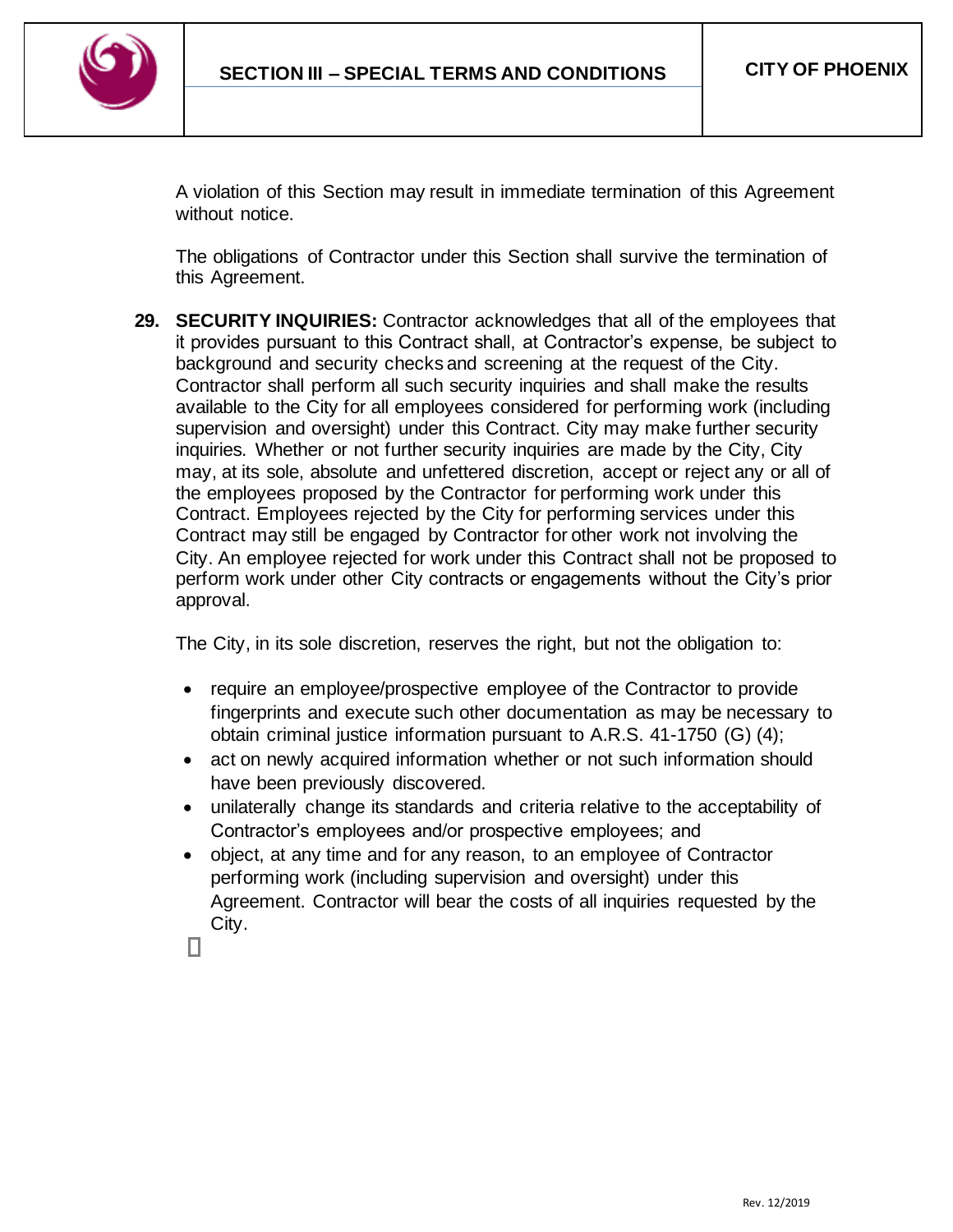A violation of this Section may result in immediate termination of this Agreement without notice.

The obligations of Contractor under this Section shall survive the termination of this Agreement.

**29. SECURITY INQUIRIES:** Contractor acknowledges that all of the employees that it provides pursuant to this Contract shall, at Contractor's expense, be subject to background and security checks and screening at the request of the City. Contractor shall perform all such security inquiries and shall make the results available to the City for all employees considered for performing work (including supervision and oversight) under this Contract. City may make further security inquiries. Whether or not further security inquiries are made by the City, City may, at its sole, absolute and unfettered discretion, accept or reject any or all of the employees proposed by the Contractor for performing work under this Contract. Employees rejected by the City for performing services under this Contract may still be engaged by Contractor for other work not involving the City. An employee rejected for work under this Contract shall not be proposed to perform work under other City contracts or engagements without the City's prior approval.

The City, in its sole discretion, reserves the right, but not the obligation to:

- require an employee/prospective employee of the Contractor to provide fingerprints and execute such other documentation as may be necessary to obtain criminal justice information pursuant to A.R.S. 41-1750 (G) (4);
- act on newly acquired information whether or not such information should have been previously discovered.
- unilaterally change its standards and criteria relative to the acceptability of Contractor's employees and/or prospective employees; and
- object, at any time and for any reason, to an employee of Contractor performing work (including supervision and oversight) under this Agreement. Contractor will bear the costs of all inquiries requested by the City.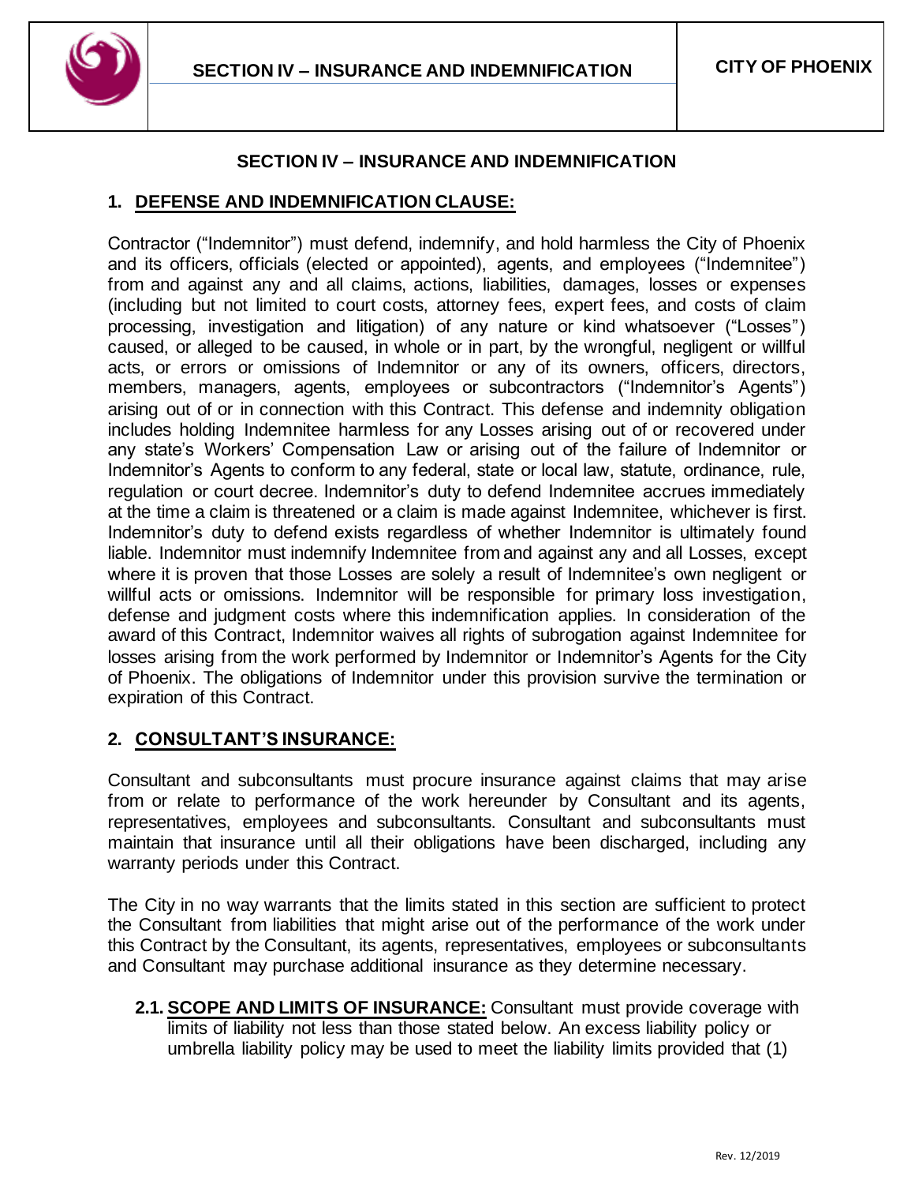## SECTION IV – INSURANCE AND INDEMNIFICATION

### 1. DEFENSE AND INDEMNIFICATION CLAUSE:

Contractor ("Indemnitor") must defend, indemnify, and hold harmless the City of Phoenix and its officers, officials (elected or appointed), agents, and employees ("Indemnitee") from and against any and all claims, actions, liabilities, damages, losses or expenses (including but not limited to court costs, attorney fees, expert fees, and costs of claim processing, investigation and litigation) of any nature or kind whatsoever ("Losses") caused, or alleged to be caused, in whole or in part, by the wrongful, negligent or willful acts, or errors or omissions of Indemnitor or any of its owners, officers, directors, members, managers, agents, employees or subcontractors ("Indemnitor's Agents") arising out of or in connection with this Contract. This defense and indemnity obligation includes holding Indemnitee harmless for any Losses arising out of or recovered under any state's Workers' Compensation Law or arising out of the failure of Indemnitor or Indemnitor's Agents to conform to any federal, state or local law, statute, ordinance, rule, regulation or court decree. Indemnitor's duty to defend Indemnitee accrues immediately at the time a claim is threatened or a claim is made against Indemnitee, whichever is first. Indemnitor's duty to defend exists regardless of whether Indemnitor is ultimately found liable. Indemnitor must indemnify Indemnitee from and against any and all Losses, except where it is proven that those Losses are solely a result of Indemnitee's own negligent or willful acts or omissions. Indemnitor will be responsible for primary loss investigation, defense and judgment costs where this indemnification applies. In consideration of the award of this Contract, Indemnitor waives all rights of subrogation against Indemnitee for losses arising from the work performed by Indemnitor or Indemnitor's Agents for the City of Phoenix. The obligations of Indemnitor under this provision survive the termination or expiration of this Contract.

### 2. CONSULTANT'S INSURANCE:

Consultant and subconsultants must procure insurance against claims that may arise from or relate to performance of the work hereunder by Consultant and its agents, representatives, employees and subconsultants. Consultant and subconsultants must maintain that insurance until all their obligations have been discharged, including any warranty periods under this Contract.

The City in no way warrants that the limits stated in this section are sufficient to protect the Consultant from liabilities that might arise out of the performance of the work under this Contract by the Consultant, its agents, representatives, employees or subconsultants and Consultant may purchase additional insurance as they determine necessary.

**2.1. SCOPE AND LIMITS OF INSURANCE:** Consultant must provide coverage with limits of liability not less than those stated below. An excess liability policy or umbrella liability policy may be used to meet the liability limits provided that (1)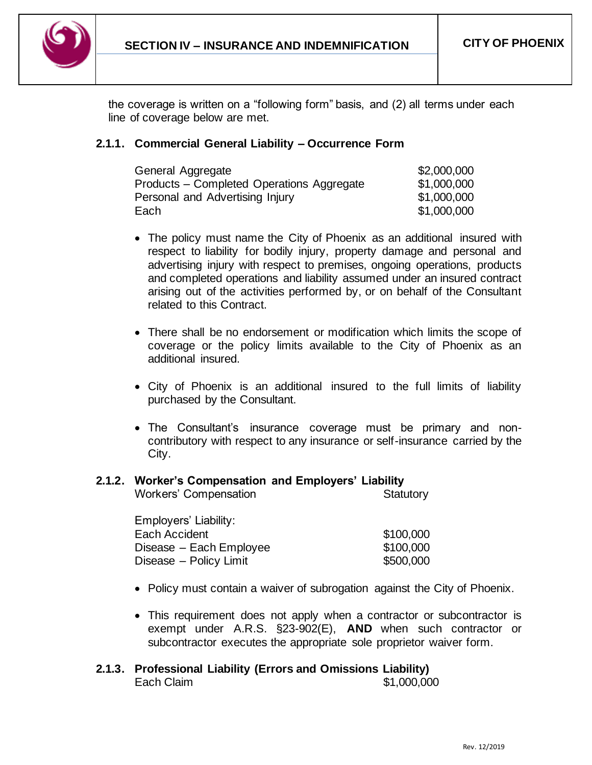the coverage is written on a "following form" basis, and (2) all terms under each line of coverage below are met.

### 2.1.1. Commercial General Liability – Occurrence Form

| | |
|---|---|
| General Aggregate | $2,000,000 |
| Products – Completed Operations Aggregate | $1,000,000 |
| Personal and Advertising Injury | $1,000,000 |
| Each | $1,000,000 |

- The policy must name the City of Phoenix as an additional insured with respect to liability for bodily injury, property damage and personal and advertising injury with respect to premises, ongoing operations, products and completed operations and liability assumed under an insured contract arising out of the activities performed by, or on behalf of the Consultant related to this Contract.

- There shall be no endorsement or modification which limits the scope of coverage or the policy limits available to the City of Phoenix as an additional insured.

- City of Phoenix is an additional insured to the full limits of liability purchased by the Consultant.

- The Consultant's insurance coverage must be primary and non-contributory with respect to any insurance or self-insurance carried by the City.

### 2.1.2. Worker's Compensation and Employers' Liability

| | |
|---|---|
| Workers' Compensation | Statutory |

Employers' Liability:

| | |
|---|---|
| Each Accident | $100,000 |
| Disease – Each Employee | $100,000 |
| Disease – Policy Limit | $500,000 |

- Policy must contain a waiver of subrogation against the City of Phoenix.

- This requirement does not apply when a contractor or subcontractor is exempt under A.R.S. §23-902(E), **AND** when such contractor or subcontractor executes the appropriate sole proprietor waiver form.

### 2.1.3. Professional Liability (Errors and Omissions Liability)

| | |
|---|---|
| Each Claim | $1,000,000 |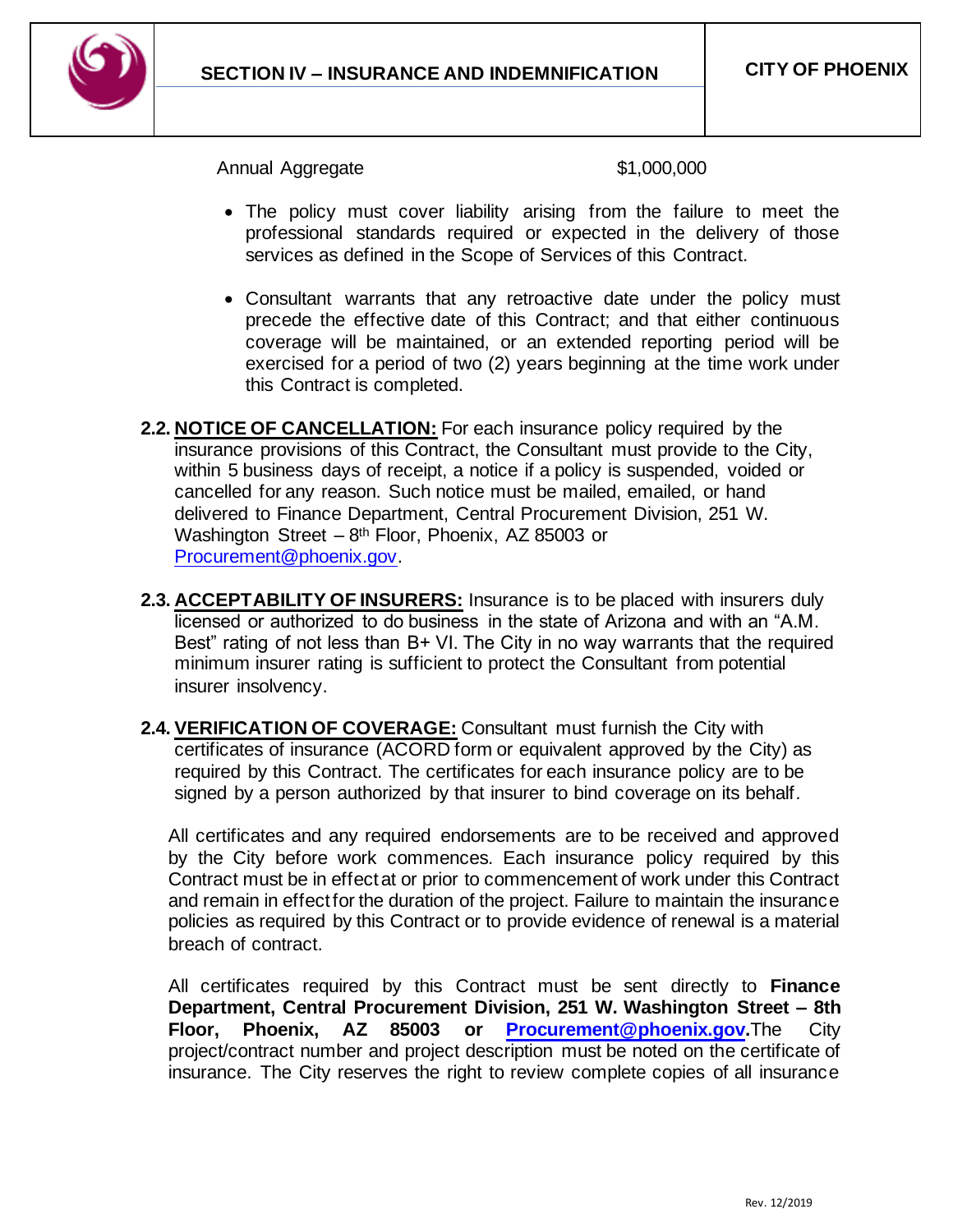| Annual Aggregate | $1,000,000 |
|---|---|

- The policy must cover liability arising from the failure to meet the professional standards required or expected in the delivery of those services as defined in the Scope of Services of this Contract.

- Consultant warrants that any retroactive date under the policy must precede the effective date of this Contract; and that either continuous coverage will be maintained, or an extended reporting period will be exercised for a period of two (2) years beginning at the time work under this Contract is completed.

**2.2. NOTICE OF CANCELLATION:** For each insurance policy required by the insurance provisions of this Contract, the Consultant must provide to the City, within 5 business days of receipt, a notice if a policy is suspended, voided or cancelled for any reason. Such notice must be mailed, emailed, or hand delivered to Finance Department, Central Procurement Division, 251 W. Washington Street – 8th Floor, Phoenix, AZ 85003 or Procurement@phoenix.gov.

**2.3. ACCEPTABILITY OF INSURERS:** Insurance is to be placed with insurers duly licensed or authorized to do business in the state of Arizona and with an "A.M. Best" rating of not less than B+ VI. The City in no way warrants that the required minimum insurer rating is sufficient to protect the Consultant from potential insurer insolvency.

**2.4. VERIFICATION OF COVERAGE:** Consultant must furnish the City with certificates of insurance (ACORD form or equivalent approved by the City) as required by this Contract. The certificates for each insurance policy are to be signed by a person authorized by that insurer to bind coverage on its behalf.

All certificates and any required endorsements are to be received and approved by the City before work commences. Each insurance policy required by this Contract must be in effect at or prior to commencement of work under this Contract and remain in effect for the duration of the project. Failure to maintain the insurance policies as required by this Contract or to provide evidence of renewal is a material breach of contract.

All certificates required by this Contract must be sent directly to **Finance Department, Central Procurement Division, 251 W. Washington Street – 8th Floor, Phoenix, AZ 85003 or Procurement@phoenix.gov.** The City project/contract number and project description must be noted on the certificate of insurance. The City reserves the right to review complete copies of all insurance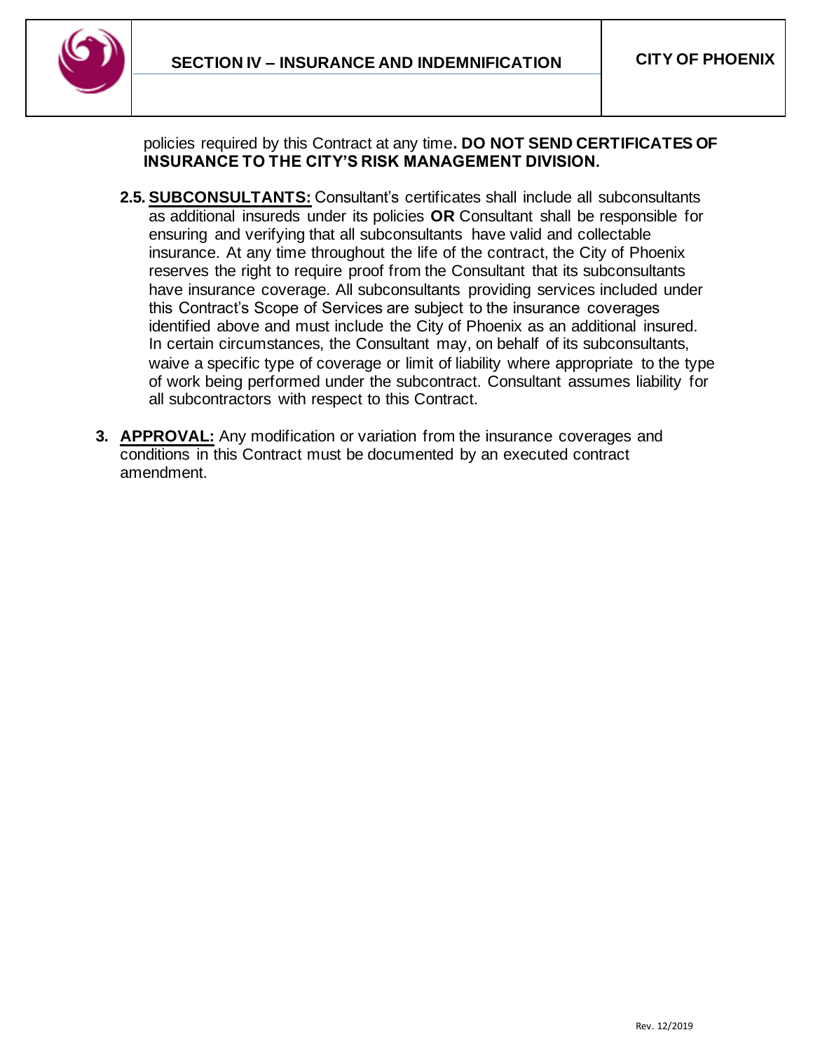policies required by this Contract at any time**. DO NOT SEND CERTIFICATES OF INSURANCE TO THE CITY'S RISK MANAGEMENT DIVISION.**

**2.5. SUBCONSULTANTS:** Consultant's certificates shall include all subconsultants as additional insureds under its policies **OR** Consultant shall be responsible for ensuring and verifying that all subconsultants have valid and collectable insurance. At any time throughout the life of the contract, the City of Phoenix reserves the right to require proof from the Consultant that its subconsultants have insurance coverage. All subconsultants providing services included under this Contract's Scope of Services are subject to the insurance coverages identified above and must include the City of Phoenix as an additional insured. In certain circumstances, the Consultant may, on behalf of its subconsultants, waive a specific type of coverage or limit of liability where appropriate to the type of work being performed under the subcontract. Consultant assumes liability for all subcontractors with respect to this Contract.

**3. APPROVAL:** Any modification or variation from the insurance coverages and conditions in this Contract must be documented by an executed contract amendment.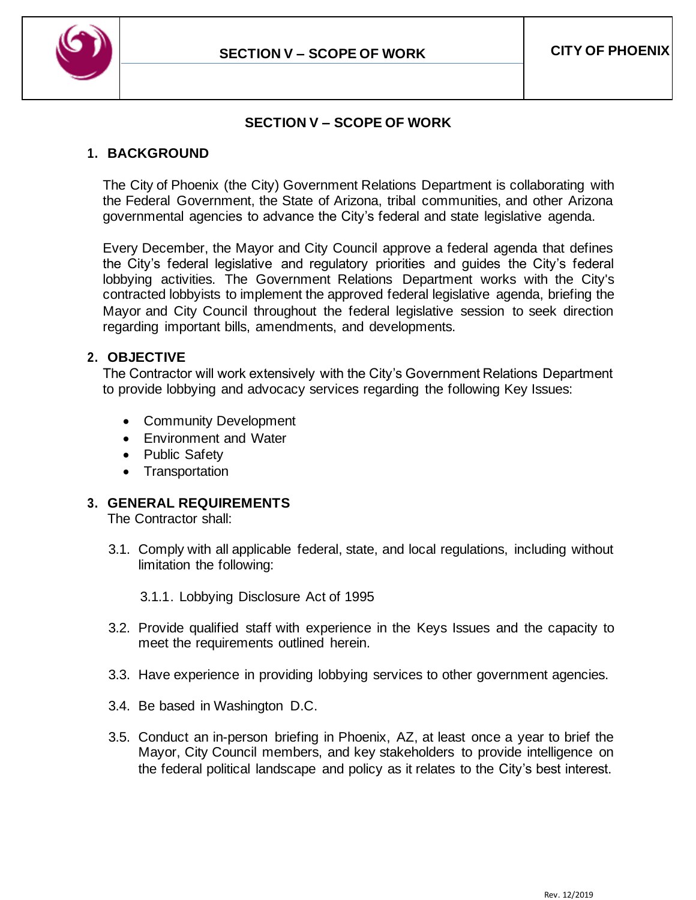# SECTION V – SCOPE OF WORK

## 1. BACKGROUND

The City of Phoenix (the City) Government Relations Department is collaborating with the Federal Government, the State of Arizona, tribal communities, and other Arizona governmental agencies to advance the City's federal and state legislative agenda.

Every December, the Mayor and City Council approve a federal agenda that defines the City's federal legislative and regulatory priorities and guides the City's federal lobbying activities. The Government Relations Department works with the City's contracted lobbyists to implement the approved federal legislative agenda, briefing the Mayor and City Council throughout the federal legislative session to seek direction regarding important bills, amendments, and developments.

## 2. OBJECTIVE

The Contractor will work extensively with the City's Government Relations Department to provide lobbying and advocacy services regarding the following Key Issues:

- Community Development
- Environment and Water
- Public Safety
- Transportation

## 3. GENERAL REQUIREMENTS

The Contractor shall:

3.1. Comply with all applicable federal, state, and local regulations, including without limitation the following:

   3.1.1. Lobbying Disclosure Act of 1995

3.2. Provide qualified staff with experience in the Keys Issues and the capacity to meet the requirements outlined herein.

3.3. Have experience in providing lobbying services to other government agencies.

3.4. Be based in Washington D.C.

3.5. Conduct an in-person briefing in Phoenix, AZ, at least once a year to brief the Mayor, City Council members, and key stakeholders to provide intelligence on the federal political landscape and policy as it relates to the City's best interest.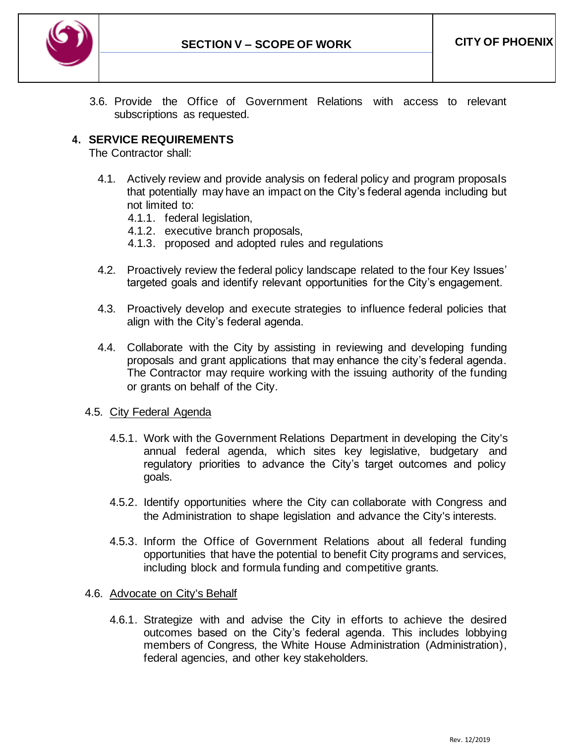3.6. Provide the Office of Government Relations with access to relevant subscriptions as requested.

## 4. SERVICE REQUIREMENTS

The Contractor shall:

4.1. Actively review and provide analysis on federal policy and program proposals that potentially may have an impact on the City's federal agenda including but not limited to:

- 4.1.1. federal legislation,
- 4.1.2. executive branch proposals,
- 4.1.3. proposed and adopted rules and regulations

4.2. Proactively review the federal policy landscape related to the four Key Issues' targeted goals and identify relevant opportunities for the City's engagement.

4.3. Proactively develop and execute strategies to influence federal policies that align with the City's federal agenda.

4.4. Collaborate with the City by assisting in reviewing and developing funding proposals and grant applications that may enhance the city's federal agenda. The Contractor may require working with the issuing authority of the funding or grants on behalf of the City.

4.5. City Federal Agenda

4.5.1. Work with the Government Relations Department in developing the City's annual federal agenda, which sites key legislative, budgetary and regulatory priorities to advance the City's target outcomes and policy goals.

4.5.2. Identify opportunities where the City can collaborate with Congress and the Administration to shape legislation and advance the City's interests.

4.5.3. Inform the Office of Government Relations about all federal funding opportunities that have the potential to benefit City programs and services, including block and formula funding and competitive grants.

4.6. Advocate on City's Behalf

4.6.1. Strategize with and advise the City in efforts to achieve the desired outcomes based on the City's federal agenda. This includes lobbying members of Congress, the White House Administration (Administration), federal agencies, and other key stakeholders.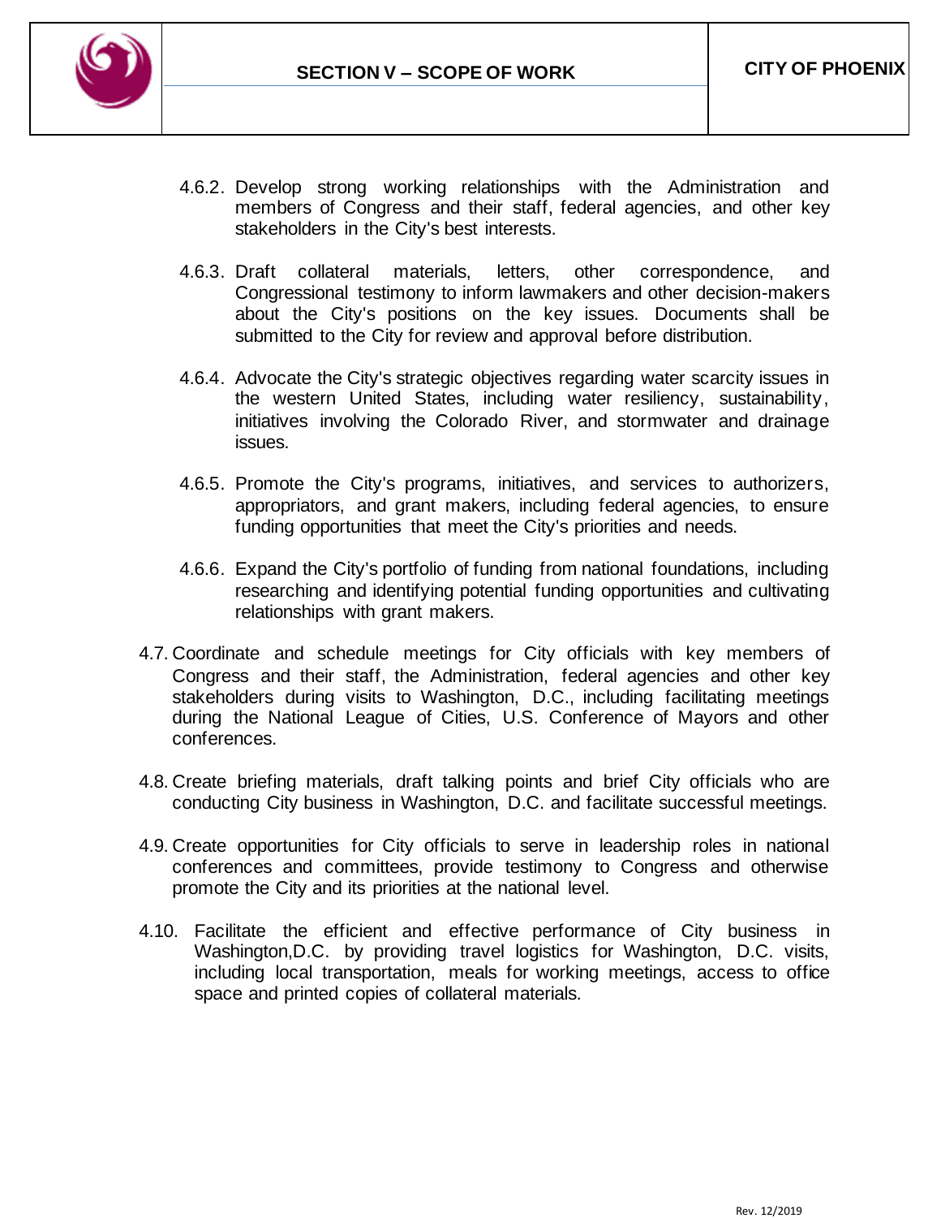4.6.2. Develop strong working relationships with the Administration and members of Congress and their staff, federal agencies, and other key stakeholders in the City's best interests.

4.6.3. Draft collateral materials, letters, other correspondence, and Congressional testimony to inform lawmakers and other decision-makers about the City's positions on the key issues. Documents shall be submitted to the City for review and approval before distribution.

4.6.4. Advocate the City's strategic objectives regarding water scarcity issues in the western United States, including water resiliency, sustainability, initiatives involving the Colorado River, and stormwater and drainage issues.

4.6.5. Promote the City's programs, initiatives, and services to authorizers, appropriators, and grant makers, including federal agencies, to ensure funding opportunities that meet the City's priorities and needs.

4.6.6. Expand the City's portfolio of funding from national foundations, including researching and identifying potential funding opportunities and cultivating relationships with grant makers.

4.7. Coordinate and schedule meetings for City officials with key members of Congress and their staff, the Administration, federal agencies and other key stakeholders during visits to Washington, D.C., including facilitating meetings during the National League of Cities, U.S. Conference of Mayors and other conferences.

4.8. Create briefing materials, draft talking points and brief City officials who are conducting City business in Washington, D.C. and facilitate successful meetings.

4.9. Create opportunities for City officials to serve in leadership roles in national conferences and committees, provide testimony to Congress and otherwise promote the City and its priorities at the national level.

4.10. Facilitate the efficient and effective performance of City business in Washington,D.C. by providing travel logistics for Washington, D.C. visits, including local transportation, meals for working meetings, access to office space and printed copies of collateral materials.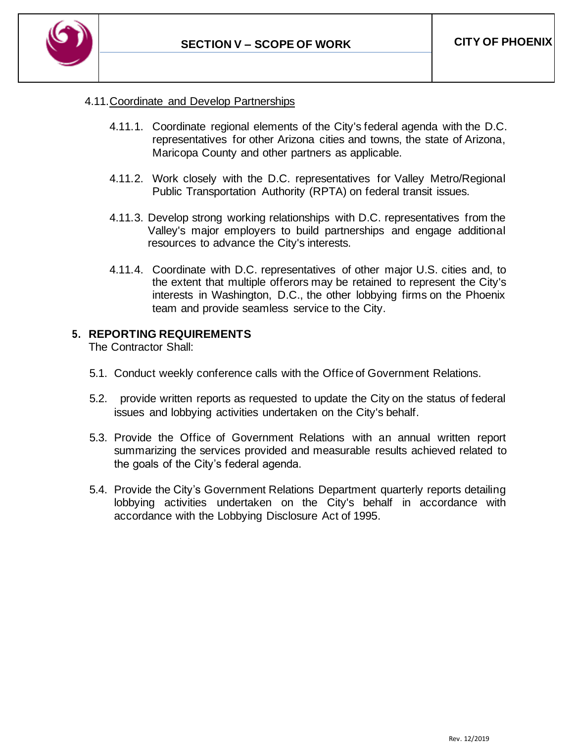4.11. Coordinate and Develop Partnerships

4.11.1. Coordinate regional elements of the City's federal agenda with the D.C. representatives for other Arizona cities and towns, the state of Arizona, Maricopa County and other partners as applicable.

4.11.2. Work closely with the D.C. representatives for Valley Metro/Regional Public Transportation Authority (RPTA) on federal transit issues.

4.11.3. Develop strong working relationships with D.C. representatives from the Valley's major employers to build partnerships and engage additional resources to advance the City's interests.

4.11.4. Coordinate with D.C. representatives of other major U.S. cities and, to the extent that multiple offerors may be retained to represent the City's interests in Washington, D.C., the other lobbying firms on the Phoenix team and provide seamless service to the City.

## 5. REPORTING REQUIREMENTS

The Contractor Shall:

5.1. Conduct weekly conference calls with the Office of Government Relations.

5.2. provide written reports as requested to update the City on the status of federal issues and lobbying activities undertaken on the City's behalf.

5.3. Provide the Office of Government Relations with an annual written report summarizing the services provided and measurable results achieved related to the goals of the City's federal agenda.

5.4. Provide the City's Government Relations Department quarterly reports detailing lobbying activities undertaken on the City's behalf in accordance with accordance with the Lobbying Disclosure Act of 1995.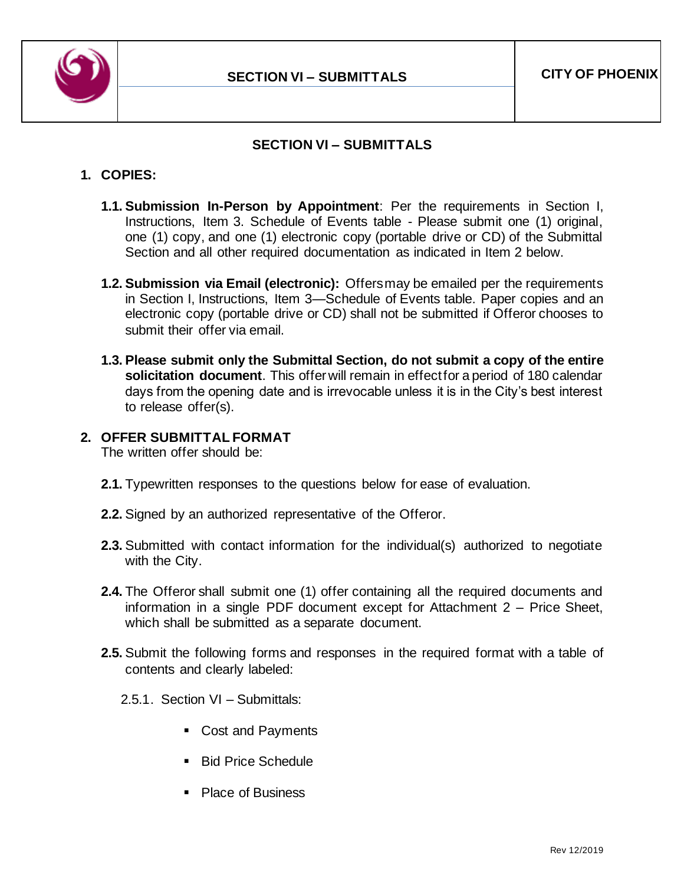## SECTION VI – SUBMITTALS

### 1. COPIES:

**1.1. Submission In-Person by Appointment**: Per the requirements in Section I, Instructions, Item 3. Schedule of Events table - Please submit one (1) original, one (1) copy, and one (1) electronic copy (portable drive or CD) of the Submittal Section and all other required documentation as indicated in Item 2 below.

**1.2. Submission via Email (electronic):** Offers may be emailed per the requirements in Section I, Instructions, Item 3—Schedule of Events table. Paper copies and an electronic copy (portable drive or CD) shall not be submitted if Offeror chooses to submit their offer via email.

**1.3. Please submit only the Submittal Section, do not submit a copy of the entire solicitation document**. This offer will remain in effect for a period of 180 calendar days from the opening date and is irrevocable unless it is in the City's best interest to release offer(s).

### 2. OFFER SUBMITTAL FORMAT

The written offer should be:

**2.1.** Typewritten responses to the questions below for ease of evaluation.

**2.2.** Signed by an authorized representative of the Offeror.

**2.3.** Submitted with contact information for the individual(s) authorized to negotiate with the City.

**2.4.** The Offeror shall submit one (1) offer containing all the required documents and information in a single PDF document except for Attachment 2 – Price Sheet, which shall be submitted as a separate document.

**2.5.** Submit the following forms and responses in the required format with a table of contents and clearly labeled:

2.5.1. Section VI – Submittals:

- Cost and Payments
- Bid Price Schedule
- Place of Business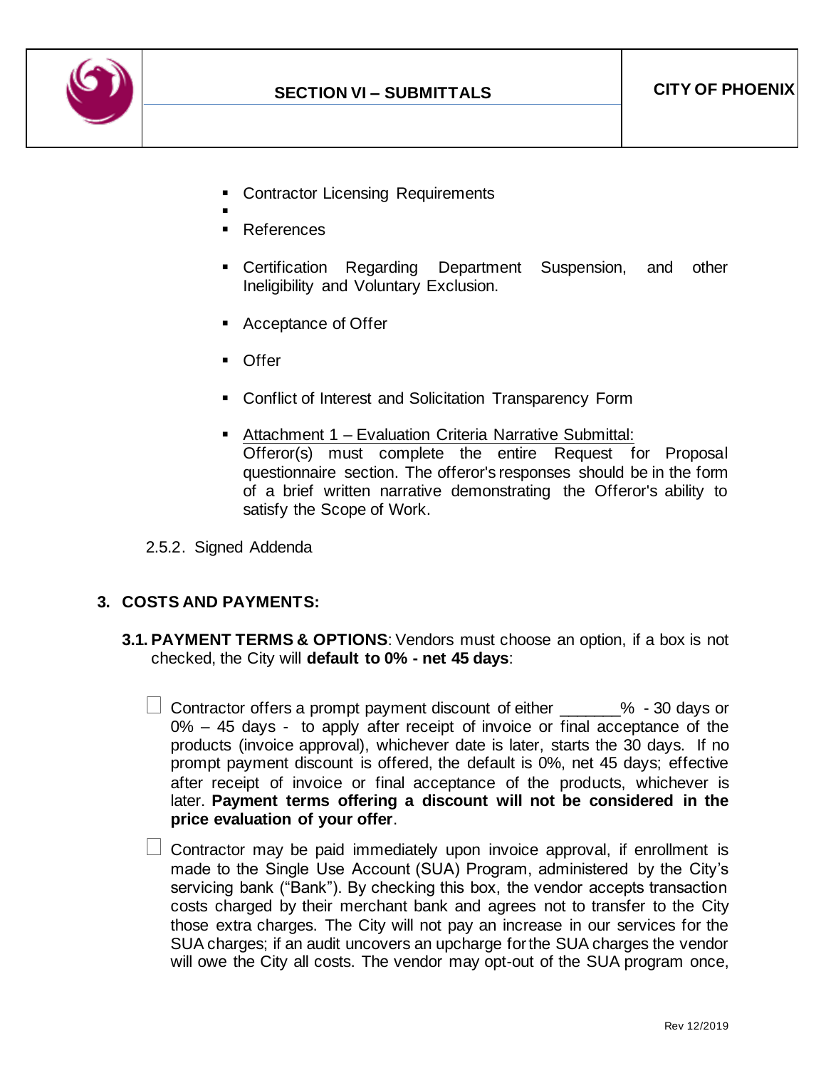- Contractor Licensing Requirements
- 
- References
- Certification Regarding Department Suspension, and other Ineligibility and Voluntary Exclusion.
- Acceptance of Offer
- Offer
- Conflict of Interest and Solicitation Transparency Form
- Attachment 1 – Evaluation Criteria Narrative Submittal:
  Offeror(s) must complete the entire Request for Proposal questionnaire section. The offeror's responses should be in the form of a brief written narrative demonstrating the Offeror's ability to satisfy the Scope of Work.

2.5.2. Signed Addenda

## 3. COSTS AND PAYMENTS:

**3.1. PAYMENT TERMS & OPTIONS**: Vendors must choose an option, if a box is not checked, the City will **default to 0% - net 45 days**:

☐ Contractor offers a prompt payment discount of either _______% - 30 days or 0% – 45 days - to apply after receipt of invoice or final acceptance of the products (invoice approval), whichever date is later, starts the 30 days. If no prompt payment discount is offered, the default is 0%, net 45 days; effective after receipt of invoice or final acceptance of the products, whichever is later. **Payment terms offering a discount will not be considered in the price evaluation of your offer**.

☐ Contractor may be paid immediately upon invoice approval, if enrollment is made to the Single Use Account (SUA) Program, administered by the City's servicing bank ("Bank"). By checking this box, the vendor accepts transaction costs charged by their merchant bank and agrees not to transfer to the City those extra charges. The City will not pay an increase in our services for the SUA charges; if an audit uncovers an upcharge for the SUA charges the vendor will owe the City all costs. The vendor may opt-out of the SUA program once,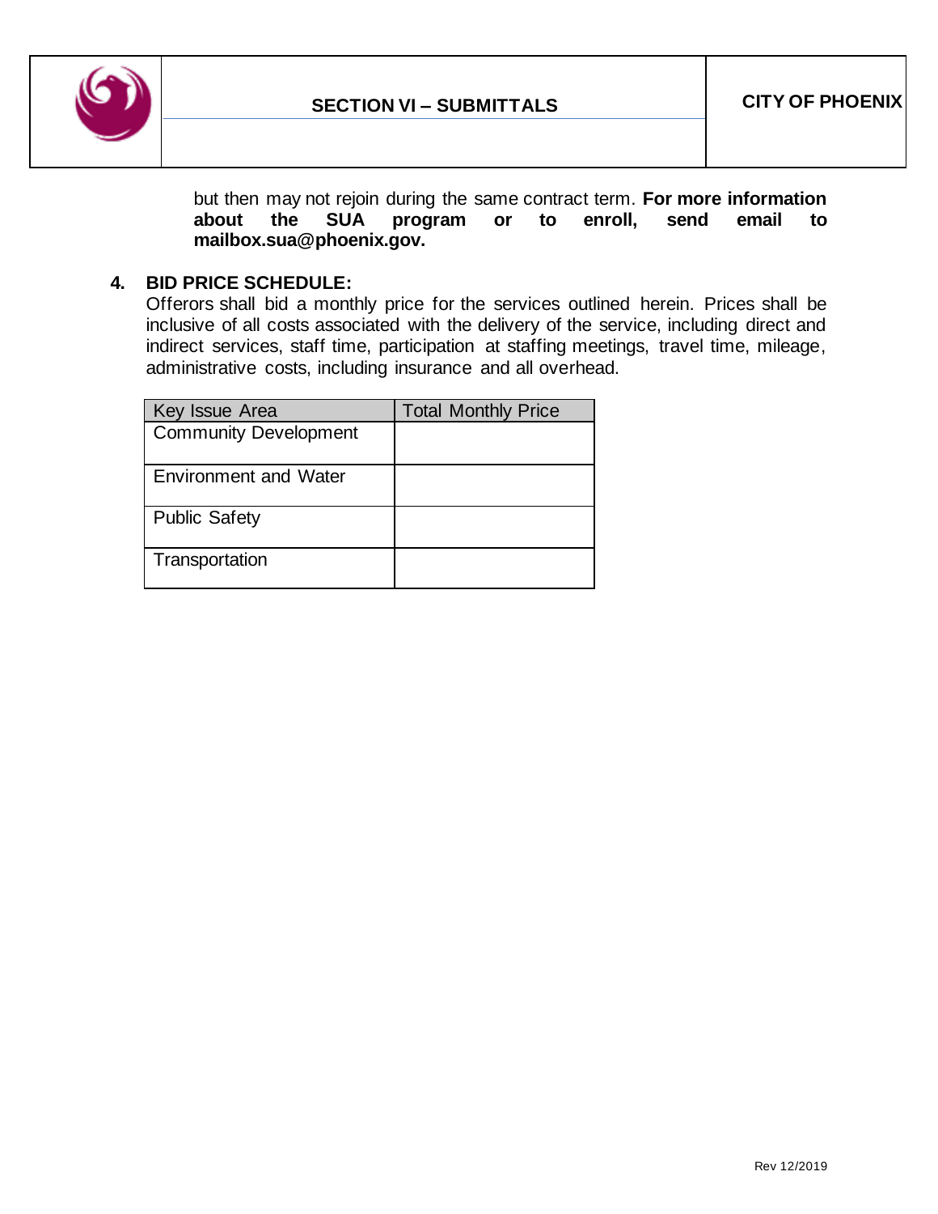but then may not rejoin during the same contract term. **For more information about the SUA program or to enroll, send email to mailbox.sua@phoenix.gov.**

**4. BID PRICE SCHEDULE:**

Offerors shall bid a monthly price for the services outlined herein. Prices shall be inclusive of all costs associated with the delivery of the service, including direct and indirect services, staff time, participation at staffing meetings, travel time, mileage, administrative costs, including insurance and all overhead.

| Key Issue Area | Total Monthly Price |
|---|---|
| Community Development | |
| Environment and Water | |
| Public Safety | |
| Transportation | |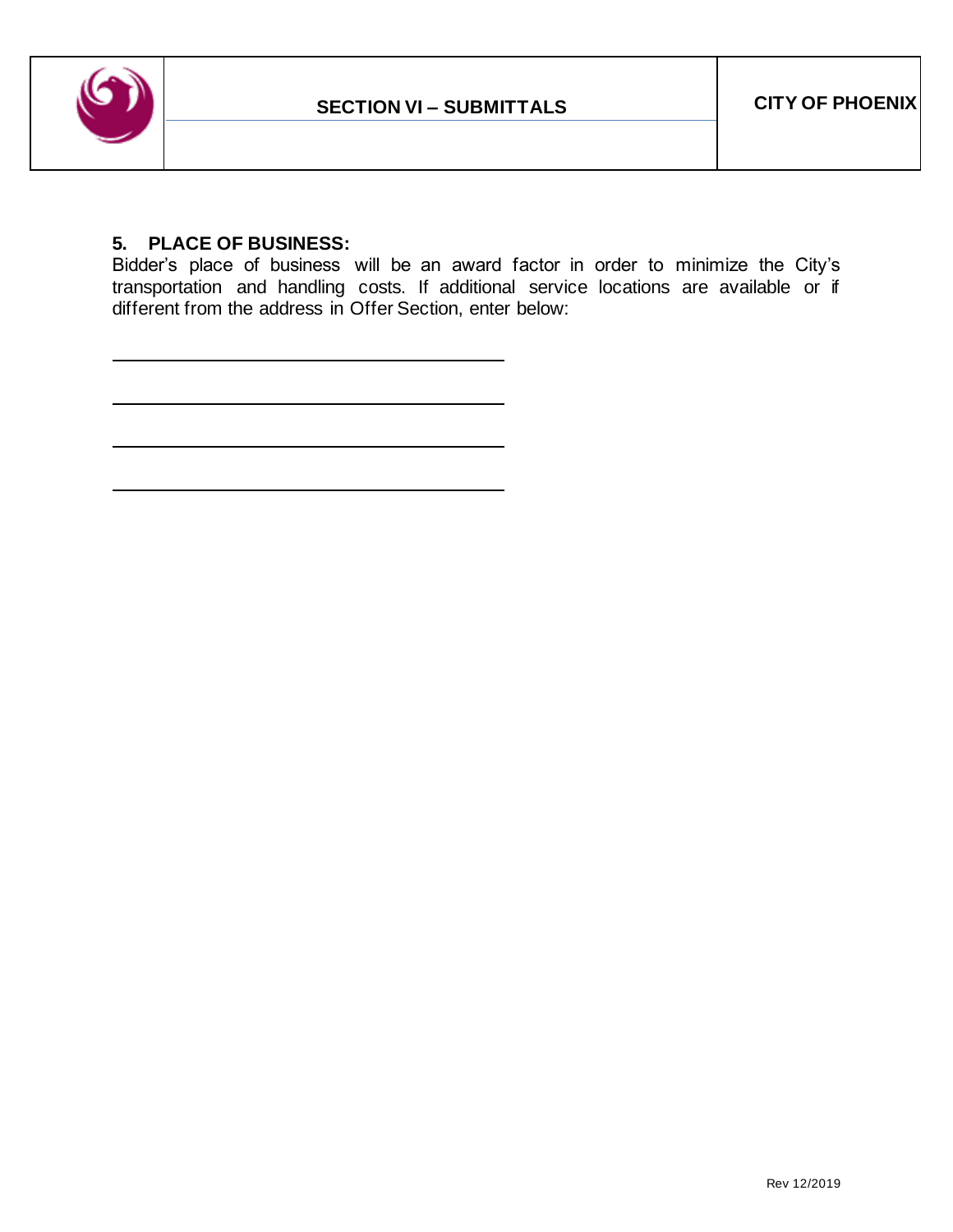## 5. PLACE OF BUSINESS:

Bidder's place of business will be an award factor in order to minimize the City's transportation and handling costs. If additional service locations are available or if different from the address in Offer Section, enter below:

\_\_\_\_\_\_\_\_\_\_\_\_\_\_\_\_\_\_\_\_\_\_\_\_\_\_\_\_\_\_\_\_\_\_\_\_\_\_\_\_

\_\_\_\_\_\_\_\_\_\_\_\_\_\_\_\_\_\_\_\_\_\_\_\_\_\_\_\_\_\_\_\_\_\_\_\_\_\_\_\_

\_\_\_\_\_\_\_\_\_\_\_\_\_\_\_\_\_\_\_\_\_\_\_\_\_\_\_\_\_\_\_\_\_\_\_\_\_\_\_\_

\_\_\_\_\_\_\_\_\_\_\_\_\_\_\_\_\_\_\_\_\_\_\_\_\_\_\_\_\_\_\_\_\_\_\_\_\_\_\_\_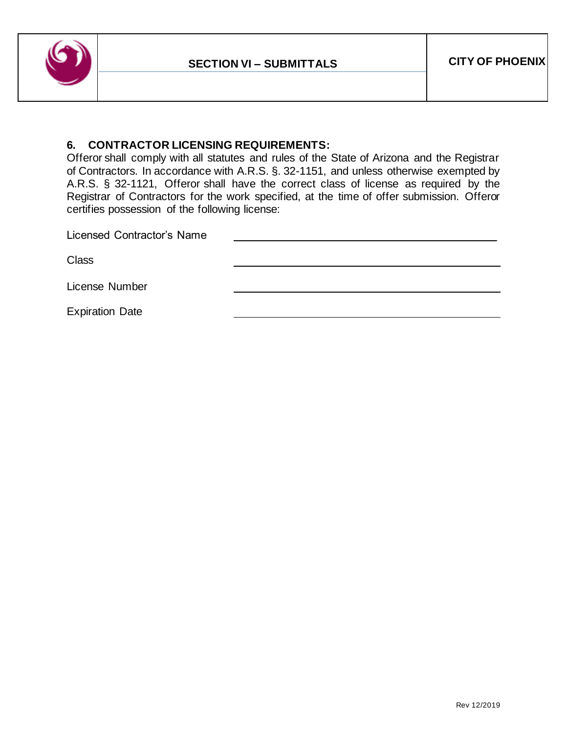## 6. CONTRACTOR LICENSING REQUIREMENTS:

Offeror shall comply with all statutes and rules of the State of Arizona and the Registrar of Contractors. In accordance with A.R.S. §. 32-1151, and unless otherwise exempted by A.R.S. § 32-1121, Offeror shall have the correct class of license as required by the Registrar of Contractors for the work specified, at the time of offer submission. Offeror certifies possession of the following license:

Licensed Contractor's Name \_\_\_\_\_\_\_\_\_\_\_\_\_\_\_\_\_\_\_\_\_\_\_\_\_\_\_\_\_\_\_\_\_\_\_\_\_\_\_\_

Class \_\_\_\_\_\_\_\_\_\_\_\_\_\_\_\_\_\_\_\_\_\_\_\_\_\_\_\_\_\_\_\_\_\_\_\_\_\_\_\_

License Number \_\_\_\_\_\_\_\_\_\_\_\_\_\_\_\_\_\_\_\_\_\_\_\_\_\_\_\_\_\_\_\_\_\_\_\_\_\_\_\_

Expiration Date \_\_\_\_\_\_\_\_\_\_\_\_\_\_\_\_\_\_\_\_\_\_\_\_\_\_\_\_\_\_\_\_\_\_\_\_\_\_\_\_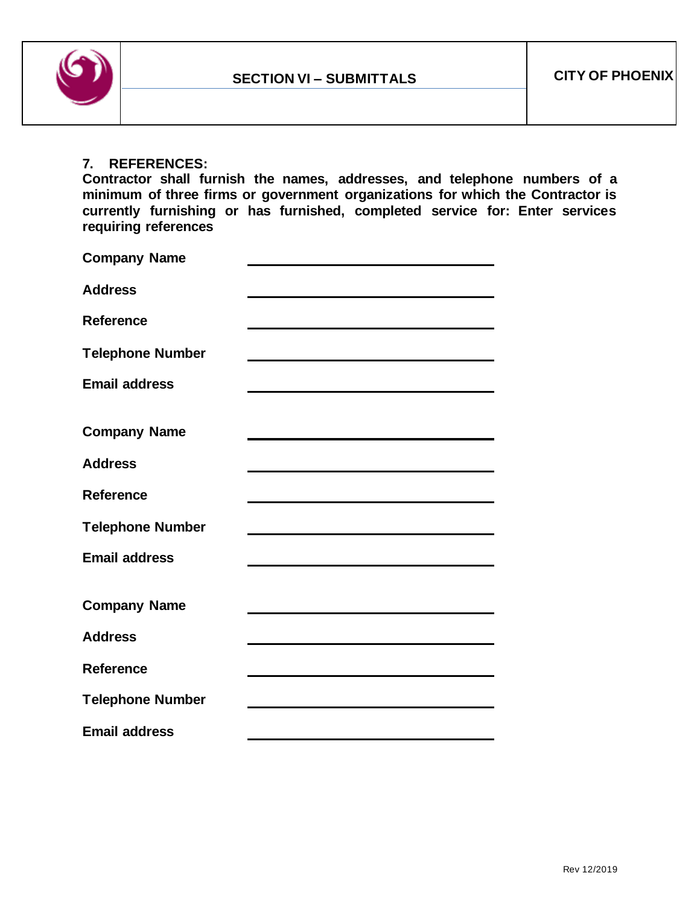## 7. REFERENCES:

**Contractor shall furnish the names, addresses, and telephone numbers of a minimum of three firms or government organizations for which the Contractor is currently furnishing or has furnished, completed service for: Enter services requiring references**

**Company Name** \_\_\_\_\_\_\_\_\_\_\_\_\_\_\_\_\_\_\_\_\_\_\_\_\_\_\_\_\_\_

**Address** \_\_\_\_\_\_\_\_\_\_\_\_\_\_\_\_\_\_\_\_\_\_\_\_\_\_\_\_\_\_

**Reference** \_\_\_\_\_\_\_\_\_\_\_\_\_\_\_\_\_\_\_\_\_\_\_\_\_\_\_\_\_\_

**Telephone Number** \_\_\_\_\_\_\_\_\_\_\_\_\_\_\_\_\_\_\_\_\_\_\_\_\_\_\_\_\_\_

**Email address** \_\_\_\_\_\_\_\_\_\_\_\_\_\_\_\_\_\_\_\_\_\_\_\_\_\_\_\_\_\_

**Company Name** \_\_\_\_\_\_\_\_\_\_\_\_\_\_\_\_\_\_\_\_\_\_\_\_\_\_\_\_\_\_

**Address** \_\_\_\_\_\_\_\_\_\_\_\_\_\_\_\_\_\_\_\_\_\_\_\_\_\_\_\_\_\_

**Reference** \_\_\_\_\_\_\_\_\_\_\_\_\_\_\_\_\_\_\_\_\_\_\_\_\_\_\_\_\_\_

**Telephone Number** \_\_\_\_\_\_\_\_\_\_\_\_\_\_\_\_\_\_\_\_\_\_\_\_\_\_\_\_\_\_

**Email address** \_\_\_\_\_\_\_\_\_\_\_\_\_\_\_\_\_\_\_\_\_\_\_\_\_\_\_\_\_\_

**Company Name** \_\_\_\_\_\_\_\_\_\_\_\_\_\_\_\_\_\_\_\_\_\_\_\_\_\_\_\_\_\_

**Address** \_\_\_\_\_\_\_\_\_\_\_\_\_\_\_\_\_\_\_\_\_\_\_\_\_\_\_\_\_\_

**Reference** \_\_\_\_\_\_\_\_\_\_\_\_\_\_\_\_\_\_\_\_\_\_\_\_\_\_\_\_\_\_

**Telephone Number** \_\_\_\_\_\_\_\_\_\_\_\_\_\_\_\_\_\_\_\_\_\_\_\_\_\_\_\_\_\_

**Email address** \_\_\_\_\_\_\_\_\_\_\_\_\_\_\_\_\_\_\_\_\_\_\_\_\_\_\_\_\_\_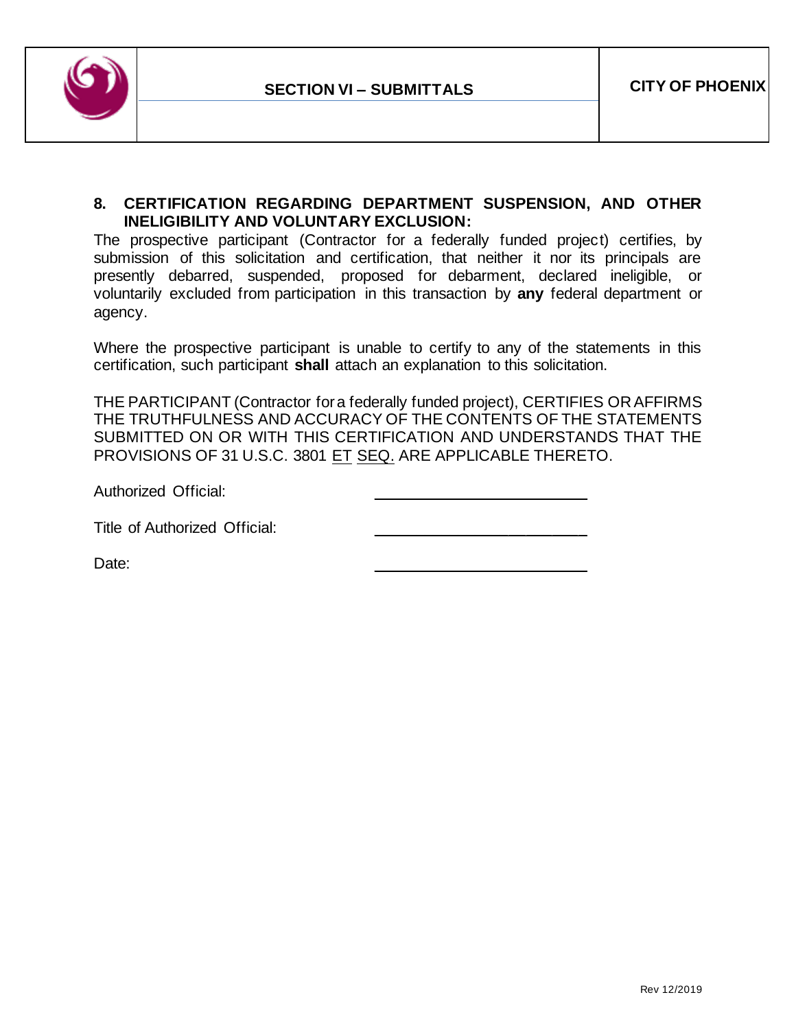## 8. CERTIFICATION REGARDING DEPARTMENT SUSPENSION, AND OTHER INELIGIBILITY AND VOLUNTARY EXCLUSION:

The prospective participant (Contractor for a federally funded project) certifies, by submission of this solicitation and certification, that neither it nor its principals are presently debarred, suspended, proposed for debarment, declared ineligible, or voluntarily excluded from participation in this transaction by **any** federal department or agency.

Where the prospective participant is unable to certify to any of the statements in this certification, such participant **shall** attach an explanation to this solicitation.

THE PARTICIPANT (Contractor for a federally funded project), CERTIFIES OR AFFIRMS THE TRUTHFULNESS AND ACCURACY OF THE CONTENTS OF THE STATEMENTS SUBMITTED ON OR WITH THIS CERTIFICATION AND UNDERSTANDS THAT THE PROVISIONS OF 31 U.S.C. 3801 ET SEQ. ARE APPLICABLE THERETO.

Authorized Official: ________________________

Title of Authorized Official: ________________________

Date: ________________________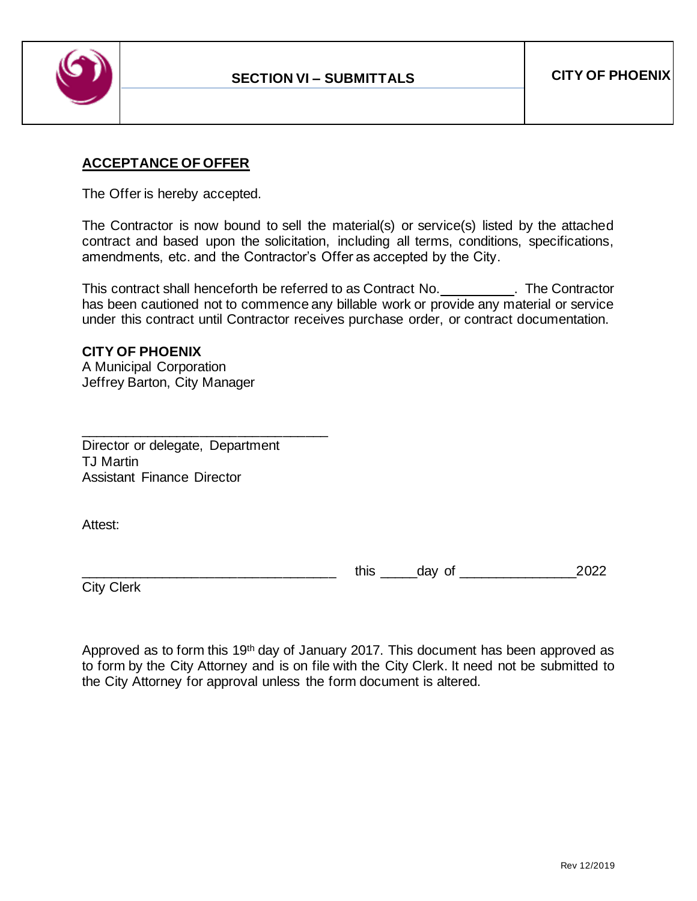## ACCEPTANCE OF OFFER

The Offer is hereby accepted.

The Contractor is now bound to sell the material(s) or service(s) listed by the attached contract and based upon the solicitation, including all terms, conditions, specifications, amendments, etc. and the Contractor's Offer as accepted by the City.

This contract shall henceforth be referred to as Contract No.__________. The Contractor has been cautioned not to commence any billable work or provide any material or service under this contract until Contractor receives purchase order, or contract documentation.

**CITY OF PHOENIX**
A Municipal Corporation
Jeffrey Barton, City Manager

_________________________________
Director or delegate, Department
TJ Martin
Assistant Finance Director

Attest:

_________________________________ this _____day of _______________2022
City Clerk

Approved as to form this 19th day of January 2017. This document has been approved as to form by the City Attorney and is on file with the City Clerk. It need not be submitted to the City Attorney for approval unless the form document is altered.

Rev 12/2019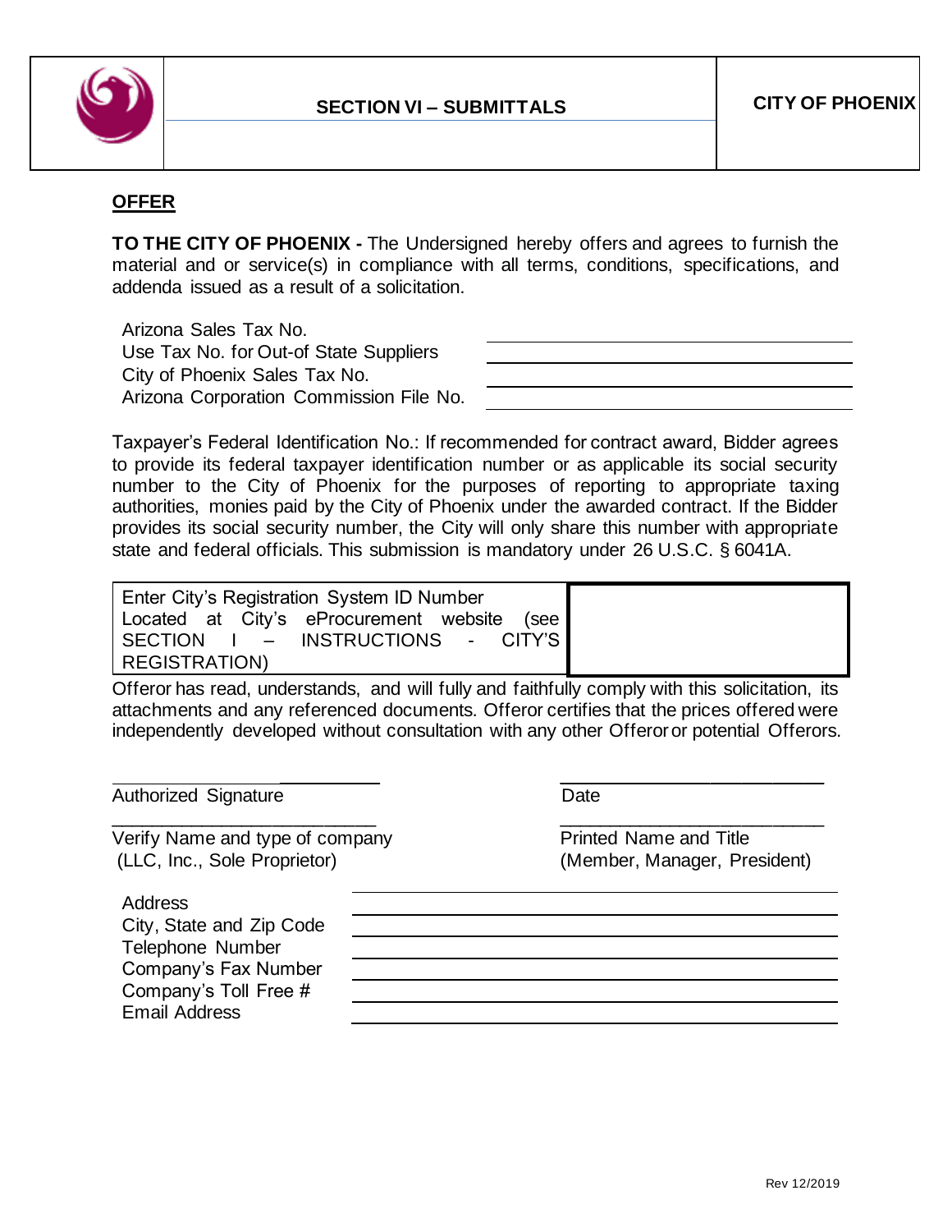# SECTION VI – SUBMITTALS

**CITY OF PHOENIX**

## OFFER

**TO THE CITY OF PHOENIX -** The Undersigned hereby offers and agrees to furnish the material and or service(s) in compliance with all terms, conditions, specifications, and addenda issued as a result of a solicitation.

| | |
|---|---|
| Arizona Sales Tax No. | ______________________ |
| Use Tax No. for Out-of State Suppliers | ______________________ |
| City of Phoenix Sales Tax No. | ______________________ |
| Arizona Corporation Commission File No. | ______________________ |

Taxpayer's Federal Identification No.: If recommended for contract award, Bidder agrees to provide its federal taxpayer identification number or as applicable its social security number to the City of Phoenix for the purposes of reporting to appropriate taxing authorities, monies paid by the City of Phoenix under the awarded contract. If the Bidder provides its social security number, the City will only share this number with appropriate state and federal officials. This submission is mandatory under 26 U.S.C. § 6041A.

| | |
|---|---|
| Enter City's Registration System ID Number Located at City's eProcurement website (see SECTION I – INSTRUCTIONS - CITY'S REGISTRATION) | |

Offeror has read, understands, and will fully and faithfully comply with this solicitation, its attachments and any referenced documents. Offeror certifies that the prices offered were independently developed without consultation with any other Offeror or potential Offerors.

| | |
|---|---|
| ______________________ | ______________________ |
| Authorized Signature | Date |
| ______________________ | ______________________ |
| Verify Name and type of company (LLC, Inc., Sole Proprietor) | Printed Name and Title (Member, Manager, President) |

| | |
|---|---|
| Address | ______________________ |
| City, State and Zip Code | ______________________ |
| Telephone Number | ______________________ |
| Company's Fax Number | ______________________ |
| Company's Toll Free # | ______________________ |
| Email Address | ______________________ |

Rev 12/2019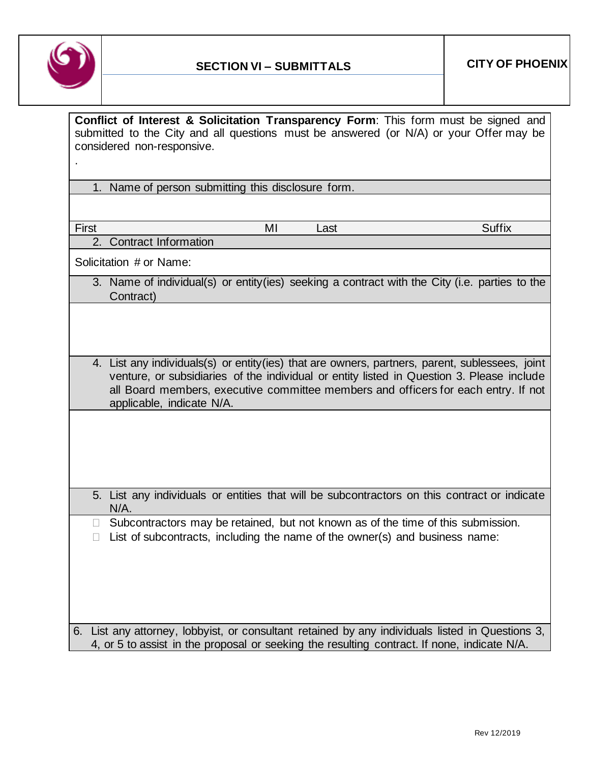# SECTION VI – SUBMITTALS

**CITY OF PHOENIX**

**Conflict of Interest & Solicitation Transparency Form**: This form must be signed and submitted to the City and all questions must be answered (or N/A) or your Offer may be considered non-responsive.

.

1. Name of person submitting this disclosure form.

| First | MI | Last | Suffix |
|---|---|---|---|

2. Contract Information

Solicitation # or Name:

3. Name of individual(s) or entity(ies) seeking a contract with the City (i.e. parties to the Contract)

4. List any individuals(s) or entity(ies) that are owners, partners, parent, sublessees, joint venture, or subsidiaries of the individual or entity listed in Question 3. Please include all Board members, executive committee members and officers for each entry. If not applicable, indicate N/A.

5. List any individuals or entities that will be subcontractors on this contract or indicate N/A.

- ☐ Subcontractors may be retained, but not known as of the time of this submission.
- ☐ List of subcontracts, including the name of the owner(s) and business name:

6. List any attorney, lobbyist, or consultant retained by any individuals listed in Questions 3, 4, or 5 to assist in the proposal or seeking the resulting contract. If none, indicate N/A.

Rev 12/2019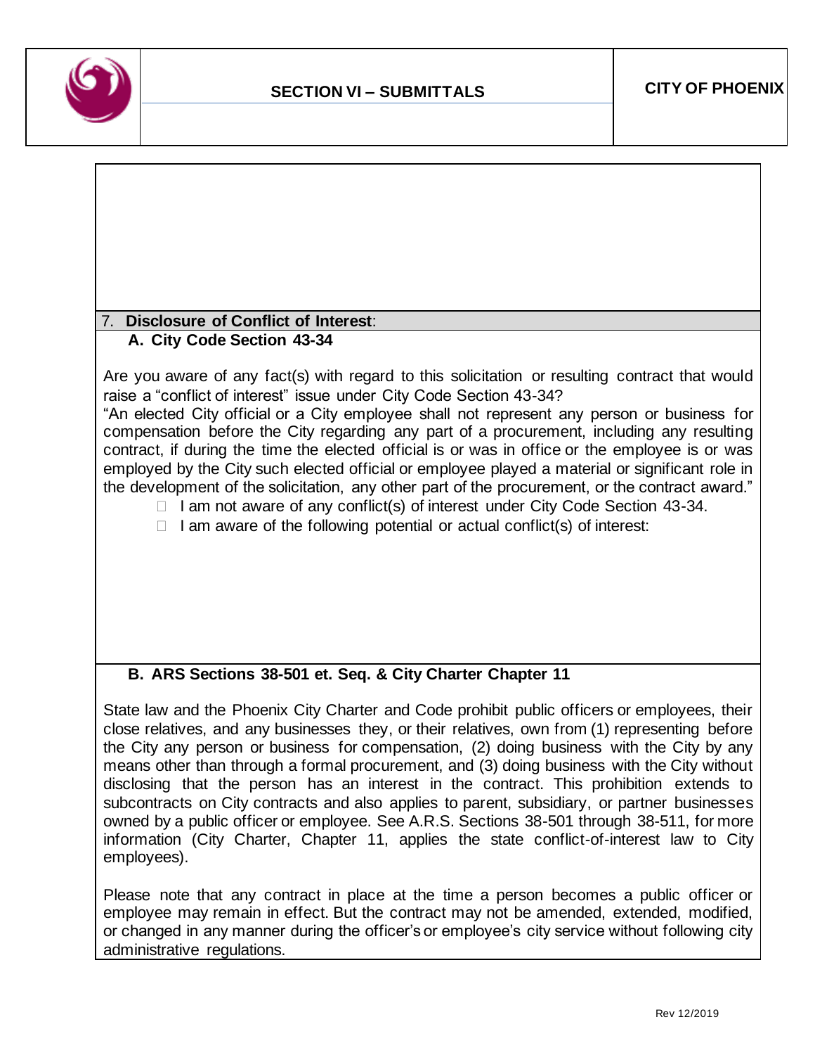## 7. Disclosure of Conflict of Interest:

### A. City Code Section 43-34

Are you aware of any fact(s) with regard to this solicitation or resulting contract that would raise a "conflict of interest" issue under City Code Section 43-34?

"An elected City official or a City employee shall not represent any person or business for compensation before the City regarding any part of a procurement, including any resulting contract, if during the time the elected official is or was in office or the employee is or was employed by the City such elected official or employee played a material or significant role in the development of the solicitation, any other part of the procurement, or the contract award."

- ☐ I am not aware of any conflict(s) of interest under City Code Section 43-34.
- ☐ I am aware of the following potential or actual conflict(s) of interest:

### B. ARS Sections 38-501 et. Seq. & City Charter Chapter 11

State law and the Phoenix City Charter and Code prohibit public officers or employees, their close relatives, and any businesses they, or their relatives, own from (1) representing before the City any person or business for compensation, (2) doing business with the City by any means other than through a formal procurement, and (3) doing business with the City without disclosing that the person has an interest in the contract. This prohibition extends to subcontracts on City contracts and also applies to parent, subsidiary, or partner businesses owned by a public officer or employee. See A.R.S. Sections 38-501 through 38-511, for more information (City Charter, Chapter 11, applies the state conflict-of-interest law to City employees).

Please note that any contract in place at the time a person becomes a public officer or employee may remain in effect. But the contract may not be amended, extended, modified, or changed in any manner during the officer's or employee's city service without following city administrative regulations.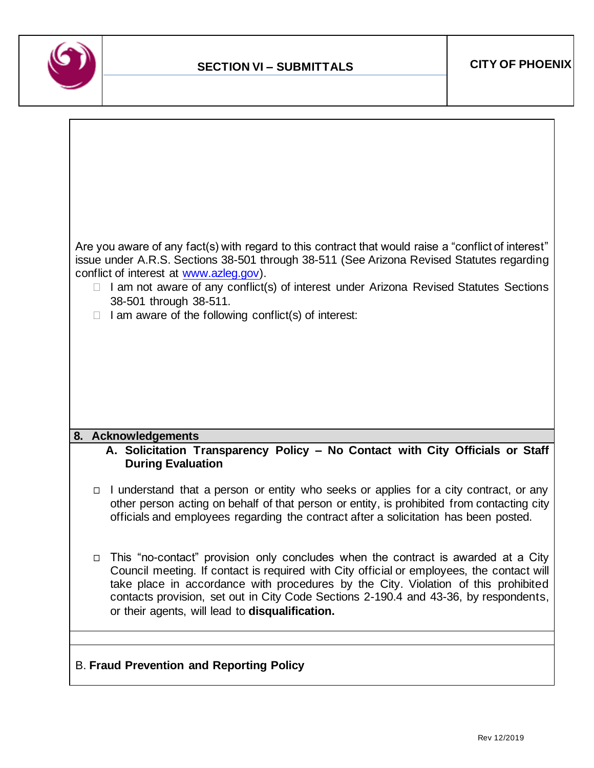Are you aware of any fact(s) with regard to this contract that would raise a "conflict of interest" issue under A.R.S. Sections 38-501 through 38-511 (See Arizona Revised Statutes regarding conflict of interest at www.azleg.gov).

- ☐ I am not aware of any conflict(s) of interest under Arizona Revised Statutes Sections 38-501 through 38-511.
- ☐ I am aware of the following conflict(s) of interest:

## 8. Acknowledgements

### A. Solicitation Transparency Policy – No Contact with City Officials or Staff During Evaluation

- ☐ I understand that a person or entity who seeks or applies for a city contract, or any other person acting on behalf of that person or entity, is prohibited from contacting city officials and employees regarding the contract after a solicitation has been posted.

- ☐ This "no-contact" provision only concludes when the contract is awarded at a City Council meeting. If contact is required with City official or employees, the contact will take place in accordance with procedures by the City. Violation of this prohibited contacts provision, set out in City Code Sections 2-190.4 and 43-36, by respondents, or their agents, will lead to **disqualification.**

### B. **Fraud Prevention and Reporting Policy**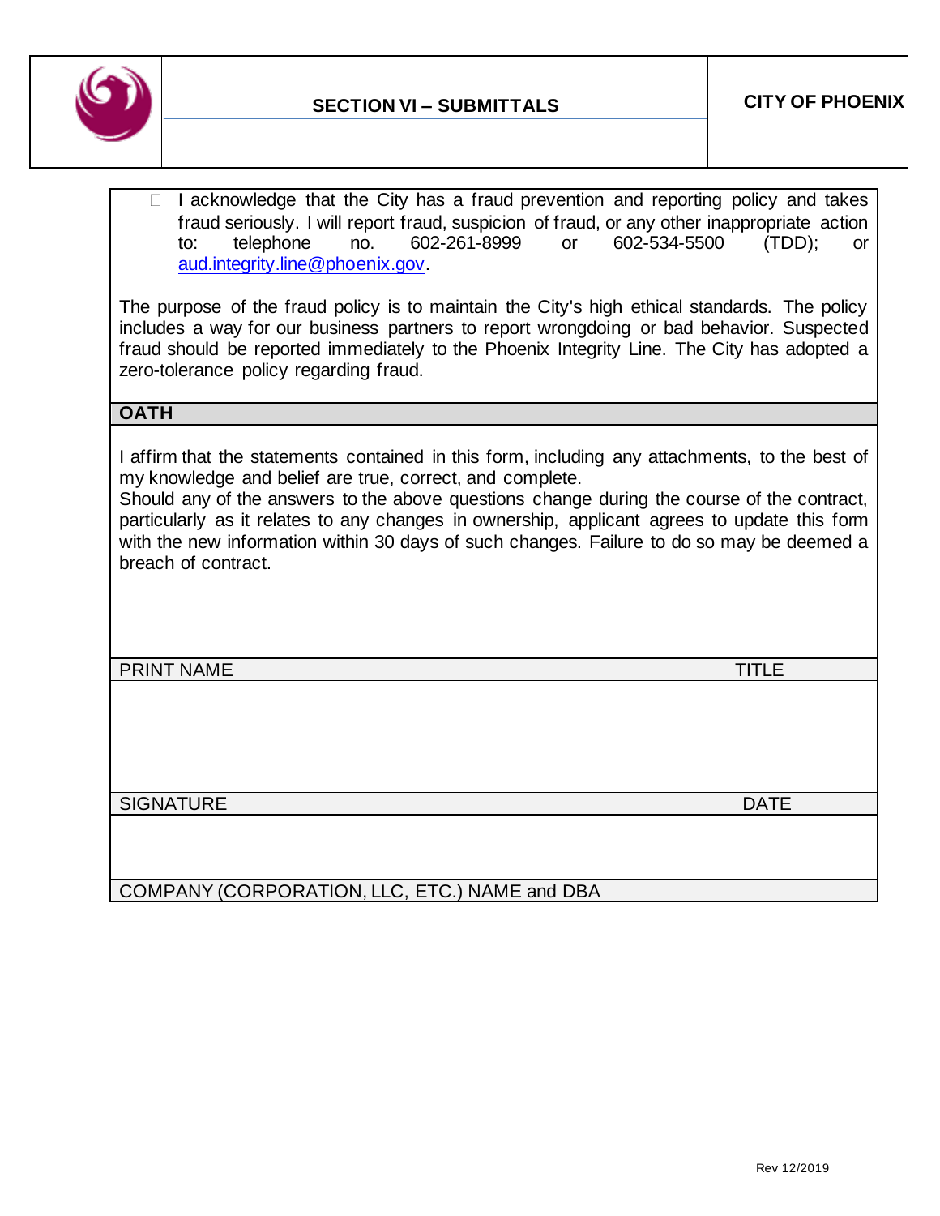☐ I acknowledge that the City has a fraud prevention and reporting policy and takes fraud seriously. I will report fraud, suspicion of fraud, or any other inappropriate action to: telephone no. 602-261-8999 or 602-534-5500 (TDD); or aud.integrity.line@phoenix.gov.

The purpose of the fraud policy is to maintain the City's high ethical standards. The policy includes a way for our business partners to report wrongdoing or bad behavior. Suspected fraud should be reported immediately to the Phoenix Integrity Line. The City has adopted a zero-tolerance policy regarding fraud.

**OATH**

I affirm that the statements contained in this form, including any attachments, to the best of my knowledge and belief are true, correct, and complete.
Should any of the answers to the above questions change during the course of the contract, particularly as it relates to any changes in ownership, applicant agrees to update this form with the new information within 30 days of such changes. Failure to do so may be deemed a breach of contract.

| PRINT NAME | TITLE |
|---|---|
| | |

| SIGNATURE | DATE |
|---|---|
| | |

| COMPANY (CORPORATION, LLC, ETC.) NAME and DBA |
|---|
| |

Rev 12/2019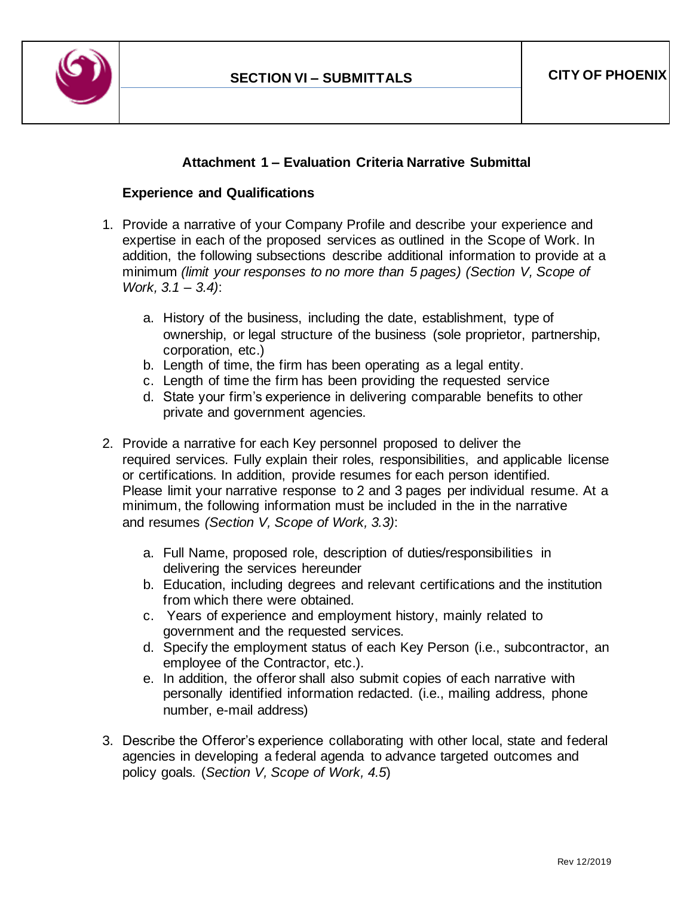## Attachment 1 – Evaluation Criteria Narrative Submittal

### Experience and Qualifications

1. Provide a narrative of your Company Profile and describe your experience and expertise in each of the proposed services as outlined in the Scope of Work. In addition, the following subsections describe additional information to provide at a minimum *(limit your responses to no more than 5 pages) (Section V, Scope of Work, 3.1 – 3.4)*:

    a. History of the business, including the date, establishment, type of ownership, or legal structure of the business (sole proprietor, partnership, corporation, etc.)
    b. Length of time, the firm has been operating as a legal entity.
    c. Length of time the firm has been providing the requested service
    d. State your firm's experience in delivering comparable benefits to other private and government agencies.

2. Provide a narrative for each Key personnel proposed to deliver the required services. Fully explain their roles, responsibilities, and applicable license or certifications. In addition, provide resumes for each person identified. Please limit your narrative response to 2 and 3 pages per individual resume. At a minimum, the following information must be included in the in the narrative and resumes *(Section V, Scope of Work, 3.3)*:

    a. Full Name, proposed role, description of duties/responsibilities in delivering the services hereunder
    b. Education, including degrees and relevant certifications and the institution from which there were obtained.
    c. Years of experience and employment history, mainly related to government and the requested services.
    d. Specify the employment status of each Key Person (i.e., subcontractor, an employee of the Contractor, etc.).
    e. In addition, the offeror shall also submit copies of each narrative with personally identified information redacted. (i.e., mailing address, phone number, e-mail address)

3. Describe the Offeror's experience collaborating with other local, state and federal agencies in developing a federal agenda to advance targeted outcomes and policy goals. (*Section V, Scope of Work, 4.5*)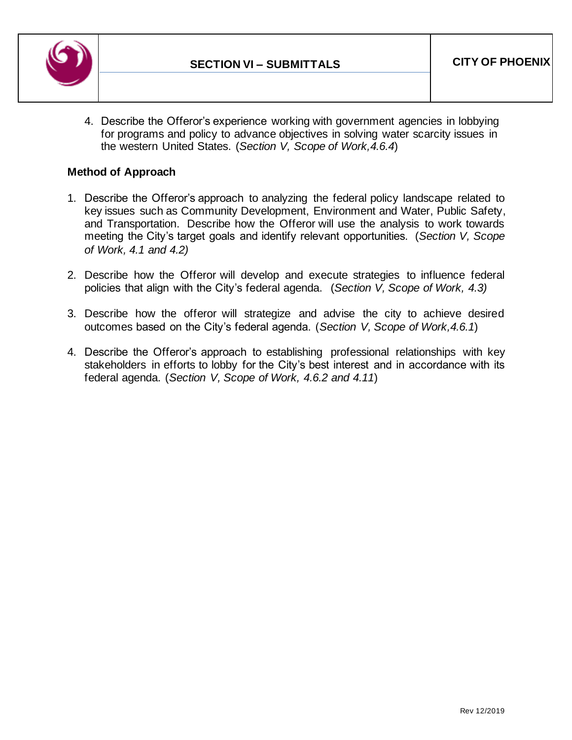4. Describe the Offeror's experience working with government agencies in lobbying for programs and policy to advance objectives in solving water scarcity issues in the western United States. (*Section V, Scope of Work,4.6.4*)

**Method of Approach**

1. Describe the Offeror's approach to analyzing the federal policy landscape related to key issues such as Community Development, Environment and Water, Public Safety, and Transportation. Describe how the Offeror will use the analysis to work towards meeting the City's target goals and identify relevant opportunities. (*Section V, Scope of Work, 4.1 and 4.2)*

2. Describe how the Offeror will develop and execute strategies to influence federal policies that align with the City's federal agenda. (*Section V, Scope of Work, 4.3)*

3. Describe how the offeror will strategize and advise the city to achieve desired outcomes based on the City's federal agenda. (*Section V, Scope of Work,4.6.1*)

4. Describe the Offeror's approach to establishing professional relationships with key stakeholders in efforts to lobby for the City's best interest and in accordance with its federal agenda. (*Section V, Scope of Work, 4.6.2 and 4.11*)